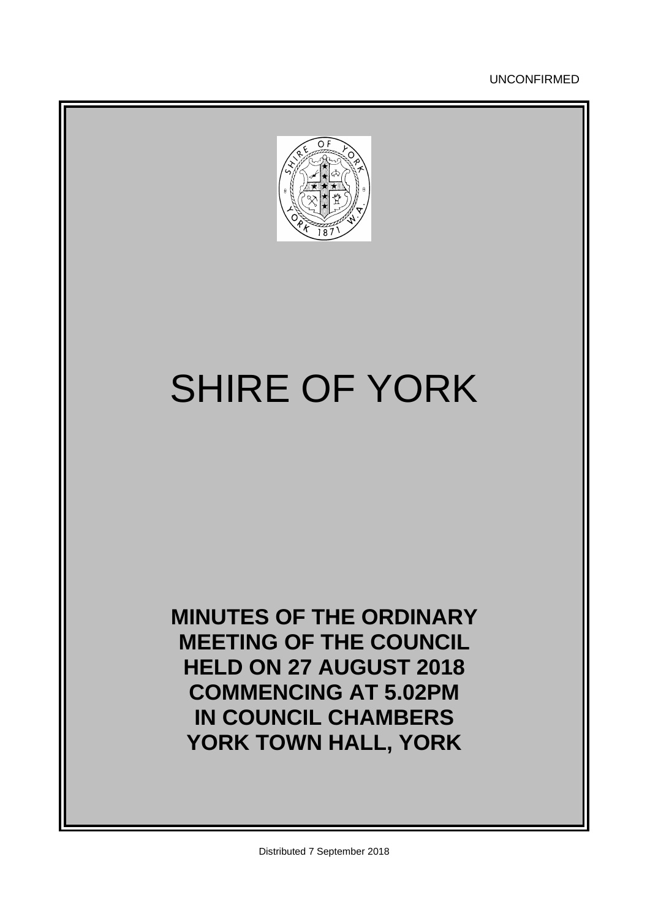UNCONFIRMED

# SHIRE OF YORK

**MINUTES OF THE ORDINARY MEETING OF THE COUNCIL HELD ON 27 AUGUST 2018 COMMENCING AT 5.02PM IN COUNCIL CHAMBERS YORK TOWN HALL, YORK**

Distributed 7 September 2018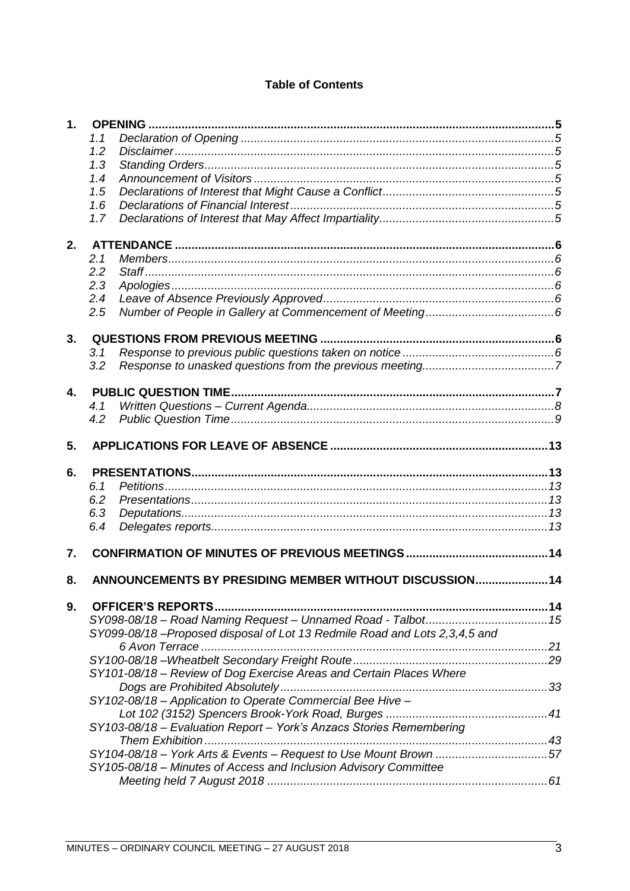**Table of Contents**

**1. OPENING** ... **5**
- 1.1 *Declaration of Opening* ... *5*
- 1.2 *Disclaimer* ... *5*
- 1.3 *Standing Orders* ... *5*
- 1.4 *Announcement of Visitors* ... *5*
- 1.5 *Declarations of Interest that Might Cause a Conflict* ... *5*
- 1.6 *Declarations of Financial Interest* ... *5*
- 1.7 *Declarations of Interest that May Affect Impartiality* ... *5*

**2. ATTENDANCE** ... **6**
- 2.1 *Members* ... *6*
- 2.2 *Staff* ... *6*
- 2.3 *Apologies* ... *6*
- 2.4 *Leave of Absence Previously Approved* ... *6*
- 2.5 *Number of People in Gallery at Commencement of Meeting* ... *6*

**3. QUESTIONS FROM PREVIOUS MEETING** ... **6**
- 3.1 *Response to previous public questions taken on notice* ... *6*
- 3.2 *Response to unasked questions from the previous meeting* ... *7*

**4. PUBLIC QUESTION TIME** ... **7**
- 4.1 *Written Questions – Current Agenda* ... *8*
- 4.2 *Public Question Time* ... *9*

**5. APPLICATIONS FOR LEAVE OF ABSENCE** ... **13**

**6. PRESENTATIONS** ... **13**
- 6.1 *Petitions* ... *13*
- 6.2 *Presentations* ... *13*
- 6.3 *Deputations* ... *13*
- 6.4 *Delegates reports* ... *13*

**7. CONFIRMATION OF MINUTES OF PREVIOUS MEETINGS** ... **14**

**8. ANNOUNCEMENTS BY PRESIDING MEMBER WITHOUT DISCUSSION** ... **14**

**9. OFFICER'S REPORTS** ... **14**
- *SY098-08/18 – Road Naming Request – Unnamed Road - Talbot* ... *15*
- *SY099-08/18 –Proposed disposal of Lot 13 Redmile Road and Lots 2,3,4,5 and 6 Avon Terrace* ... *21*
- *SY100-08/18 –Wheatbelt Secondary Freight Route* ... *29*
- *SY101-08/18 – Review of Dog Exercise Areas and Certain Places Where Dogs are Prohibited Absolutely* ... *33*
- *SY102-08/18 – Application to Operate Commercial Bee Hive – Lot 102 (3152) Spencers Brook-York Road, Burges* ... *41*
- *SY103-08/18 – Evaluation Report – York's Anzacs Stories Remembering Them Exhibition* ... *43*
- *SY104-08/18 – York Arts & Events – Request to Use Mount Brown* ... *57*
- *SY105-08/18 – Minutes of Access and Inclusion Advisory Committee Meeting held 7 August 2018* ... *61*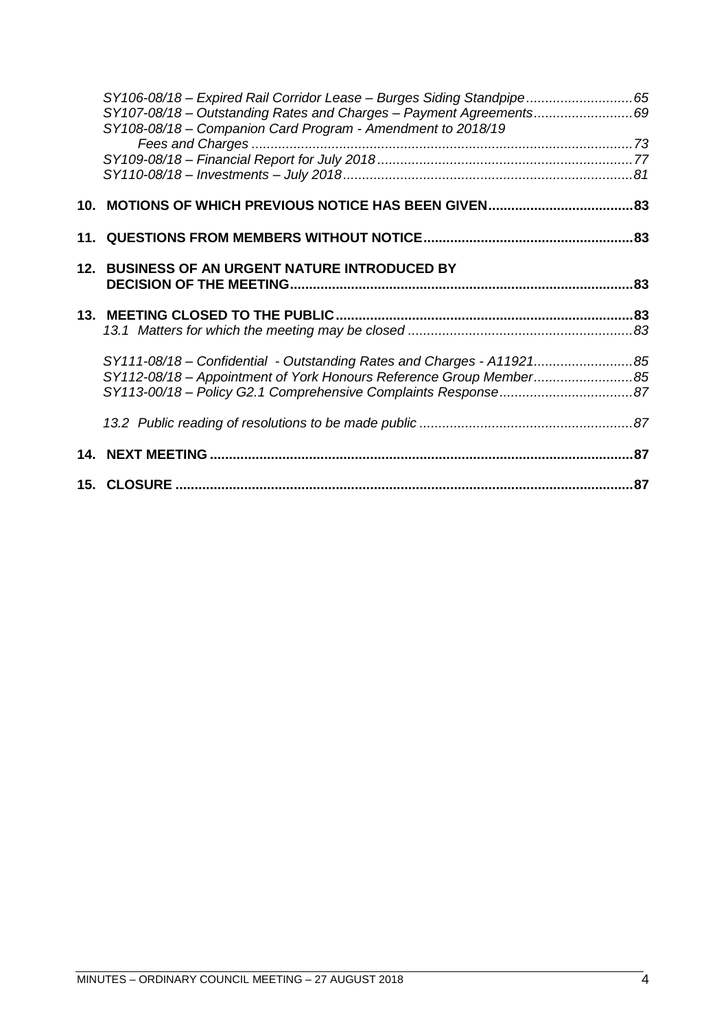*SY106-08/18 – Expired Rail Corridor Lease – Burges Siding Standpipe............................65*
*SY107-08/18 – Outstanding Rates and Charges – Payment Agreements..........................69*
*SY108-08/18 – Companion Card Program - Amendment to 2018/19 Fees and Charges ....................................................................................................73*
*SY109-08/18 – Financial Report for July 2018...................................................................77*
*SY110-08/18 – Investments – July 2018............................................................................81*

**10. MOTIONS OF WHICH PREVIOUS NOTICE HAS BEEN GIVEN......................................83**

**11. QUESTIONS FROM MEMBERS WITHOUT NOTICE.......................................................83**

**12. BUSINESS OF AN URGENT NATURE INTRODUCED BY DECISION OF THE MEETING.........................................................................................83**

**13. MEETING CLOSED TO THE PUBLIC.............................................................................83**
*13.1 Matters for which the meeting may be closed ...........................................................83*

*SY111-08/18 – Confidential - Outstanding Rates and Charges - A11921..........................85*
*SY112-08/18 – Appointment of York Honours Reference Group Member..........................85*
*SY113-00/18 – Policy G2.1 Comprehensive Complaints Response...................................87*

*13.2 Public reading of resolutions to be made public ........................................................87*

**14. NEXT MEETING...............................................................................................................87**

**15. CLOSURE ........................................................................................................................87**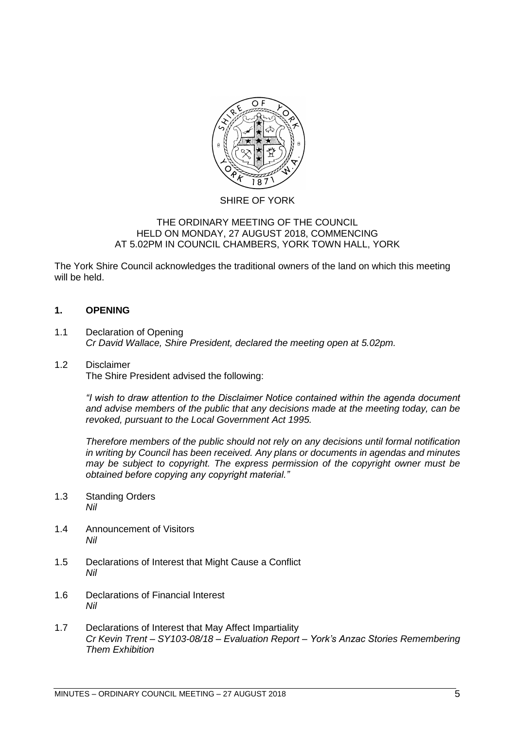SHIRE OF YORK

THE ORDINARY MEETING OF THE COUNCIL
HELD ON MONDAY, 27 AUGUST 2018, COMMENCING
AT 5.02PM IN COUNCIL CHAMBERS, YORK TOWN HALL, YORK

The York Shire Council acknowledges the traditional owners of the land on which this meeting will be held.

## 1. OPENING

1.1 Declaration of Opening
*Cr David Wallace, Shire President, declared the meeting open at 5.02pm.*

1.2 Disclaimer
The Shire President advised the following:

*"I wish to draw attention to the Disclaimer Notice contained within the agenda document and advise members of the public that any decisions made at the meeting today, can be revoked, pursuant to the Local Government Act 1995.*

*Therefore members of the public should not rely on any decisions until formal notification in writing by Council has been received. Any plans or documents in agendas and minutes may be subject to copyright. The express permission of the copyright owner must be obtained before copying any copyright material."*

1.3 Standing Orders
*Nil*

1.4 Announcement of Visitors
*Nil*

1.5 Declarations of Interest that Might Cause a Conflict
*Nil*

1.6 Declarations of Financial Interest
*Nil*

1.7 Declarations of Interest that May Affect Impartiality
*Cr Kevin Trent – SY103-08/18 – Evaluation Report – York's Anzac Stories Remembering Them Exhibition*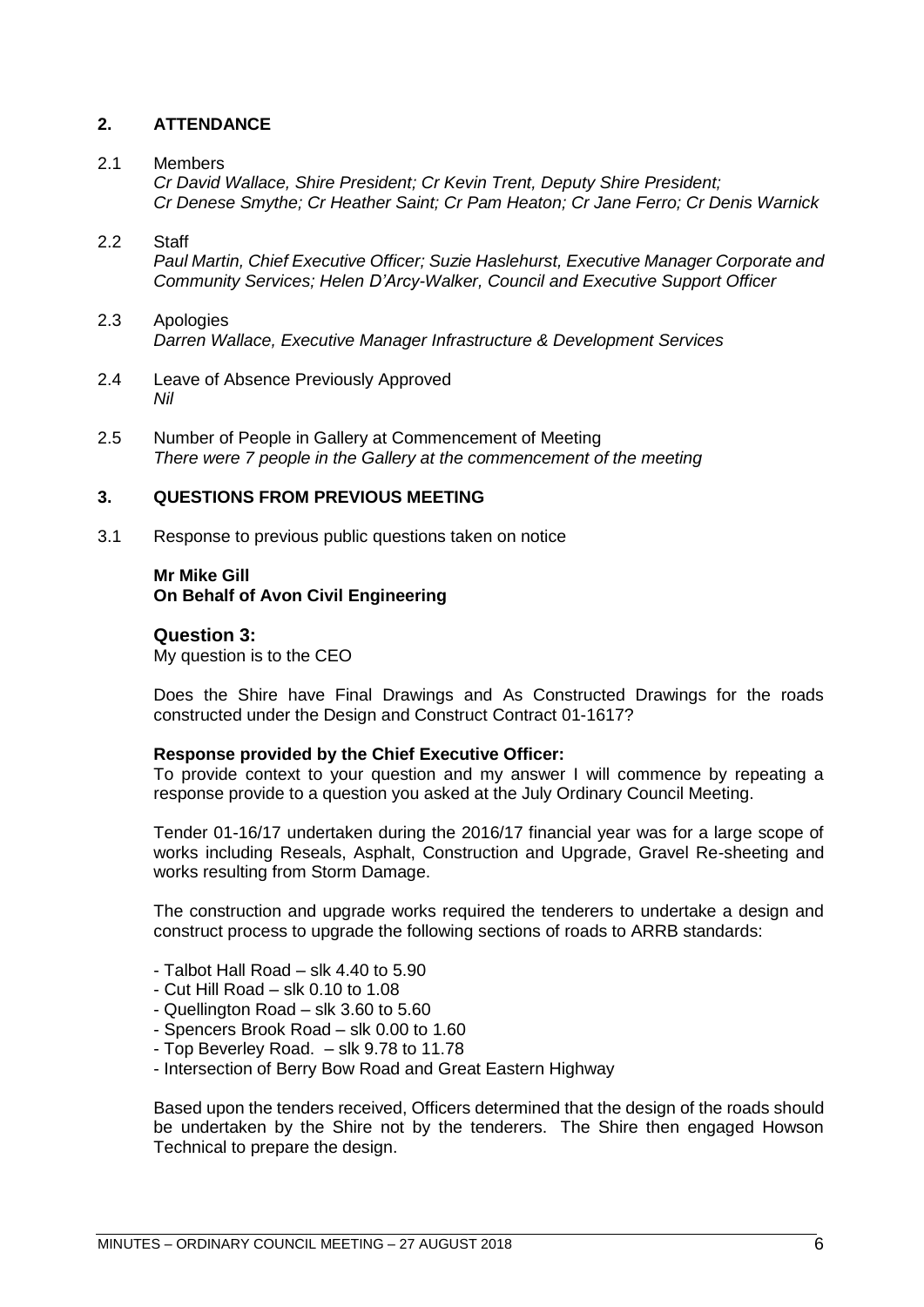## 2. ATTENDANCE

2.1 Members
*Cr David Wallace, Shire President; Cr Kevin Trent, Deputy Shire President; Cr Denese Smythe; Cr Heather Saint; Cr Pam Heaton; Cr Jane Ferro; Cr Denis Warnick*

2.2 Staff
*Paul Martin, Chief Executive Officer; Suzie Haslehurst, Executive Manager Corporate and Community Services; Helen D'Arcy-Walker, Council and Executive Support Officer*

2.3 Apologies
*Darren Wallace, Executive Manager Infrastructure & Development Services*

2.4 Leave of Absence Previously Approved
*Nil*

2.5 Number of People in Gallery at Commencement of Meeting
*There were 7 people in the Gallery at the commencement of the meeting*

## 3. QUESTIONS FROM PREVIOUS MEETING

3.1 Response to previous public questions taken on notice

**Mr Mike Gill**
**On Behalf of Avon Civil Engineering**

### Question 3:

My question is to the CEO

Does the Shire have Final Drawings and As Constructed Drawings for the roads constructed under the Design and Construct Contract 01-1617?

**Response provided by the Chief Executive Officer:**

To provide context to your question and my answer I will commence by repeating a response provide to a question you asked at the July Ordinary Council Meeting.

Tender 01-16/17 undertaken during the 2016/17 financial year was for a large scope of works including Reseals, Asphalt, Construction and Upgrade, Gravel Re-sheeting and works resulting from Storm Damage.

The construction and upgrade works required the tenderers to undertake a design and construct process to upgrade the following sections of roads to ARRB standards:

- Talbot Hall Road – slk 4.40 to 5.90
- Cut Hill Road – slk 0.10 to 1.08
- Quellington Road – slk 3.60 to 5.60
- Spencers Brook Road – slk 0.00 to 1.60
- Top Beverley Road. – slk 9.78 to 11.78
- Intersection of Berry Bow Road and Great Eastern Highway

Based upon the tenders received, Officers determined that the design of the roads should be undertaken by the Shire not by the tenderers. The Shire then engaged Howson Technical to prepare the design.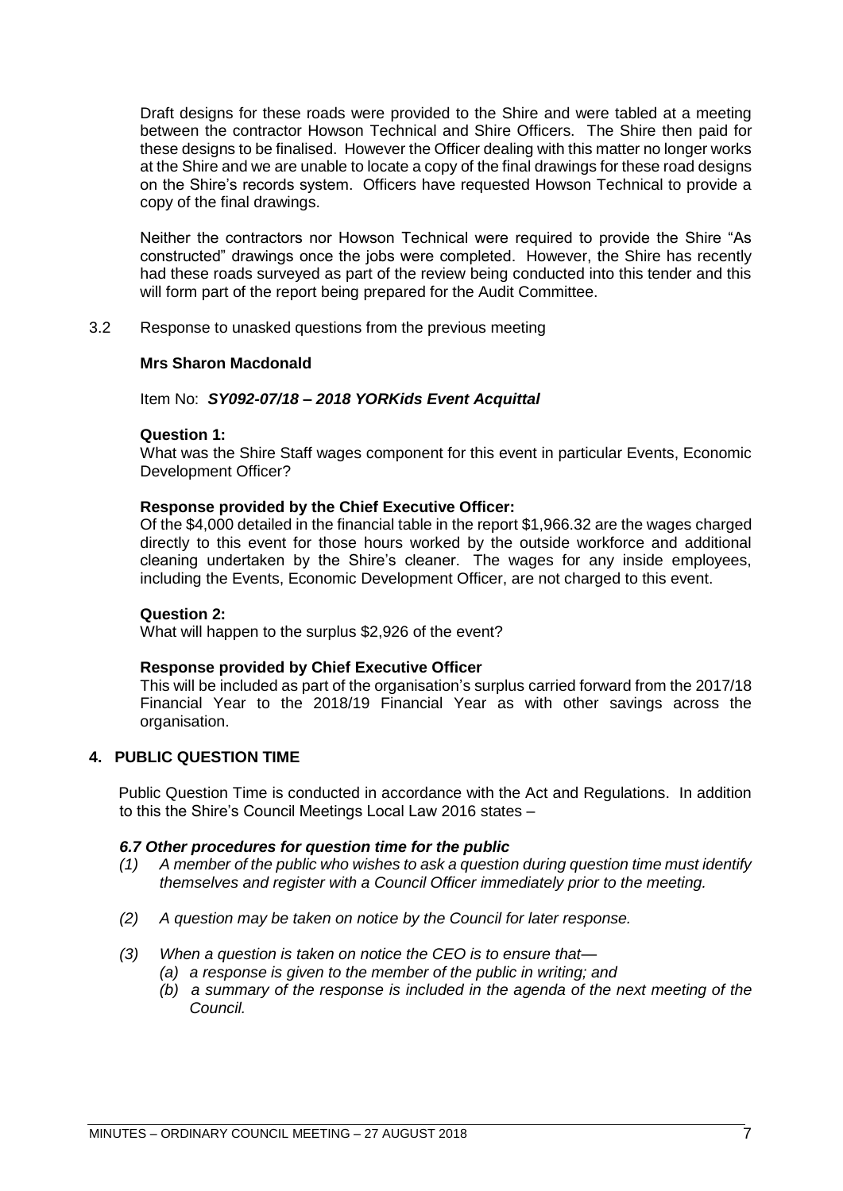Draft designs for these roads were provided to the Shire and were tabled at a meeting between the contractor Howson Technical and Shire Officers. The Shire then paid for these designs to be finalised. However the Officer dealing with this matter no longer works at the Shire and we are unable to locate a copy of the final drawings for these road designs on the Shire's records system. Officers have requested Howson Technical to provide a copy of the final drawings.

Neither the contractors nor Howson Technical were required to provide the Shire "As constructed" drawings once the jobs were completed. However, the Shire has recently had these roads surveyed as part of the review being conducted into this tender and this will form part of the report being prepared for the Audit Committee.

3.2 Response to unasked questions from the previous meeting

**Mrs Sharon Macdonald**

Item No: ***SY092-07/18 – 2018 YORKids Event Acquittal***

**Question 1:**
What was the Shire Staff wages component for this event in particular Events, Economic Development Officer?

**Response provided by the Chief Executive Officer:**
Of the $4,000 detailed in the financial table in the report $1,966.32 are the wages charged directly to this event for those hours worked by the outside workforce and additional cleaning undertaken by the Shire's cleaner. The wages for any inside employees, including the Events, Economic Development Officer, are not charged to this event.

**Question 2:**
What will happen to the surplus $2,926 of the event?

**Response provided by Chief Executive Officer**
This will be included as part of the organisation's surplus carried forward from the 2017/18 Financial Year to the 2018/19 Financial Year as with other savings across the organisation.

## 4. PUBLIC QUESTION TIME

Public Question Time is conducted in accordance with the Act and Regulations. In addition to this the Shire's Council Meetings Local Law 2016 states –

***6.7 Other procedures for question time for the public***

*(1) A member of the public who wishes to ask a question during question time must identify themselves and register with a Council Officer immediately prior to the meeting.*

*(2) A question may be taken on notice by the Council for later response.*

*(3) When a question is taken on notice the CEO is to ensure that—*
*(a) a response is given to the member of the public in writing; and*
*(b) a summary of the response is included in the agenda of the next meeting of the Council.*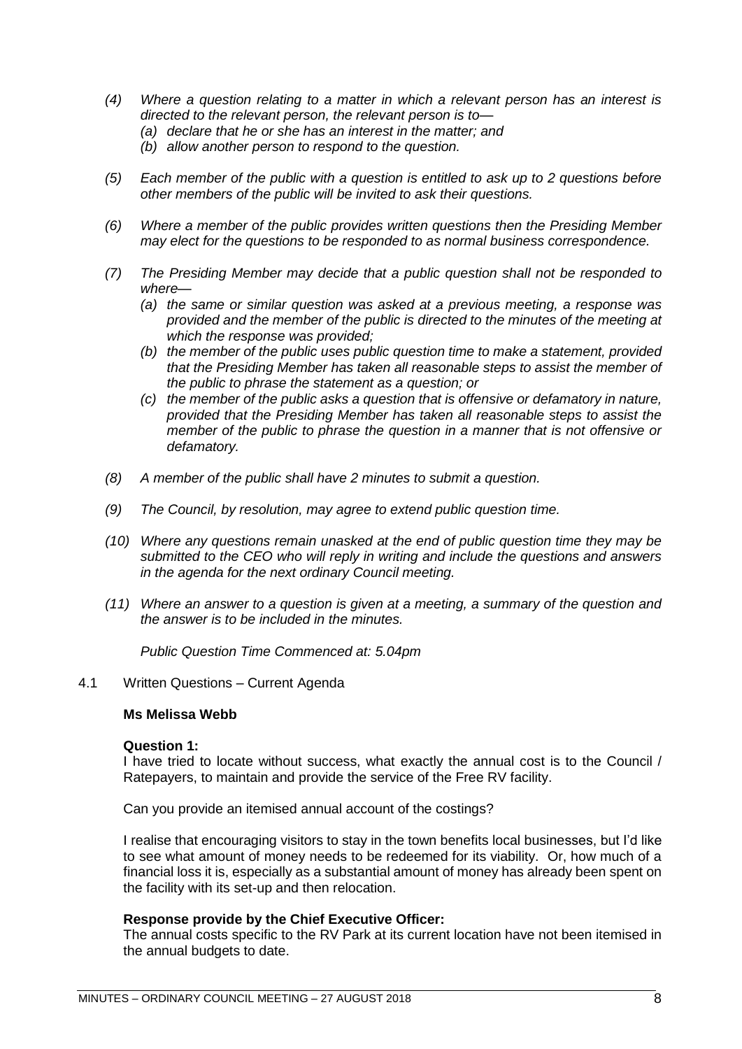*(4) Where a question relating to a matter in which a relevant person has an interest is directed to the relevant person, the relevant person is to—*
  *(a) declare that he or she has an interest in the matter; and*
  *(b) allow another person to respond to the question.*

*(5) Each member of the public with a question is entitled to ask up to 2 questions before other members of the public will be invited to ask their questions.*

*(6) Where a member of the public provides written questions then the Presiding Member may elect for the questions to be responded to as normal business correspondence.*

*(7) The Presiding Member may decide that a public question shall not be responded to where—*
  *(a) the same or similar question was asked at a previous meeting, a response was provided and the member of the public is directed to the minutes of the meeting at which the response was provided;*
  *(b) the member of the public uses public question time to make a statement, provided that the Presiding Member has taken all reasonable steps to assist the member of the public to phrase the statement as a question; or*
  *(c) the member of the public asks a question that is offensive or defamatory in nature, provided that the Presiding Member has taken all reasonable steps to assist the member of the public to phrase the question in a manner that is not offensive or defamatory.*

*(8) A member of the public shall have 2 minutes to submit a question.*

*(9) The Council, by resolution, may agree to extend public question time.*

*(10) Where any questions remain unasked at the end of public question time they may be submitted to the CEO who will reply in writing and include the questions and answers in the agenda for the next ordinary Council meeting.*

*(11) Where an answer to a question is given at a meeting, a summary of the question and the answer is to be included in the minutes.*

*Public Question Time Commenced at: 5.04pm*

4.1 Written Questions – Current Agenda

**Ms Melissa Webb**

**Question 1:**

I have tried to locate without success, what exactly the annual cost is to the Council / Ratepayers, to maintain and provide the service of the Free RV facility.

Can you provide an itemised annual account of the costings?

I realise that encouraging visitors to stay in the town benefits local businesses, but I'd like to see what amount of money needs to be redeemed for its viability. Or, how much of a financial loss it is, especially as a substantial amount of money has already been spent on the facility with its set-up and then relocation.

**Response provide by the Chief Executive Officer:**

The annual costs specific to the RV Park at its current location have not been itemised in the annual budgets to date.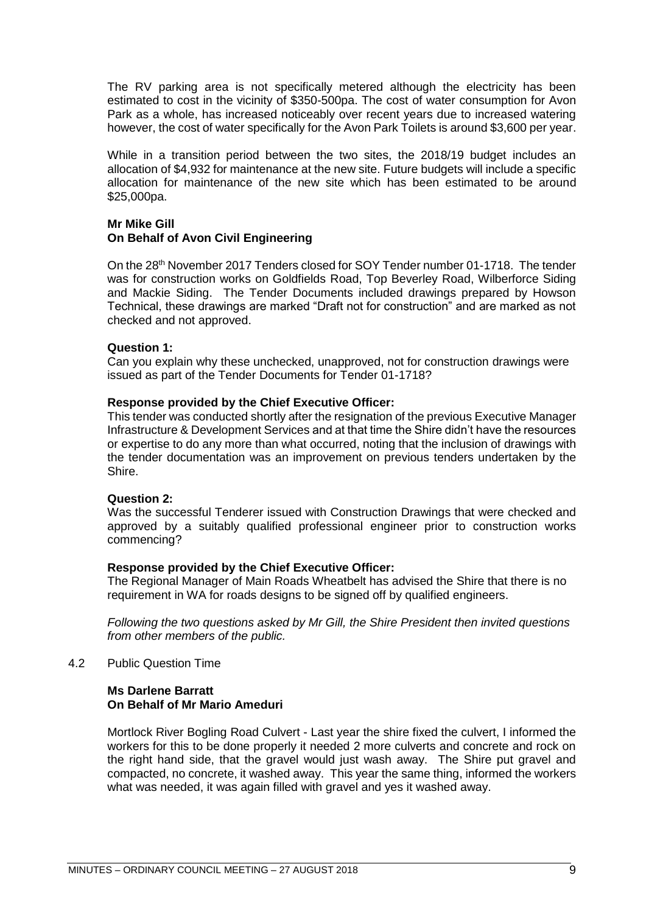The RV parking area is not specifically metered although the electricity has been estimated to cost in the vicinity of $350-500pa. The cost of water consumption for Avon Park as a whole, has increased noticeably over recent years due to increased watering however, the cost of water specifically for the Avon Park Toilets is around $3,600 per year.

While in a transition period between the two sites, the 2018/19 budget includes an allocation of $4,932 for maintenance at the new site. Future budgets will include a specific allocation for maintenance of the new site which has been estimated to be around $25,000pa.

**Mr Mike Gill**
**On Behalf of Avon Civil Engineering**

On the 28th November 2017 Tenders closed for SOY Tender number 01-1718. The tender was for construction works on Goldfields Road, Top Beverley Road, Wilberforce Siding and Mackie Siding. The Tender Documents included drawings prepared by Howson Technical, these drawings are marked "Draft not for construction" and are marked as not checked and not approved.

**Question 1:**
Can you explain why these unchecked, unapproved, not for construction drawings were issued as part of the Tender Documents for Tender 01-1718?

**Response provided by the Chief Executive Officer:**
This tender was conducted shortly after the resignation of the previous Executive Manager Infrastructure & Development Services and at that time the Shire didn't have the resources or expertise to do any more than what occurred, noting that the inclusion of drawings with the tender documentation was an improvement on previous tenders undertaken by the Shire.

**Question 2:**
Was the successful Tenderer issued with Construction Drawings that were checked and approved by a suitably qualified professional engineer prior to construction works commencing?

**Response provided by the Chief Executive Officer:**
The Regional Manager of Main Roads Wheatbelt has advised the Shire that there is no requirement in WA for roads designs to be signed off by qualified engineers.

*Following the two questions asked by Mr Gill, the Shire President then invited questions from other members of the public.*

4.2 Public Question Time

**Ms Darlene Barratt**
**On Behalf of Mr Mario Ameduri**

Mortlock River Bogling Road Culvert - Last year the shire fixed the culvert, I informed the workers for this to be done properly it needed 2 more culverts and concrete and rock on the right hand side, that the gravel would just wash away. The Shire put gravel and compacted, no concrete, it washed away. This year the same thing, informed the workers what was needed, it was again filled with gravel and yes it washed away.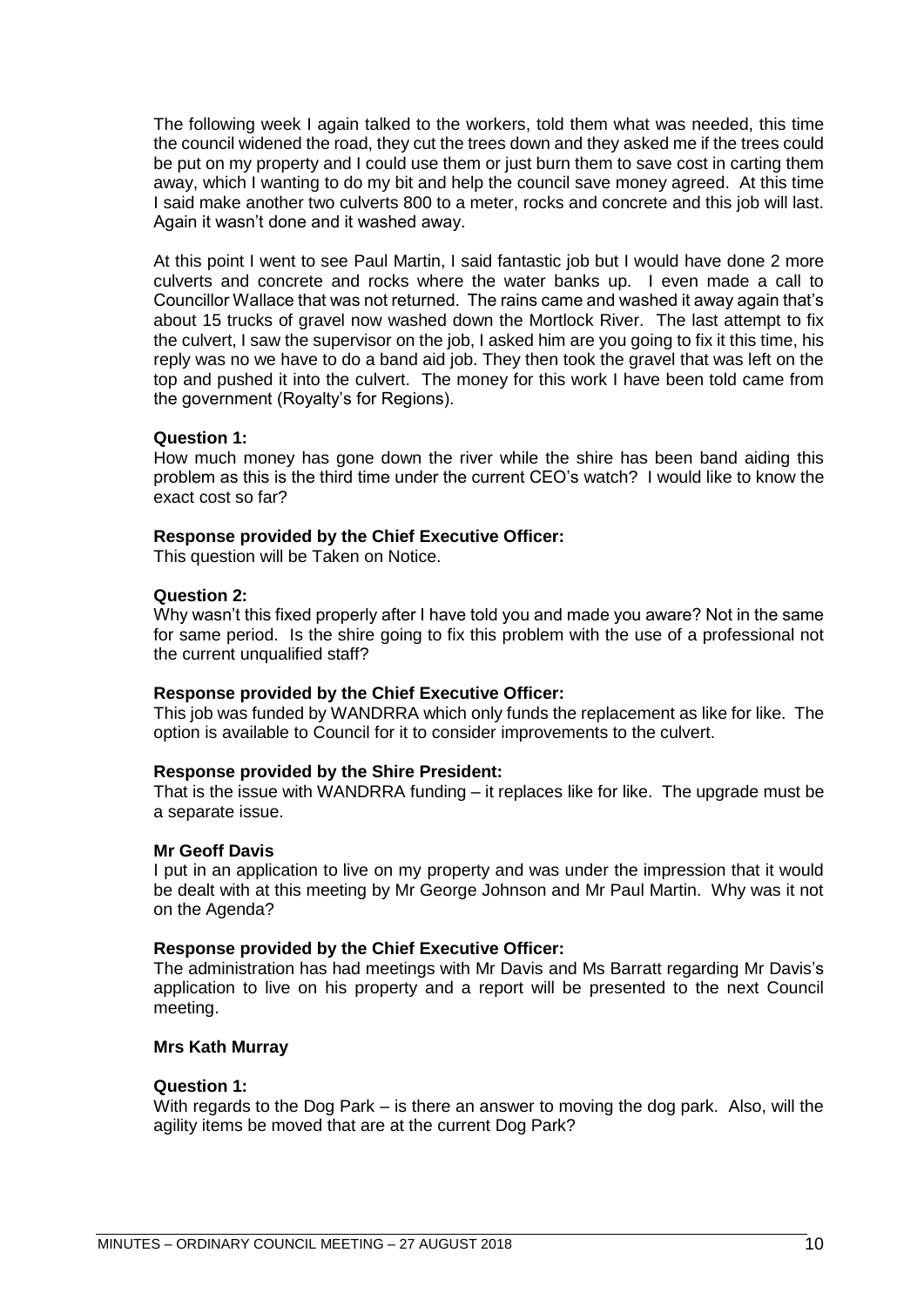The following week I again talked to the workers, told them what was needed, this time the council widened the road, they cut the trees down and they asked me if the trees could be put on my property and I could use them or just burn them to save cost in carting them away, which I wanting to do my bit and help the council save money agreed. At this time I said make another two culverts 800 to a meter, rocks and concrete and this job will last. Again it wasn't done and it washed away.

At this point I went to see Paul Martin, I said fantastic job but I would have done 2 more culverts and concrete and rocks where the water banks up. I even made a call to Councillor Wallace that was not returned. The rains came and washed it away again that's about 15 trucks of gravel now washed down the Mortlock River. The last attempt to fix the culvert, I saw the supervisor on the job, I asked him are you going to fix it this time, his reply was no we have to do a band aid job. They then took the gravel that was left on the top and pushed it into the culvert. The money for this work I have been told came from the government (Royalty's for Regions).

**Question 1:**
How much money has gone down the river while the shire has been band aiding this problem as this is the third time under the current CEO's watch? I would like to know the exact cost so far?

**Response provided by the Chief Executive Officer:**
This question will be Taken on Notice.

**Question 2:**
Why wasn't this fixed properly after I have told you and made you aware? Not in the same for same period. Is the shire going to fix this problem with the use of a professional not the current unqualified staff?

**Response provided by the Chief Executive Officer:**
This job was funded by WANDRRA which only funds the replacement as like for like. The option is available to Council for it to consider improvements to the culvert.

**Response provided by the Shire President:**
That is the issue with WANDRRA funding – it replaces like for like. The upgrade must be a separate issue.

**Mr Geoff Davis**
I put in an application to live on my property and was under the impression that it would be dealt with at this meeting by Mr George Johnson and Mr Paul Martin. Why was it not on the Agenda?

**Response provided by the Chief Executive Officer:**
The administration has had meetings with Mr Davis and Ms Barratt regarding Mr Davis's application to live on his property and a report will be presented to the next Council meeting.

**Mrs Kath Murray**

**Question 1:**
With regards to the Dog Park – is there an answer to moving the dog park. Also, will the agility items be moved that are at the current Dog Park?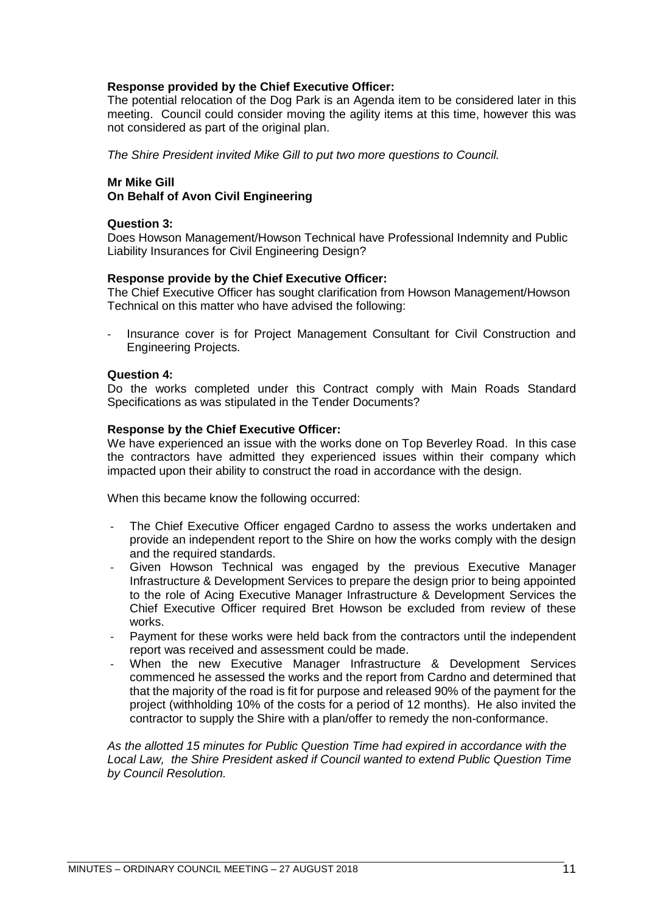**Response provided by the Chief Executive Officer:**
The potential relocation of the Dog Park is an Agenda item to be considered later in this meeting. Council could consider moving the agility items at this time, however this was not considered as part of the original plan.

*The Shire President invited Mike Gill to put two more questions to Council.*

**Mr Mike Gill**
**On Behalf of Avon Civil Engineering**

**Question 3:**
Does Howson Management/Howson Technical have Professional Indemnity and Public Liability Insurances for Civil Engineering Design?

**Response provide by the Chief Executive Officer:**
The Chief Executive Officer has sought clarification from Howson Management/Howson Technical on this matter who have advised the following:

- Insurance cover is for Project Management Consultant for Civil Construction and Engineering Projects.

**Question 4:**
Do the works completed under this Contract comply with Main Roads Standard Specifications as was stipulated in the Tender Documents?

**Response by the Chief Executive Officer:**
We have experienced an issue with the works done on Top Beverley Road. In this case the contractors have admitted they experienced issues within their company which impacted upon their ability to construct the road in accordance with the design.

When this became know the following occurred:

- The Chief Executive Officer engaged Cardno to assess the works undertaken and provide an independent report to the Shire on how the works comply with the design and the required standards.
- Given Howson Technical was engaged by the previous Executive Manager Infrastructure & Development Services to prepare the design prior to being appointed to the role of Acing Executive Manager Infrastructure & Development Services the Chief Executive Officer required Bret Howson be excluded from review of these works.
- Payment for these works were held back from the contractors until the independent report was received and assessment could be made.
- When the new Executive Manager Infrastructure & Development Services commenced he assessed the works and the report from Cardno and determined that that the majority of the road is fit for purpose and released 90% of the payment for the project (withholding 10% of the costs for a period of 12 months). He also invited the contractor to supply the Shire with a plan/offer to remedy the non-conformance.

*As the allotted 15 minutes for Public Question Time had expired in accordance with the Local Law, the Shire President asked if Council wanted to extend Public Question Time by Council Resolution.*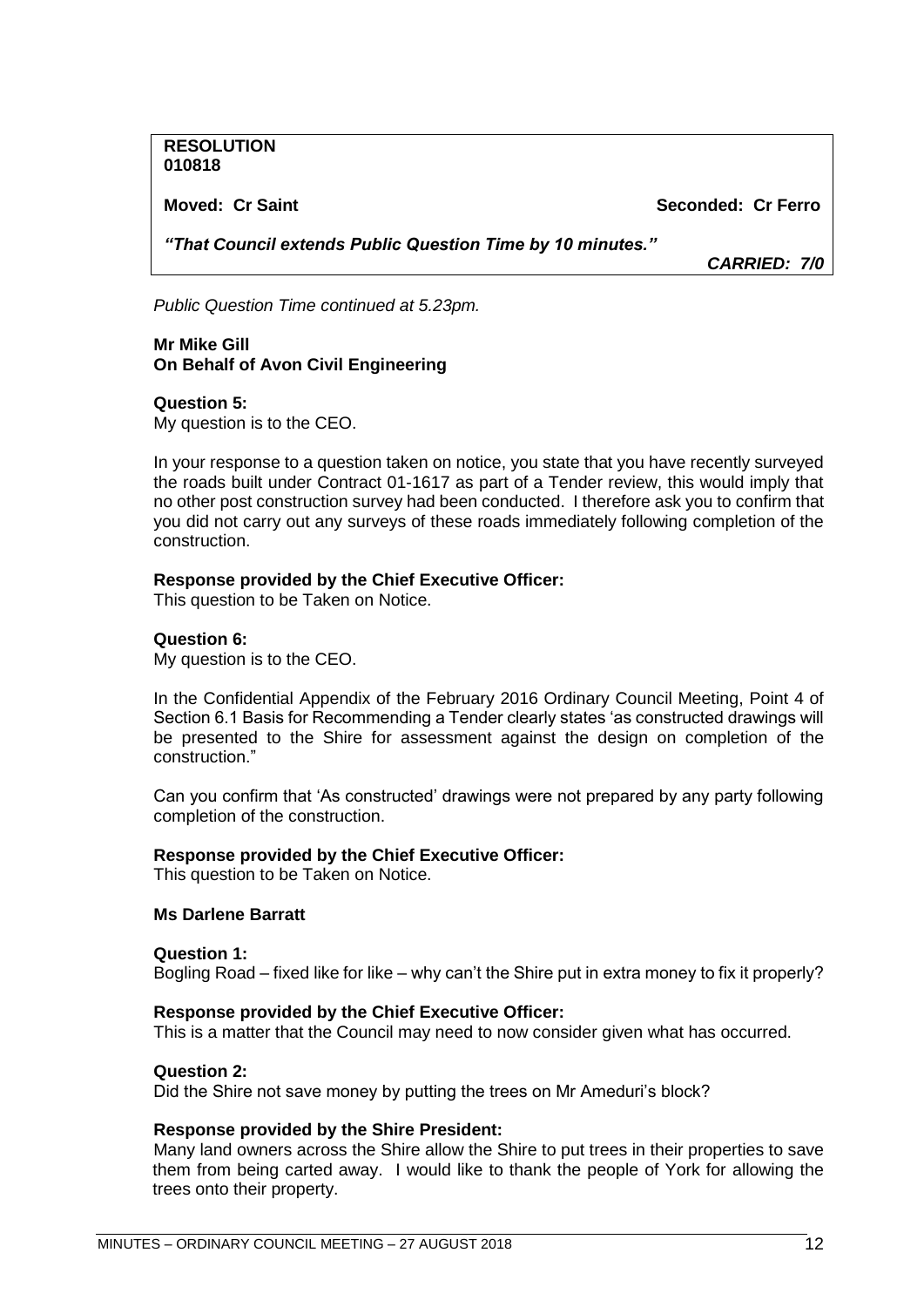**RESOLUTION**
**010818**

**Moved: Cr Saint** **Seconded: Cr Ferro**

***"That Council extends Public Question Time by 10 minutes."***

***CARRIED: 7/0***

*Public Question Time continued at 5.23pm.*

**Mr Mike Gill**
**On Behalf of Avon Civil Engineering**

**Question 5:**
My question is to the CEO.

In your response to a question taken on notice, you state that you have recently surveyed the roads built under Contract 01-1617 as part of a Tender review, this would imply that no other post construction survey had been conducted. I therefore ask you to confirm that you did not carry out any surveys of these roads immediately following completion of the construction.

**Response provided by the Chief Executive Officer:**
This question to be Taken on Notice.

**Question 6:**
My question is to the CEO.

In the Confidential Appendix of the February 2016 Ordinary Council Meeting, Point 4 of Section 6.1 Basis for Recommending a Tender clearly states 'as constructed drawings will be presented to the Shire for assessment against the design on completion of the construction."

Can you confirm that 'As constructed' drawings were not prepared by any party following completion of the construction.

**Response provided by the Chief Executive Officer:**
This question to be Taken on Notice.

**Ms Darlene Barratt**

**Question 1:**
Bogling Road – fixed like for like – why can't the Shire put in extra money to fix it properly?

**Response provided by the Chief Executive Officer:**
This is a matter that the Council may need to now consider given what has occurred.

**Question 2:**
Did the Shire not save money by putting the trees on Mr Ameduri's block?

**Response provided by the Shire President:**
Many land owners across the Shire allow the Shire to put trees in their properties to save them from being carted away. I would like to thank the people of York for allowing the trees onto their property.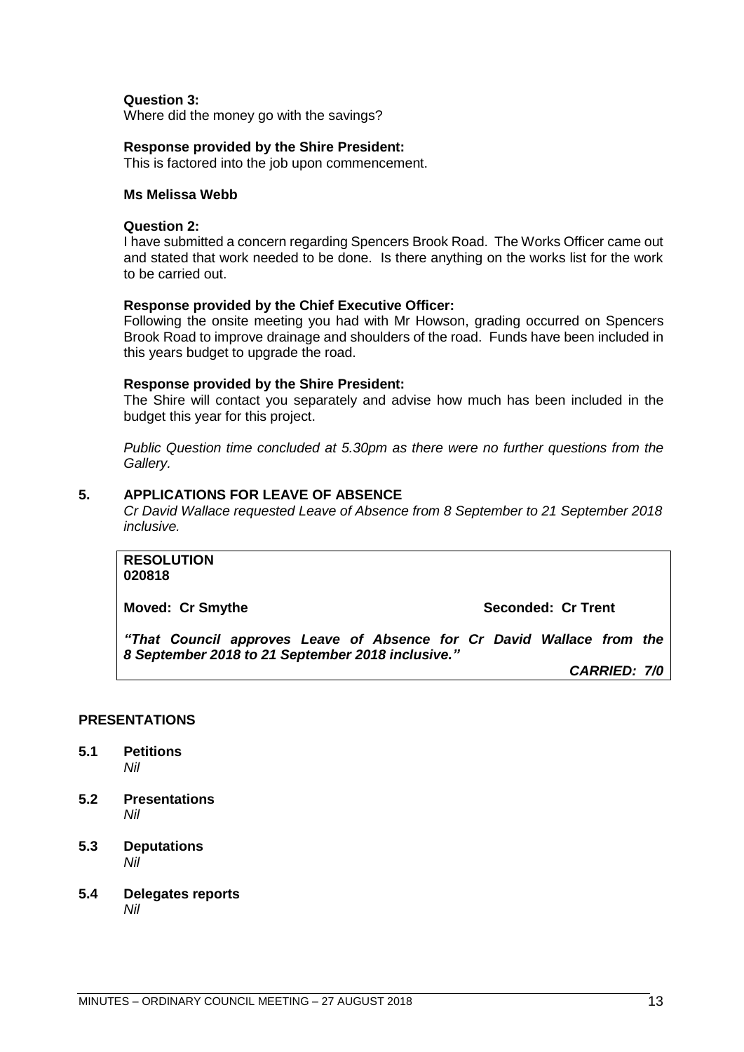**Question 3:**
Where did the money go with the savings?

**Response provided by the Shire President:**
This is factored into the job upon commencement.

**Ms Melissa Webb**

**Question 2:**
I have submitted a concern regarding Spencers Brook Road. The Works Officer came out and stated that work needed to be done. Is there anything on the works list for the work to be carried out.

**Response provided by the Chief Executive Officer:**
Following the onsite meeting you had with Mr Howson, grading occurred on Spencers Brook Road to improve drainage and shoulders of the road. Funds have been included in this years budget to upgrade the road.

**Response provided by the Shire President:**
The Shire will contact you separately and advise how much has been included in the budget this year for this project.

*Public Question time concluded at 5.30pm as there were no further questions from the Gallery.*

## 5. APPLICATIONS FOR LEAVE OF ABSENCE

*Cr David Wallace requested Leave of Absence from 8 September to 21 September 2018 inclusive.*

**RESOLUTION**
**020818**

**Moved: Cr Smythe** **Seconded: Cr Trent**

***"That Council approves Leave of Absence for Cr David Wallace from the 8 September 2018 to 21 September 2018 inclusive."***

***CARRIED: 7/0***

## PRESENTATIONS

### 5.1 Petitions
*Nil*

### 5.2 Presentations
*Nil*

### 5.3 Deputations
*Nil*

### 5.4 Delegates reports
*Nil*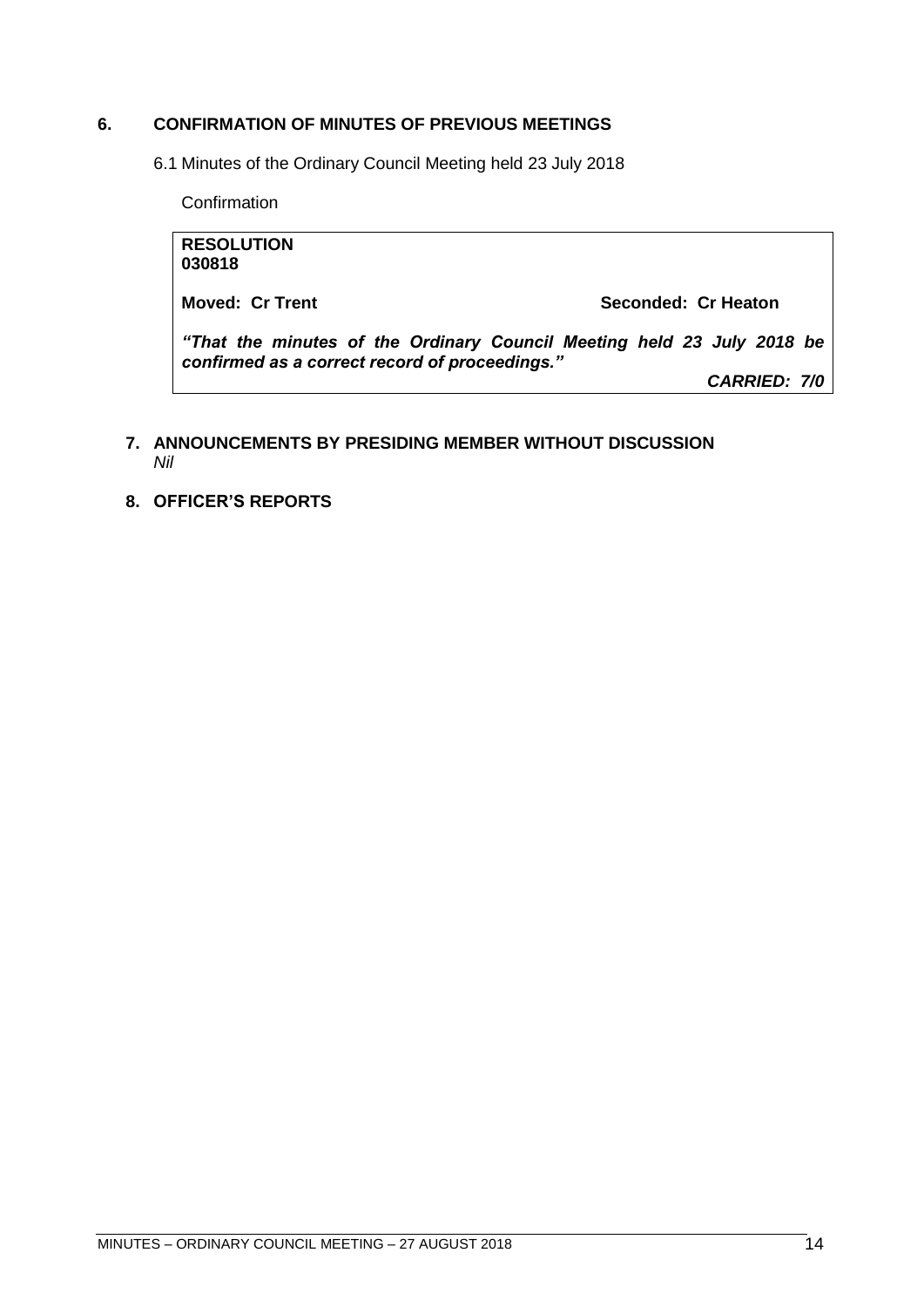## 6. CONFIRMATION OF MINUTES OF PREVIOUS MEETINGS

6.1 Minutes of the Ordinary Council Meeting held 23 July 2018

Confirmation

**RESOLUTION**
**030818**

**Moved: Cr Trent** **Seconded: Cr Heaton**

***"That the minutes of the Ordinary Council Meeting held 23 July 2018 be confirmed as a correct record of proceedings."***

***CARRIED: 7/0***

## 7. ANNOUNCEMENTS BY PRESIDING MEMBER WITHOUT DISCUSSION

*Nil*

## 8. OFFICER'S REPORTS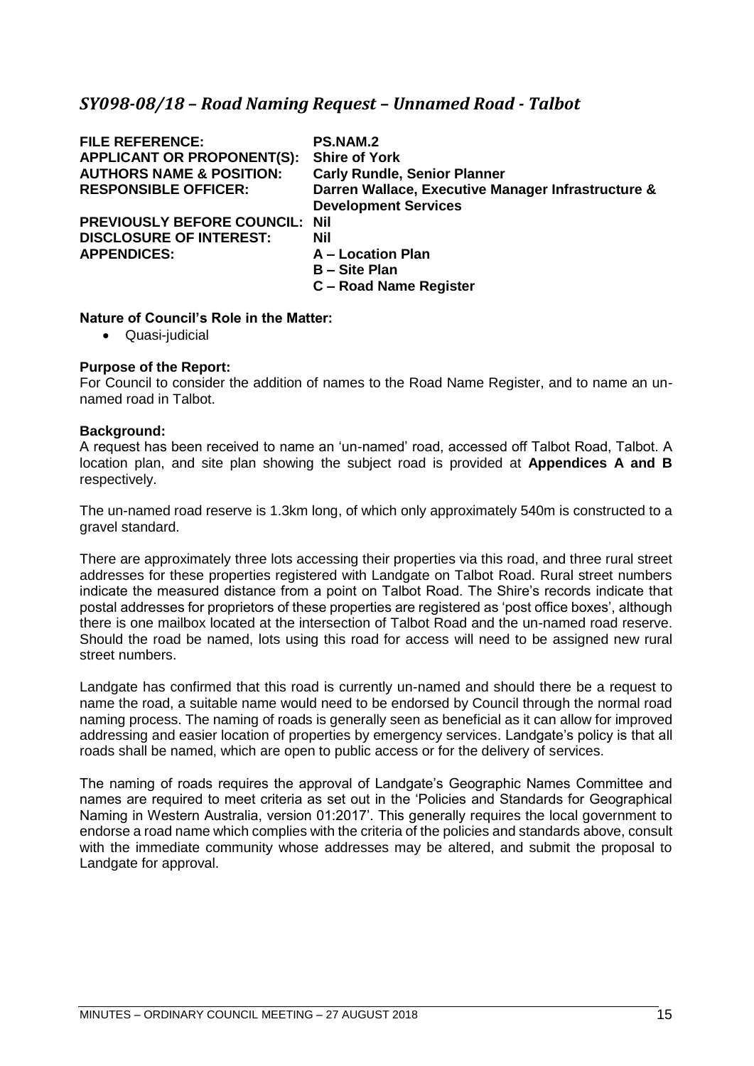## *SY098-08/18 – Road Naming Request – Unnamed Road - Talbot*

| | |
|---|---|
| **FILE REFERENCE:** | **PS.NAM.2** |
| **APPLICANT OR PROPONENT(S):** | **Shire of York** |
| **AUTHORS NAME & POSITION:** | **Carly Rundle, Senior Planner** |
| **RESPONSIBLE OFFICER:** | **Darren Wallace, Executive Manager Infrastructure & Development Services** |
| **PREVIOUSLY BEFORE COUNCIL:** | **Nil** |
| **DISCLOSURE OF INTEREST:** | **Nil** |
| **APPENDICES:** | **A – Location Plan**<br>**B – Site Plan**<br>**C – Road Name Register** |

**Nature of Council's Role in the Matter:**

- Quasi-judicial

**Purpose of the Report:**

For Council to consider the addition of names to the Road Name Register, and to name an un-named road in Talbot.

**Background:**

A request has been received to name an 'un-named' road, accessed off Talbot Road, Talbot. A location plan, and site plan showing the subject road is provided at **Appendices A and B** respectively.

The un-named road reserve is 1.3km long, of which only approximately 540m is constructed to a gravel standard.

There are approximately three lots accessing their properties via this road, and three rural street addresses for these properties registered with Landgate on Talbot Road. Rural street numbers indicate the measured distance from a point on Talbot Road. The Shire's records indicate that postal addresses for proprietors of these properties are registered as 'post office boxes', although there is one mailbox located at the intersection of Talbot Road and the un-named road reserve. Should the road be named, lots using this road for access will need to be assigned new rural street numbers.

Landgate has confirmed that this road is currently un-named and should there be a request to name the road, a suitable name would need to be endorsed by Council through the normal road naming process. The naming of roads is generally seen as beneficial as it can allow for improved addressing and easier location of properties by emergency services. Landgate's policy is that all roads shall be named, which are open to public access or for the delivery of services.

The naming of roads requires the approval of Landgate's Geographic Names Committee and names are required to meet criteria as set out in the 'Policies and Standards for Geographical Naming in Western Australia, version 01:2017'. This generally requires the local government to endorse a road name which complies with the criteria of the policies and standards above, consult with the immediate community whose addresses may be altered, and submit the proposal to Landgate for approval.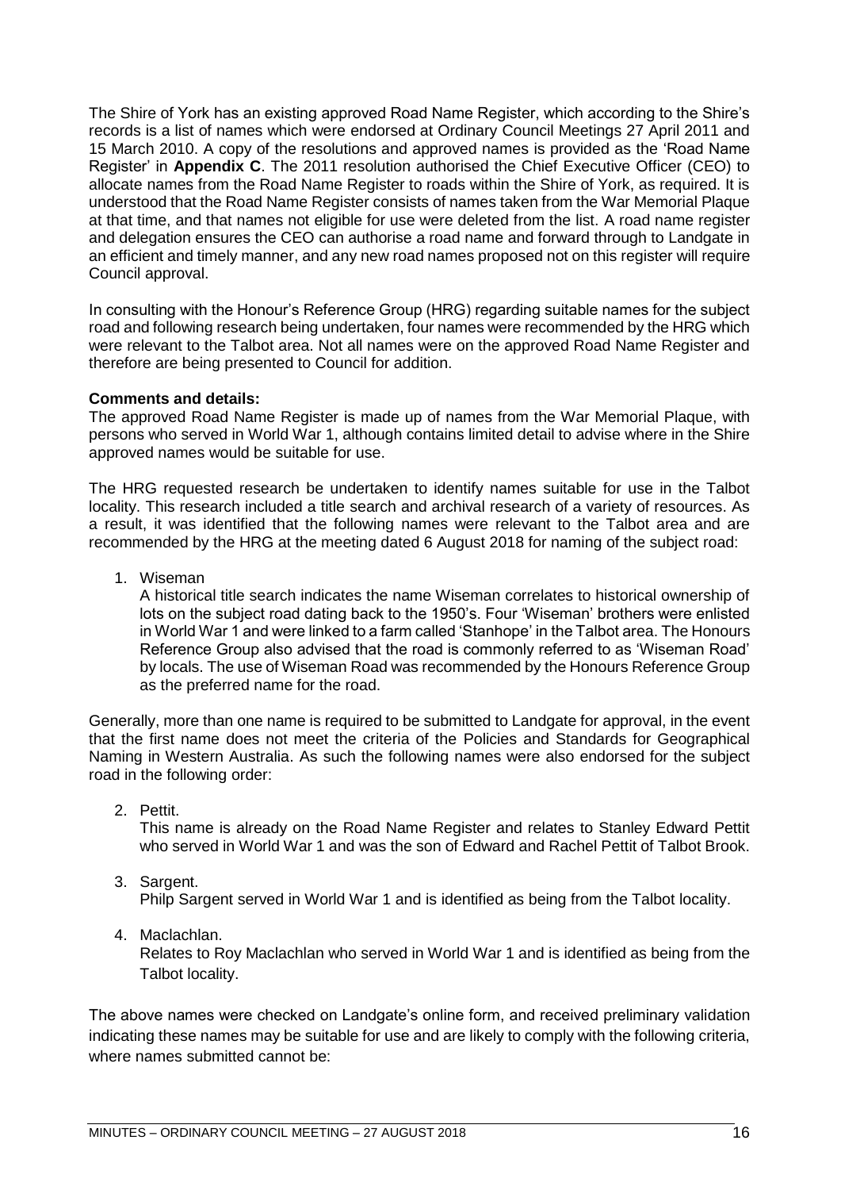The Shire of York has an existing approved Road Name Register, which according to the Shire's records is a list of names which were endorsed at Ordinary Council Meetings 27 April 2011 and 15 March 2010. A copy of the resolutions and approved names is provided as the 'Road Name Register' in **Appendix C**. The 2011 resolution authorised the Chief Executive Officer (CEO) to allocate names from the Road Name Register to roads within the Shire of York, as required. It is understood that the Road Name Register consists of names taken from the War Memorial Plaque at that time, and that names not eligible for use were deleted from the list. A road name register and delegation ensures the CEO can authorise a road name and forward through to Landgate in an efficient and timely manner, and any new road names proposed not on this register will require Council approval.

In consulting with the Honour's Reference Group (HRG) regarding suitable names for the subject road and following research being undertaken, four names were recommended by the HRG which were relevant to the Talbot area. Not all names were on the approved Road Name Register and therefore are being presented to Council for addition.

**Comments and details:**
The approved Road Name Register is made up of names from the War Memorial Plaque, with persons who served in World War 1, although contains limited detail to advise where in the Shire approved names would be suitable for use.

The HRG requested research be undertaken to identify names suitable for use in the Talbot locality. This research included a title search and archival research of a variety of resources. As a result, it was identified that the following names were relevant to the Talbot area and are recommended by the HRG at the meeting dated 6 August 2018 for naming of the subject road:

1. Wiseman
   A historical title search indicates the name Wiseman correlates to historical ownership of lots on the subject road dating back to the 1950's. Four 'Wiseman' brothers were enlisted in World War 1 and were linked to a farm called 'Stanhope' in the Talbot area. The Honours Reference Group also advised that the road is commonly referred to as 'Wiseman Road' by locals. The use of Wiseman Road was recommended by the Honours Reference Group as the preferred name for the road.

Generally, more than one name is required to be submitted to Landgate for approval, in the event that the first name does not meet the criteria of the Policies and Standards for Geographical Naming in Western Australia. As such the following names were also endorsed for the subject road in the following order:

2. Pettit.
   This name is already on the Road Name Register and relates to Stanley Edward Pettit who served in World War 1 and was the son of Edward and Rachel Pettit of Talbot Brook.

3. Sargent.
   Philp Sargent served in World War 1 and is identified as being from the Talbot locality.

4. Maclachlan.
   Relates to Roy Maclachlan who served in World War 1 and is identified as being from the Talbot locality.

The above names were checked on Landgate's online form, and received preliminary validation indicating these names may be suitable for use and are likely to comply with the following criteria, where names submitted cannot be: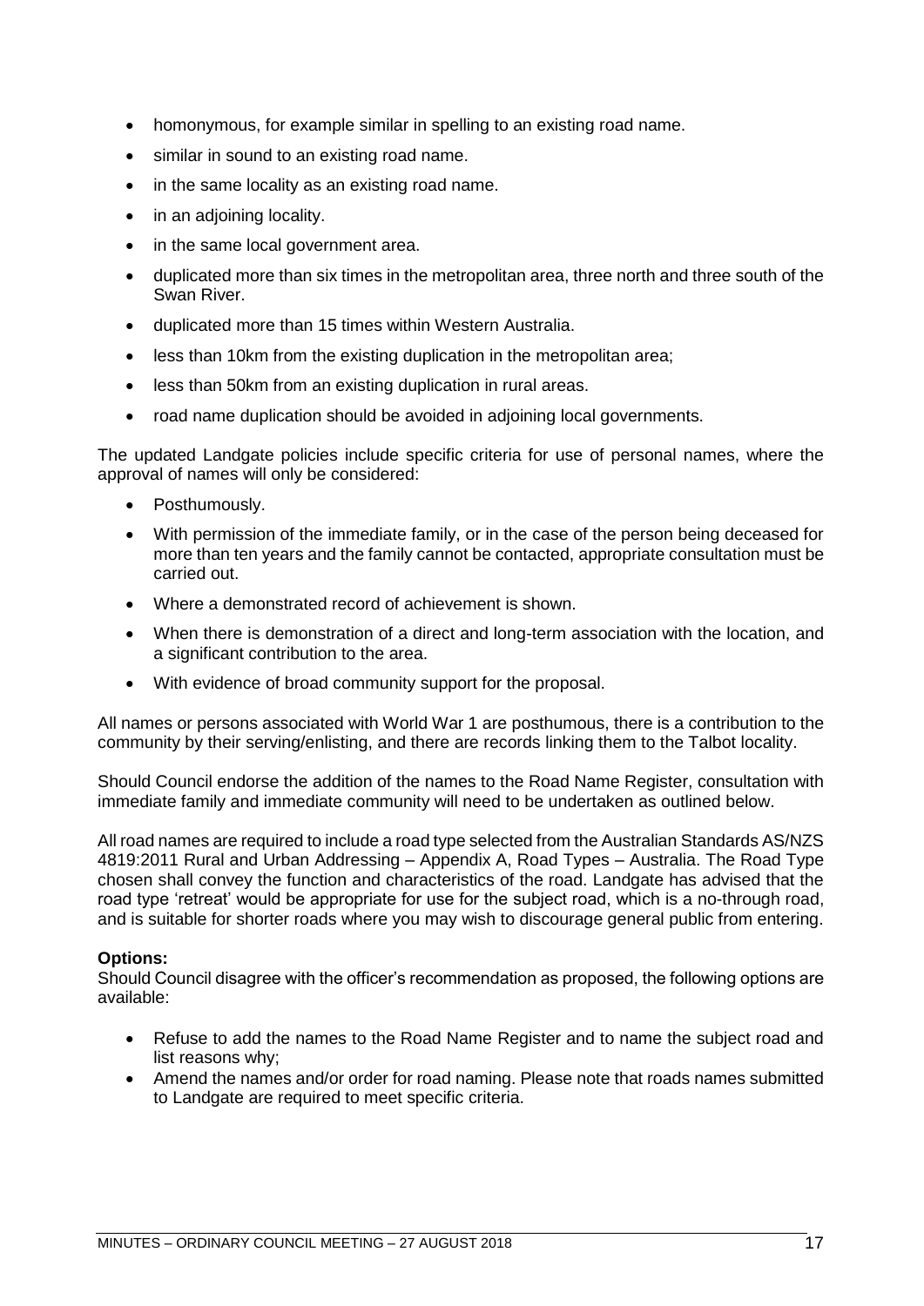- homonymous, for example similar in spelling to an existing road name.
- similar in sound to an existing road name.
- in the same locality as an existing road name.
- in an adjoining locality.
- in the same local government area.
- duplicated more than six times in the metropolitan area, three north and three south of the Swan River.
- duplicated more than 15 times within Western Australia.
- less than 10km from the existing duplication in the metropolitan area;
- less than 50km from an existing duplication in rural areas.
- road name duplication should be avoided in adjoining local governments.

The updated Landgate policies include specific criteria for use of personal names, where the approval of names will only be considered:

- Posthumously.
- With permission of the immediate family, or in the case of the person being deceased for more than ten years and the family cannot be contacted, appropriate consultation must be carried out.
- Where a demonstrated record of achievement is shown.
- When there is demonstration of a direct and long-term association with the location, and a significant contribution to the area.
- With evidence of broad community support for the proposal.

All names or persons associated with World War 1 are posthumous, there is a contribution to the community by their serving/enlisting, and there are records linking them to the Talbot locality.

Should Council endorse the addition of the names to the Road Name Register, consultation with immediate family and immediate community will need to be undertaken as outlined below.

All road names are required to include a road type selected from the Australian Standards AS/NZS 4819:2011 Rural and Urban Addressing – Appendix A, Road Types – Australia. The Road Type chosen shall convey the function and characteristics of the road. Landgate has advised that the road type 'retreat' would be appropriate for use for the subject road, which is a no-through road, and is suitable for shorter roads where you may wish to discourage general public from entering.

**Options:**
Should Council disagree with the officer's recommendation as proposed, the following options are available:

- Refuse to add the names to the Road Name Register and to name the subject road and list reasons why;
- Amend the names and/or order for road naming. Please note that roads names submitted to Landgate are required to meet specific criteria.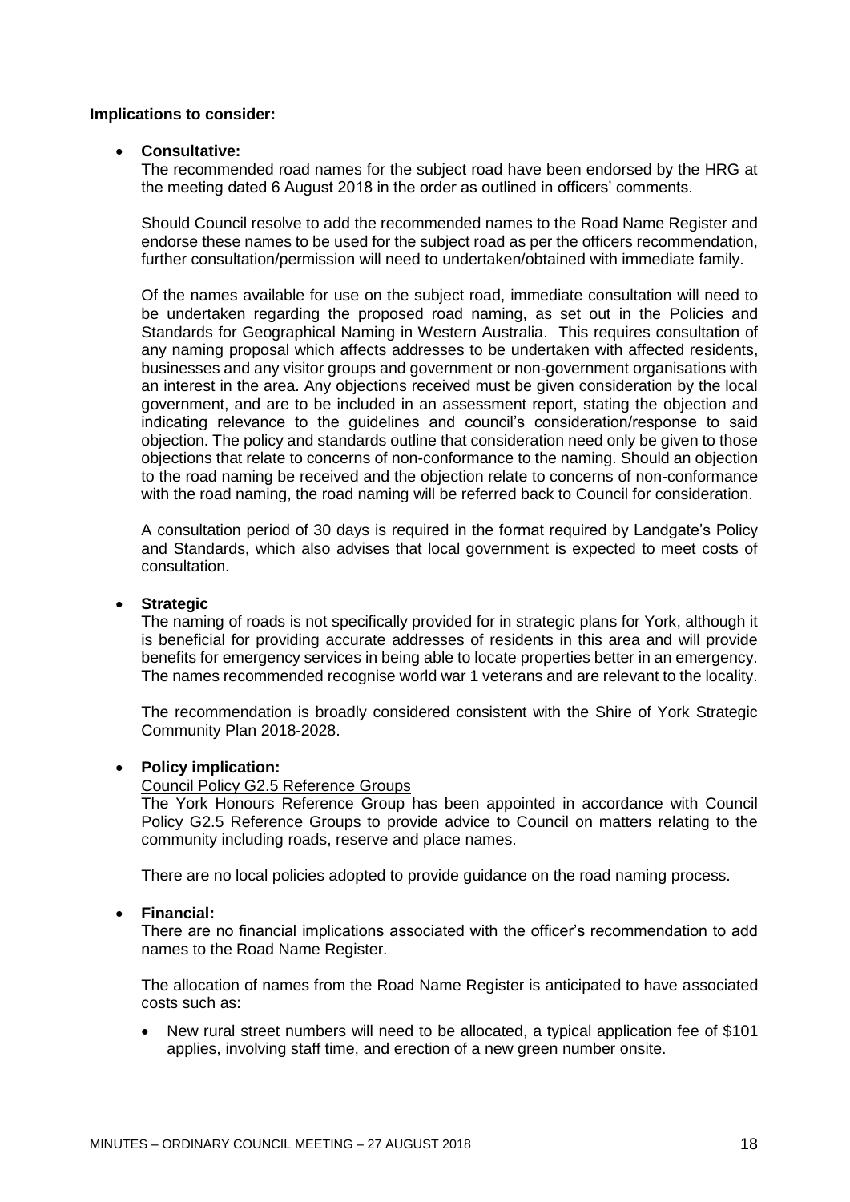**Implications to consider:**

- **Consultative:**

  The recommended road names for the subject road have been endorsed by the HRG at the meeting dated 6 August 2018 in the order as outlined in officers' comments.

  Should Council resolve to add the recommended names to the Road Name Register and endorse these names to be used for the subject road as per the officers recommendation, further consultation/permission will need to undertaken/obtained with immediate family.

  Of the names available for use on the subject road, immediate consultation will need to be undertaken regarding the proposed road naming, as set out in the Policies and Standards for Geographical Naming in Western Australia. This requires consultation of any naming proposal which affects addresses to be undertaken with affected residents, businesses and any visitor groups and government or non-government organisations with an interest in the area. Any objections received must be given consideration by the local government, and are to be included in an assessment report, stating the objection and indicating relevance to the guidelines and council's consideration/response to said objection. The policy and standards outline that consideration need only be given to those objections that relate to concerns of non-conformance to the naming. Should an objection to the road naming be received and the objection relate to concerns of non-conformance with the road naming, the road naming will be referred back to Council for consideration.

  A consultation period of 30 days is required in the format required by Landgate's Policy and Standards, which also advises that local government is expected to meet costs of consultation.

- **Strategic**

  The naming of roads is not specifically provided for in strategic plans for York, although it is beneficial for providing accurate addresses of residents in this area and will provide benefits for emergency services in being able to locate properties better in an emergency. The names recommended recognise world war 1 veterans and are relevant to the locality.

  The recommendation is broadly considered consistent with the Shire of York Strategic Community Plan 2018-2028.

- **Policy implication:**

  Council Policy G2.5 Reference Groups

  The York Honours Reference Group has been appointed in accordance with Council Policy G2.5 Reference Groups to provide advice to Council on matters relating to the community including roads, reserve and place names.

  There are no local policies adopted to provide guidance on the road naming process.

- **Financial:**

  There are no financial implications associated with the officer's recommendation to add names to the Road Name Register.

  The allocation of names from the Road Name Register is anticipated to have associated costs such as:

  - New rural street numbers will need to be allocated, a typical application fee of $101 applies, involving staff time, and erection of a new green number onsite.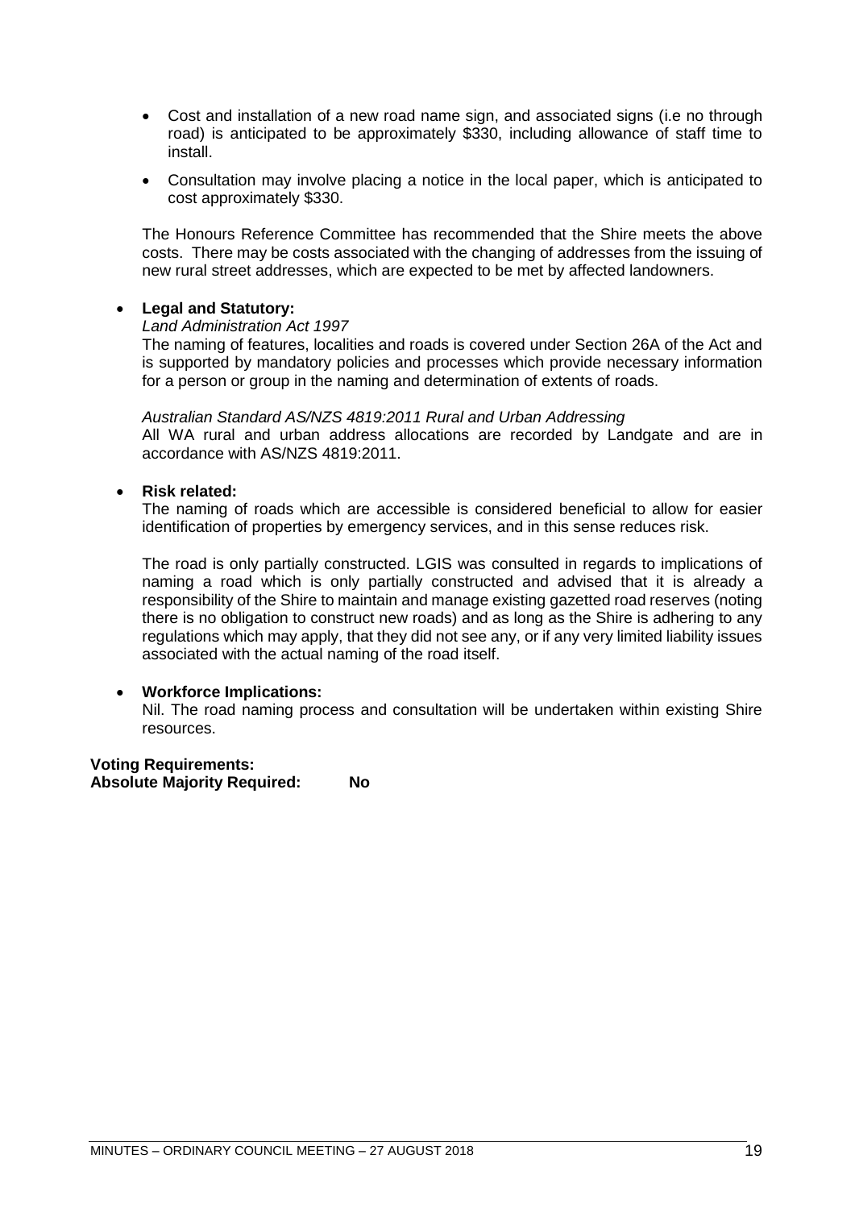- Cost and installation of a new road name sign, and associated signs (i.e no through road) is anticipated to be approximately $330, including allowance of staff time to install.
- Consultation may involve placing a notice in the local paper, which is anticipated to cost approximately $330.

The Honours Reference Committee has recommended that the Shire meets the above costs. There may be costs associated with the changing of addresses from the issuing of new rural street addresses, which are expected to be met by affected landowners.

- **Legal and Statutory:**

  *Land Administration Act 1997*

  The naming of features, localities and roads is covered under Section 26A of the Act and is supported by mandatory policies and processes which provide necessary information for a person or group in the naming and determination of extents of roads.

  *Australian Standard AS/NZS 4819:2011 Rural and Urban Addressing*

  All WA rural and urban address allocations are recorded by Landgate and are in accordance with AS/NZS 4819:2011.

- **Risk related:**

  The naming of roads which are accessible is considered beneficial to allow for easier identification of properties by emergency services, and in this sense reduces risk.

  The road is only partially constructed. LGIS was consulted in regards to implications of naming a road which is only partially constructed and advised that it is already a responsibility of the Shire to maintain and manage existing gazetted road reserves (noting there is no obligation to construct new roads) and as long as the Shire is adhering to any regulations which may apply, that they did not see any, or if any very limited liability issues associated with the actual naming of the road itself.

- **Workforce Implications:**

  Nil. The road naming process and consultation will be undertaken within existing Shire resources.

**Voting Requirements:**
**Absolute Majority Required: No**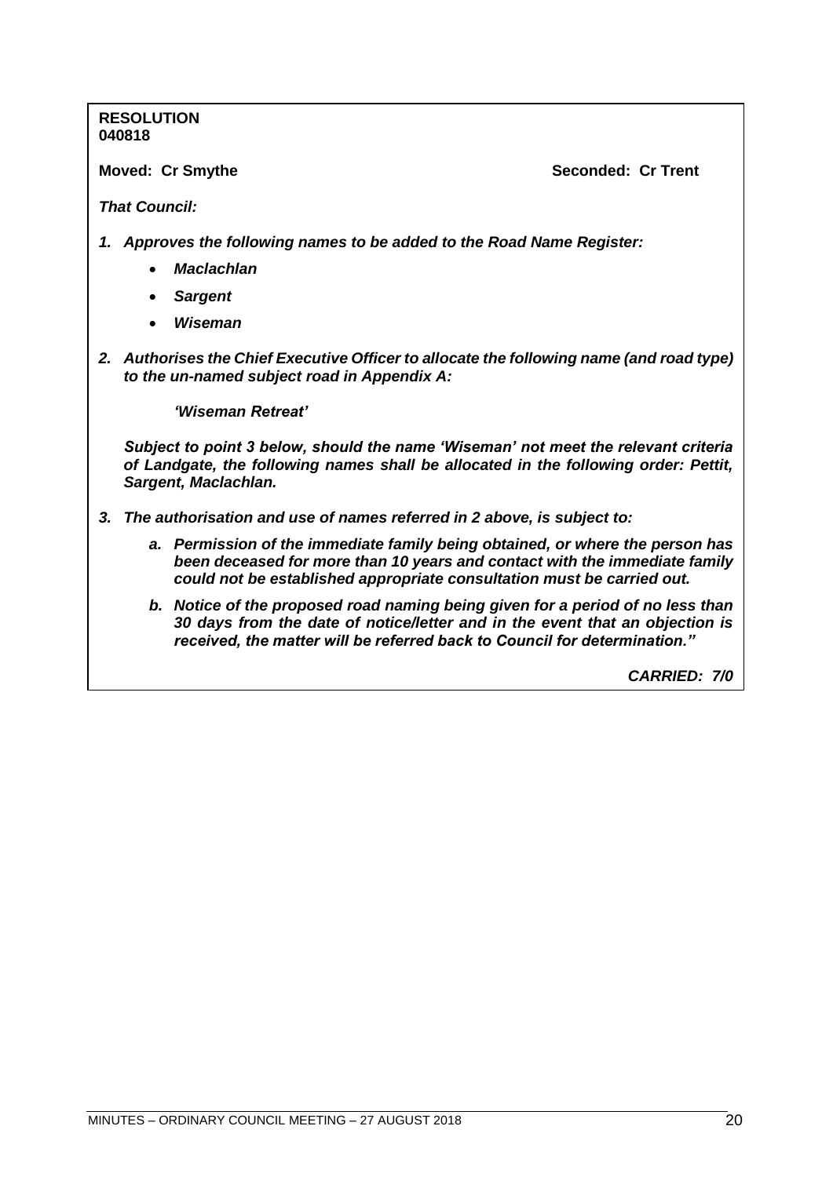**RESOLUTION**
**040818**

**Moved: Cr Smythe** **Seconded: Cr Trent**

***That Council:***

1. ***Approves the following names to be added to the Road Name Register:***
   - ***Maclachlan***
   - ***Sargent***
   - ***Wiseman***
2. ***Authorises the Chief Executive Officer to allocate the following name (and road type) to the un-named subject road in Appendix A:***

   ***'Wiseman Retreat'***

   ***Subject to point 3 below, should the name 'Wiseman' not meet the relevant criteria of Landgate, the following names shall be allocated in the following order: Pettit, Sargent, Maclachlan.***
3. ***The authorisation and use of names referred in 2 above, is subject to:***
   1. ***Permission of the immediate family being obtained, or where the person has been deceased for more than 10 years and contact with the immediate family could not be established appropriate consultation must be carried out.***
   2. ***Notice of the proposed road naming being given for a period of no less than 30 days from the date of notice/letter and in the event that an objection is received, the matter will be referred back to Council for determination."***

***CARRIED: 7/0***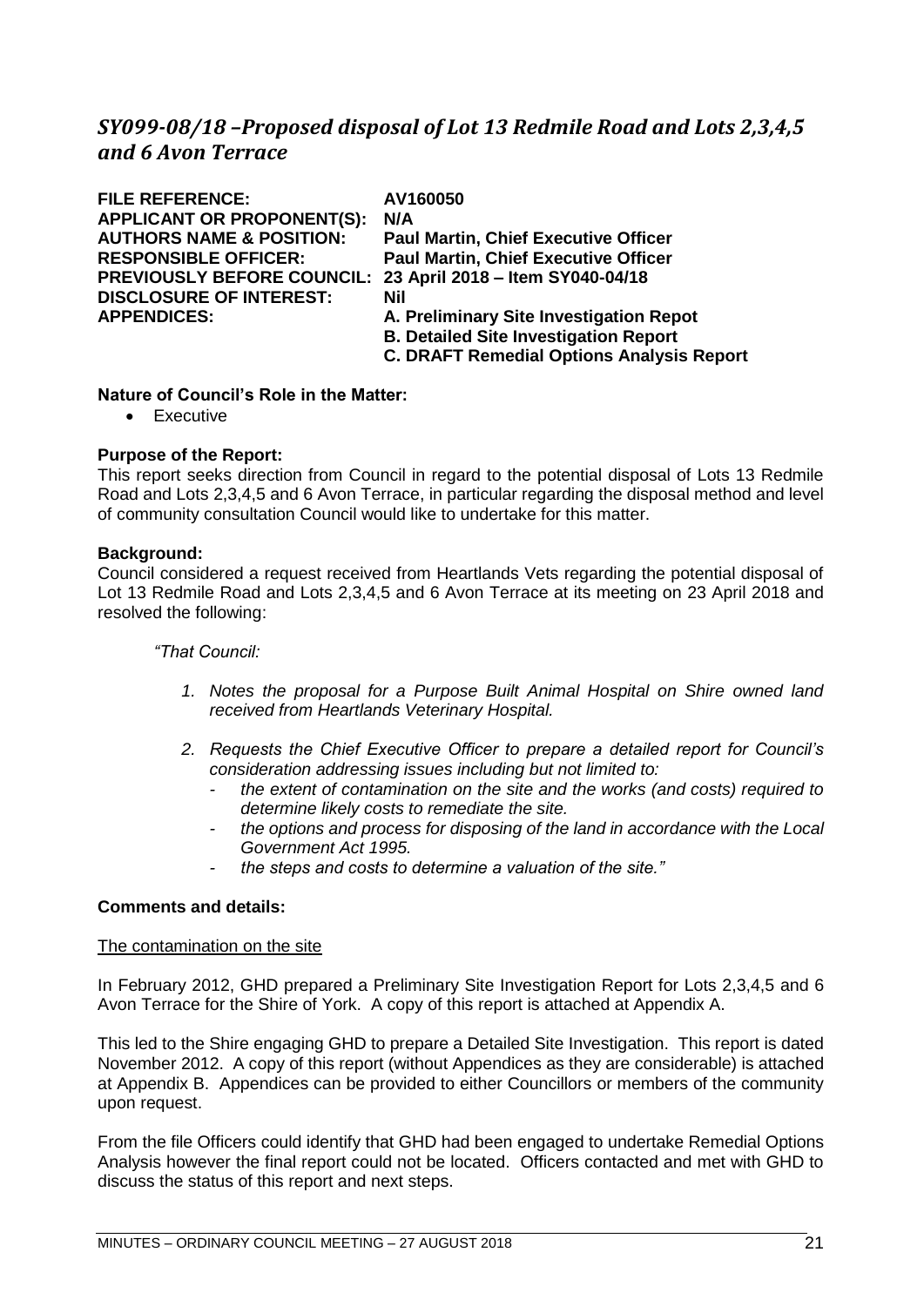## *SY099-08/18 –Proposed disposal of Lot 13 Redmile Road and Lots 2,3,4,5 and 6 Avon Terrace*

| | |
|---|---|
| **FILE REFERENCE:** | **AV160050** |
| **APPLICANT OR PROPONENT(S):** | **N/A** |
| **AUTHORS NAME & POSITION:** | **Paul Martin, Chief Executive Officer** |
| **RESPONSIBLE OFFICER:** | **Paul Martin, Chief Executive Officer** |
| **PREVIOUSLY BEFORE COUNCIL:** | **23 April 2018 – Item SY040-04/18** |
| **DISCLOSURE OF INTEREST:** | **Nil** |
| **APPENDICES:** | **A. Preliminary Site Investigation Repot**<br>**B. Detailed Site Investigation Report**<br>**C. DRAFT Remedial Options Analysis Report** |

**Nature of Council's Role in the Matter:**

- Executive

**Purpose of the Report:**

This report seeks direction from Council in regard to the potential disposal of Lots 13 Redmile Road and Lots 2,3,4,5 and 6 Avon Terrace, in particular regarding the disposal method and level of community consultation Council would like to undertake for this matter.

**Background:**

Council considered a request received from Heartlands Vets regarding the potential disposal of Lot 13 Redmile Road and Lots 2,3,4,5 and 6 Avon Terrace at its meeting on 23 April 2018 and resolved the following:

*"That Council:*

1. *Notes the proposal for a Purpose Built Animal Hospital on Shire owned land received from Heartlands Veterinary Hospital.*
2. *Requests the Chief Executive Officer to prepare a detailed report for Council's consideration addressing issues including but not limited to:*
   - *the extent of contamination on the site and the works (and costs) required to determine likely costs to remediate the site.*
   - *the options and process for disposing of the land in accordance with the Local Government Act 1995.*
   - *the steps and costs to determine a valuation of the site."*

**Comments and details:**

The contamination on the site

In February 2012, GHD prepared a Preliminary Site Investigation Report for Lots 2,3,4,5 and 6 Avon Terrace for the Shire of York. A copy of this report is attached at Appendix A.

This led to the Shire engaging GHD to prepare a Detailed Site Investigation. This report is dated November 2012. A copy of this report (without Appendices as they are considerable) is attached at Appendix B. Appendices can be provided to either Councillors or members of the community upon request.

From the file Officers could identify that GHD had been engaged to undertake Remedial Options Analysis however the final report could not be located. Officers contacted and met with GHD to discuss the status of this report and next steps.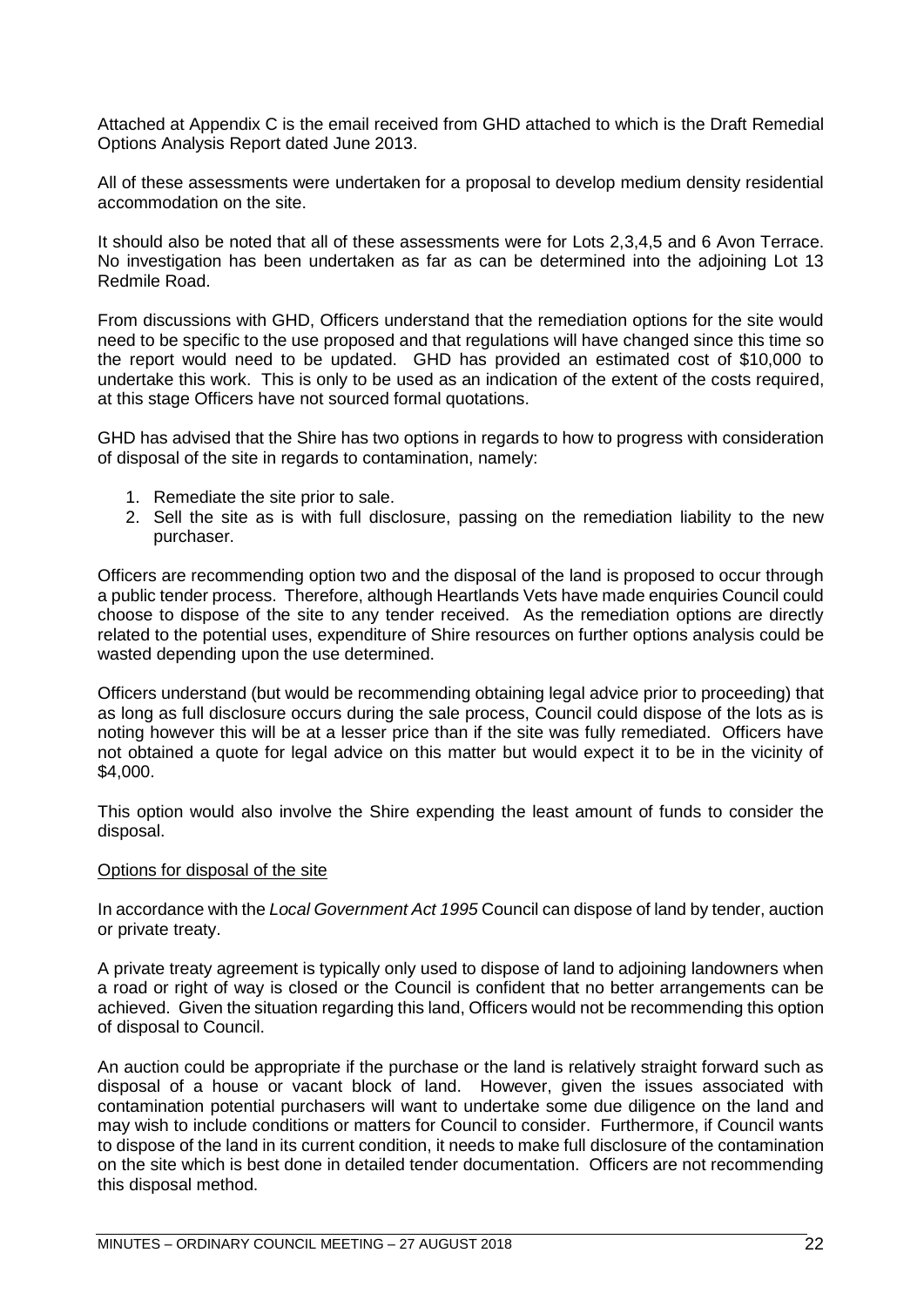Attached at Appendix C is the email received from GHD attached to which is the Draft Remedial Options Analysis Report dated June 2013.

All of these assessments were undertaken for a proposal to develop medium density residential accommodation on the site.

It should also be noted that all of these assessments were for Lots 2,3,4,5 and 6 Avon Terrace. No investigation has been undertaken as far as can be determined into the adjoining Lot 13 Redmile Road.

From discussions with GHD, Officers understand that the remediation options for the site would need to be specific to the use proposed and that regulations will have changed since this time so the report would need to be updated. GHD has provided an estimated cost of $10,000 to undertake this work. This is only to be used as an indication of the extent of the costs required, at this stage Officers have not sourced formal quotations.

GHD has advised that the Shire has two options in regards to how to progress with consideration of disposal of the site in regards to contamination, namely:

1. Remediate the site prior to sale.
2. Sell the site as is with full disclosure, passing on the remediation liability to the new purchaser.

Officers are recommending option two and the disposal of the land is proposed to occur through a public tender process. Therefore, although Heartlands Vets have made enquiries Council could choose to dispose of the site to any tender received. As the remediation options are directly related to the potential uses, expenditure of Shire resources on further options analysis could be wasted depending upon the use determined.

Officers understand (but would be recommending obtaining legal advice prior to proceeding) that as long as full disclosure occurs during the sale process, Council could dispose of the lots as is noting however this will be at a lesser price than if the site was fully remediated. Officers have not obtained a quote for legal advice on this matter but would expect it to be in the vicinity of $4,000.

This option would also involve the Shire expending the least amount of funds to consider the disposal.

Options for disposal of the site

In accordance with the *Local Government Act 1995* Council can dispose of land by tender, auction or private treaty.

A private treaty agreement is typically only used to dispose of land to adjoining landowners when a road or right of way is closed or the Council is confident that no better arrangements can be achieved. Given the situation regarding this land, Officers would not be recommending this option of disposal to Council.

An auction could be appropriate if the purchase or the land is relatively straight forward such as disposal of a house or vacant block of land. However, given the issues associated with contamination potential purchasers will want to undertake some due diligence on the land and may wish to include conditions or matters for Council to consider. Furthermore, if Council wants to dispose of the land in its current condition, it needs to make full disclosure of the contamination on the site which is best done in detailed tender documentation. Officers are not recommending this disposal method.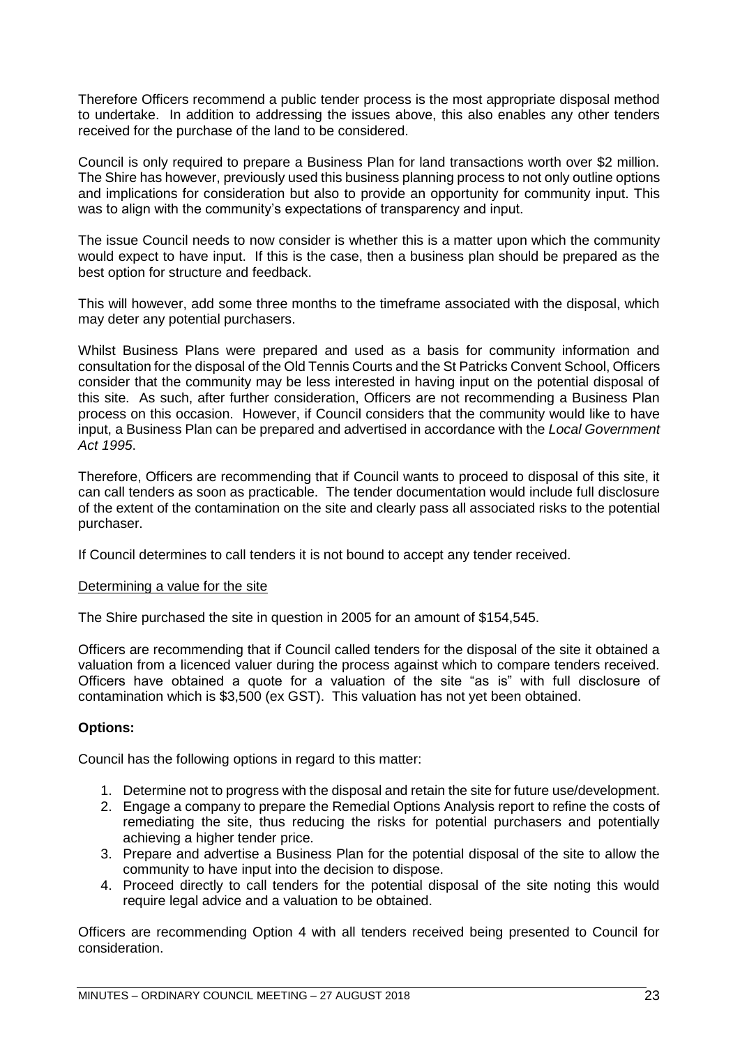Therefore Officers recommend a public tender process is the most appropriate disposal method to undertake. In addition to addressing the issues above, this also enables any other tenders received for the purchase of the land to be considered.

Council is only required to prepare a Business Plan for land transactions worth over $2 million. The Shire has however, previously used this business planning process to not only outline options and implications for consideration but also to provide an opportunity for community input. This was to align with the community's expectations of transparency and input.

The issue Council needs to now consider is whether this is a matter upon which the community would expect to have input. If this is the case, then a business plan should be prepared as the best option for structure and feedback.

This will however, add some three months to the timeframe associated with the disposal, which may deter any potential purchasers.

Whilst Business Plans were prepared and used as a basis for community information and consultation for the disposal of the Old Tennis Courts and the St Patricks Convent School, Officers consider that the community may be less interested in having input on the potential disposal of this site. As such, after further consideration, Officers are not recommending a Business Plan process on this occasion. However, if Council considers that the community would like to have input, a Business Plan can be prepared and advertised in accordance with the *Local Government Act 1995*.

Therefore, Officers are recommending that if Council wants to proceed to disposal of this site, it can call tenders as soon as practicable. The tender documentation would include full disclosure of the extent of the contamination on the site and clearly pass all associated risks to the potential purchaser.

If Council determines to call tenders it is not bound to accept any tender received.

<u>Determining a value for the site</u>

The Shire purchased the site in question in 2005 for an amount of $154,545.

Officers are recommending that if Council called tenders for the disposal of the site it obtained a valuation from a licenced valuer during the process against which to compare tenders received. Officers have obtained a quote for a valuation of the site "as is" with full disclosure of contamination which is $3,500 (ex GST). This valuation has not yet been obtained.

**Options:**

Council has the following options in regard to this matter:

1. Determine not to progress with the disposal and retain the site for future use/development.
2. Engage a company to prepare the Remedial Options Analysis report to refine the costs of remediating the site, thus reducing the risks for potential purchasers and potentially achieving a higher tender price.
3. Prepare and advertise a Business Plan for the potential disposal of the site to allow the community to have input into the decision to dispose.
4. Proceed directly to call tenders for the potential disposal of the site noting this would require legal advice and a valuation to be obtained.

Officers are recommending Option 4 with all tenders received being presented to Council for consideration.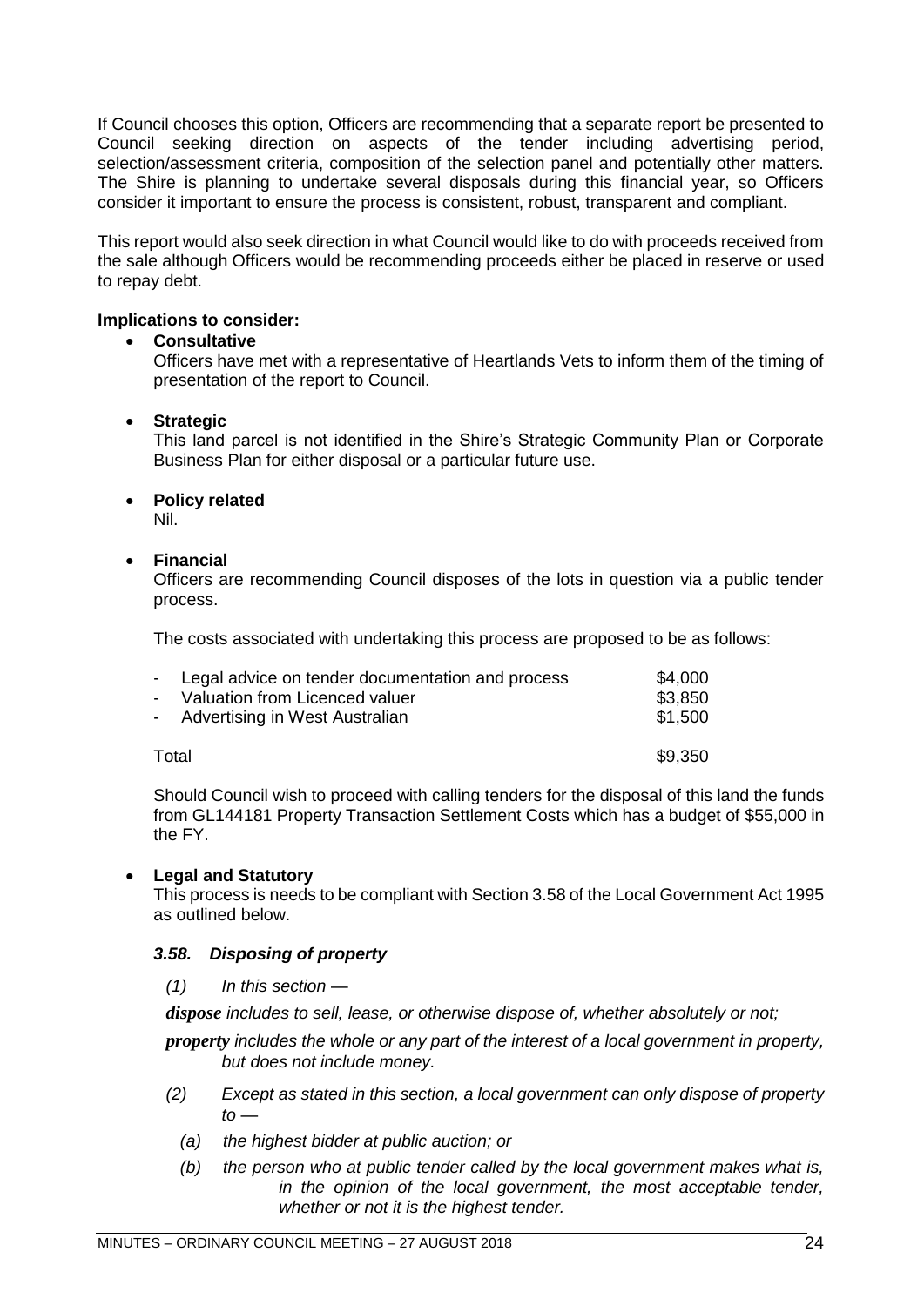If Council chooses this option, Officers are recommending that a separate report be presented to Council seeking direction on aspects of the tender including advertising period, selection/assessment criteria, composition of the selection panel and potentially other matters. The Shire is planning to undertake several disposals during this financial year, so Officers consider it important to ensure the process is consistent, robust, transparent and compliant.

This report would also seek direction in what Council would like to do with proceeds received from the sale although Officers would be recommending proceeds either be placed in reserve or used to repay debt.

**Implications to consider:**

- **Consultative**
  Officers have met with a representative of Heartlands Vets to inform them of the timing of presentation of the report to Council.

- **Strategic**
  This land parcel is not identified in the Shire's Strategic Community Plan or Corporate Business Plan for either disposal or a particular future use.

- **Policy related**
  Nil.

- **Financial**
  Officers are recommending Council disposes of the lots in question via a public tender process.

  The costs associated with undertaking this process are proposed to be as follows:

  | | |
  |---|---|
  | - Legal advice on tender documentation and process | \$4,000 |
  | - Valuation from Licenced valuer | \$3,850 |
  | - Advertising in West Australian | \$1,500 |
  | Total | \$9,350 |

  Should Council wish to proceed with calling tenders for the disposal of this land the funds from GL144181 Property Transaction Settlement Costs which has a budget of \$55,000 in the FY.

- **Legal and Statutory**
  This process is needs to be compliant with Section 3.58 of the Local Government Act 1995 as outlined below.

  ***3.58. Disposing of property***

  *(1) In this section —*

  ***dispose*** *includes to sell, lease, or otherwise dispose of, whether absolutely or not;*

  ***property*** *includes the whole or any part of the interest of a local government in property, but does not include money.*

  *(2) Except as stated in this section, a local government can only dispose of property to —*

  *(a) the highest bidder at public auction; or*

  *(b) the person who at public tender called by the local government makes what is, in the opinion of the local government, the most acceptable tender, whether or not it is the highest tender.*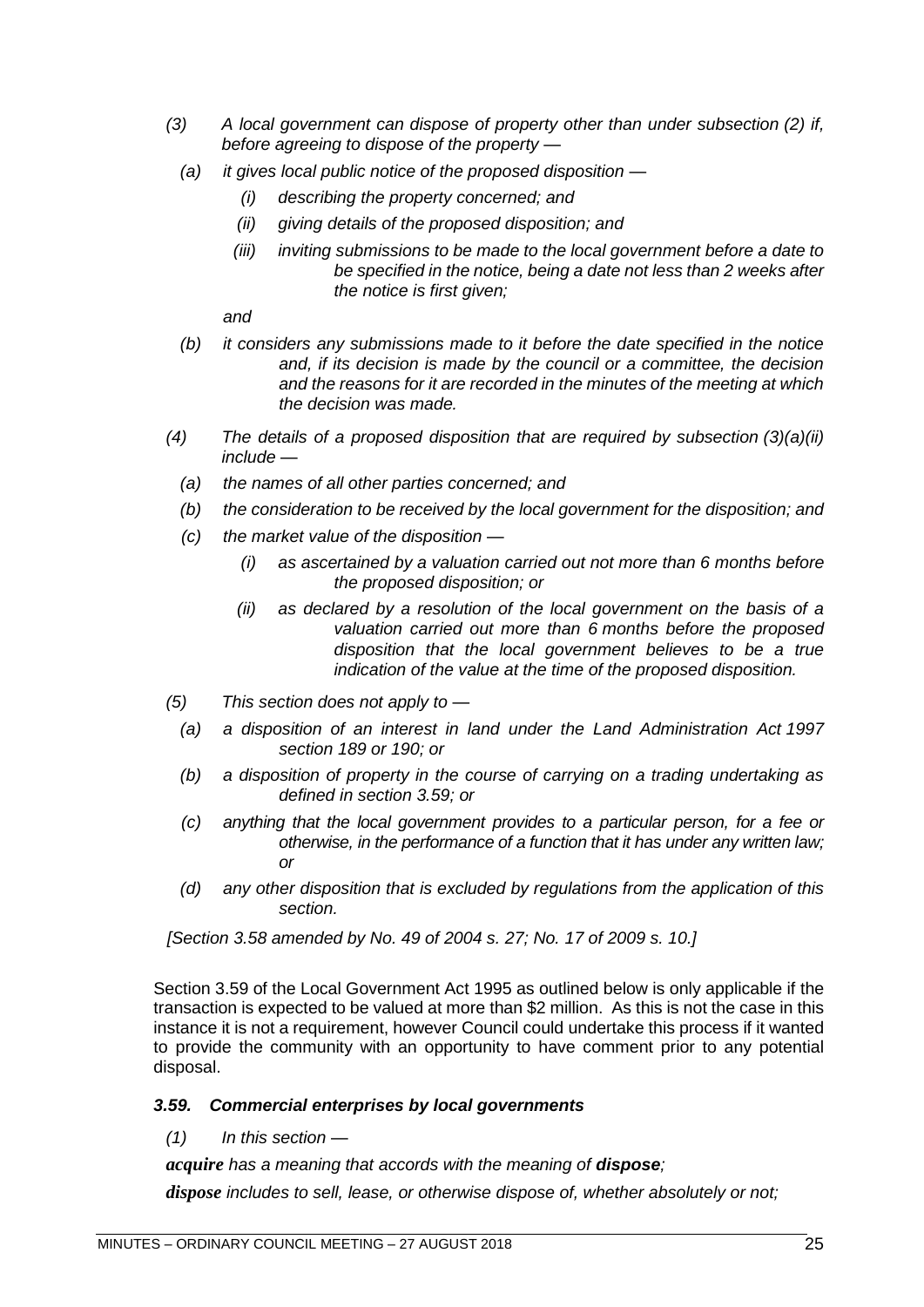*(3) A local government can dispose of property other than under subsection (2) if, before agreeing to dispose of the property —*

*(a) it gives local public notice of the proposed disposition —*

*(i) describing the property concerned; and*

*(ii) giving details of the proposed disposition; and*

*(iii) inviting submissions to be made to the local government before a date to be specified in the notice, being a date not less than 2 weeks after the notice is first given;*

*and*

*(b) it considers any submissions made to it before the date specified in the notice and, if its decision is made by the council or a committee, the decision and the reasons for it are recorded in the minutes of the meeting at which the decision was made.*

*(4) The details of a proposed disposition that are required by subsection (3)(a)(ii) include —*

*(a) the names of all other parties concerned; and*

*(b) the consideration to be received by the local government for the disposition; and*

*(c) the market value of the disposition —*

*(i) as ascertained by a valuation carried out not more than 6 months before the proposed disposition; or*

*(ii) as declared by a resolution of the local government on the basis of a valuation carried out more than 6 months before the proposed disposition that the local government believes to be a true indication of the value at the time of the proposed disposition.*

*(5) This section does not apply to —*

*(a) a disposition of an interest in land under the Land Administration Act 1997 section 189 or 190; or*

*(b) a disposition of property in the course of carrying on a trading undertaking as defined in section 3.59; or*

*(c) anything that the local government provides to a particular person, for a fee or otherwise, in the performance of a function that it has under any written law; or*

*(d) any other disposition that is excluded by regulations from the application of this section.*

*[Section 3.58 amended by No. 49 of 2004 s. 27; No. 17 of 2009 s. 10.]*

Section 3.59 of the Local Government Act 1995 as outlined below is only applicable if the transaction is expected to be valued at more than $2 million. As this is not the case in this instance it is not a requirement, however Council could undertake this process if it wanted to provide the community with an opportunity to have comment prior to any potential disposal.

### *3.59. Commercial enterprises by local governments*

*(1) In this section —*

***acquire*** *has a meaning that accords with the meaning of* ***dispose****;*

***dispose*** *includes to sell, lease, or otherwise dispose of, whether absolutely or not;*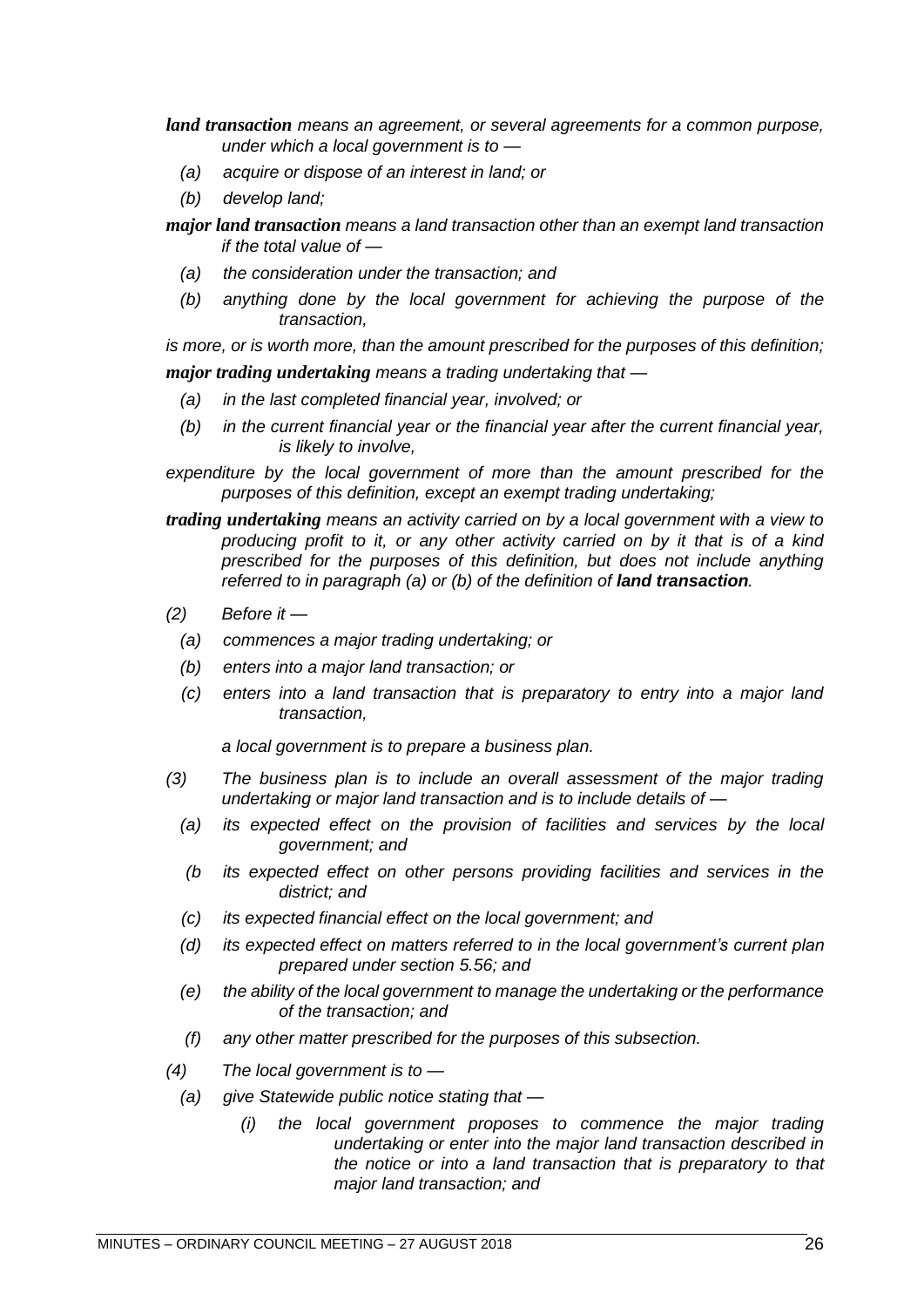***land transaction*** *means an agreement, or several agreements for a common purpose, under which a local government is to —*

*(a) acquire or dispose of an interest in land; or*

*(b) develop land;*

***major land transaction*** *means a land transaction other than an exempt land transaction if the total value of —*

*(a) the consideration under the transaction; and*

*(b) anything done by the local government for achieving the purpose of the transaction,*

*is more, or is worth more, than the amount prescribed for the purposes of this definition;*

***major trading undertaking*** *means a trading undertaking that —*

*(a) in the last completed financial year, involved; or*

*(b) in the current financial year or the financial year after the current financial year, is likely to involve,*

*expenditure by the local government of more than the amount prescribed for the purposes of this definition, except an exempt trading undertaking;*

***trading undertaking*** *means an activity carried on by a local government with a view to producing profit to it, or any other activity carried on by it that is of a kind prescribed for the purposes of this definition, but does not include anything referred to in paragraph (a) or (b) of the definition of* ***land transaction****.*

*(2) Before it —*

*(a) commences a major trading undertaking; or*

*(b) enters into a major land transaction; or*

*(c) enters into a land transaction that is preparatory to entry into a major land transaction,*

*a local government is to prepare a business plan.*

*(3) The business plan is to include an overall assessment of the major trading undertaking or major land transaction and is to include details of —*

*(a) its expected effect on the provision of facilities and services by the local government; and*

*(b its expected effect on other persons providing facilities and services in the district; and*

*(c) its expected financial effect on the local government; and*

*(d) its expected effect on matters referred to in the local government's current plan prepared under section 5.56; and*

*(e) the ability of the local government to manage the undertaking or the performance of the transaction; and*

*(f) any other matter prescribed for the purposes of this subsection.*

*(4) The local government is to —*

*(a) give Statewide public notice stating that —*

*(i) the local government proposes to commence the major trading undertaking or enter into the major land transaction described in the notice or into a land transaction that is preparatory to that major land transaction; and*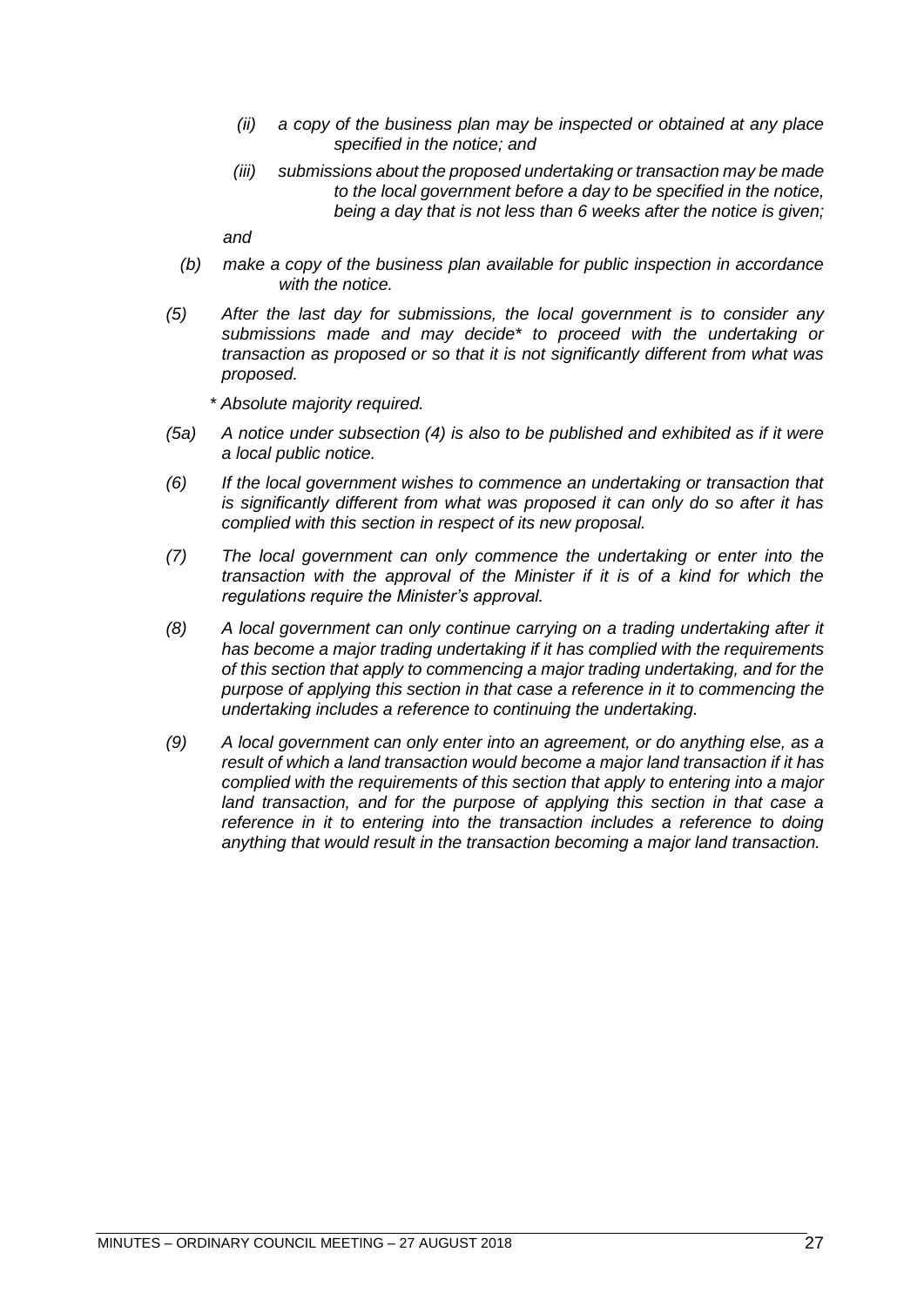*(ii) a copy of the business plan may be inspected or obtained at any place specified in the notice; and*

*(iii) submissions about the proposed undertaking or transaction may be made to the local government before a day to be specified in the notice, being a day that is not less than 6 weeks after the notice is given;*

*and*

*(b) make a copy of the business plan available for public inspection in accordance with the notice.*

*(5) After the last day for submissions, the local government is to consider any submissions made and may decide* to proceed with the undertaking or transaction as proposed or so that it is not significantly different from what was proposed.*

** Absolute majority required.*

*(5a) A notice under subsection (4) is also to be published and exhibited as if it were a local public notice.*

*(6) If the local government wishes to commence an undertaking or transaction that is significantly different from what was proposed it can only do so after it has complied with this section in respect of its new proposal.*

*(7) The local government can only commence the undertaking or enter into the transaction with the approval of the Minister if it is of a kind for which the regulations require the Minister's approval.*

*(8) A local government can only continue carrying on a trading undertaking after it has become a major trading undertaking if it has complied with the requirements of this section that apply to commencing a major trading undertaking, and for the purpose of applying this section in that case a reference in it to commencing the undertaking includes a reference to continuing the undertaking.*

*(9) A local government can only enter into an agreement, or do anything else, as a result of which a land transaction would become a major land transaction if it has complied with the requirements of this section that apply to entering into a major land transaction, and for the purpose of applying this section in that case a reference in it to entering into the transaction includes a reference to doing anything that would result in the transaction becoming a major land transaction.*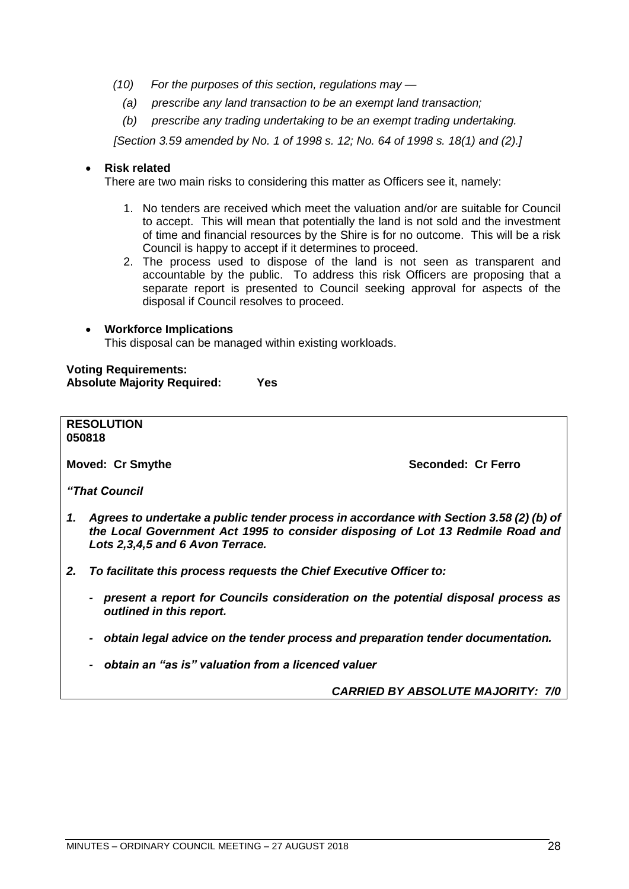*(10) For the purposes of this section, regulations may —*

*(a) prescribe any land transaction to be an exempt land transaction;*

*(b) prescribe any trading undertaking to be an exempt trading undertaking.*

*[Section 3.59 amended by No. 1 of 1998 s. 12; No. 64 of 1998 s. 18(1) and (2).]*

- **Risk related**

  There are two main risks to considering this matter as Officers see it, namely:

  1. No tenders are received which meet the valuation and/or are suitable for Council to accept. This will mean that potentially the land is not sold and the investment of time and financial resources by the Shire is for no outcome. This will be a risk Council is happy to accept if it determines to proceed.
  2. The process used to dispose of the land is not seen as transparent and accountable by the public. To address this risk Officers are proposing that a separate report is presented to Council seeking approval for aspects of the disposal if Council resolves to proceed.

- **Workforce Implications**

  This disposal can be managed within existing workloads.

**Voting Requirements:**
**Absolute Majority Required: Yes**

**RESOLUTION**
**050818**

**Moved: Cr Smythe** **Seconded: Cr Ferro**

***"That Council***

***1. Agrees to undertake a public tender process in accordance with Section 3.58 (2) (b) of the Local Government Act 1995 to consider disposing of Lot 13 Redmile Road and Lots 2,3,4,5 and 6 Avon Terrace.***

***2. To facilitate this process requests the Chief Executive Officer to:***

- ***present a report for Councils consideration on the potential disposal process as outlined in this report.***
- ***obtain legal advice on the tender process and preparation tender documentation.***
- ***obtain an "as is" valuation from a licenced valuer***

***CARRIED BY ABSOLUTE MAJORITY: 7/0***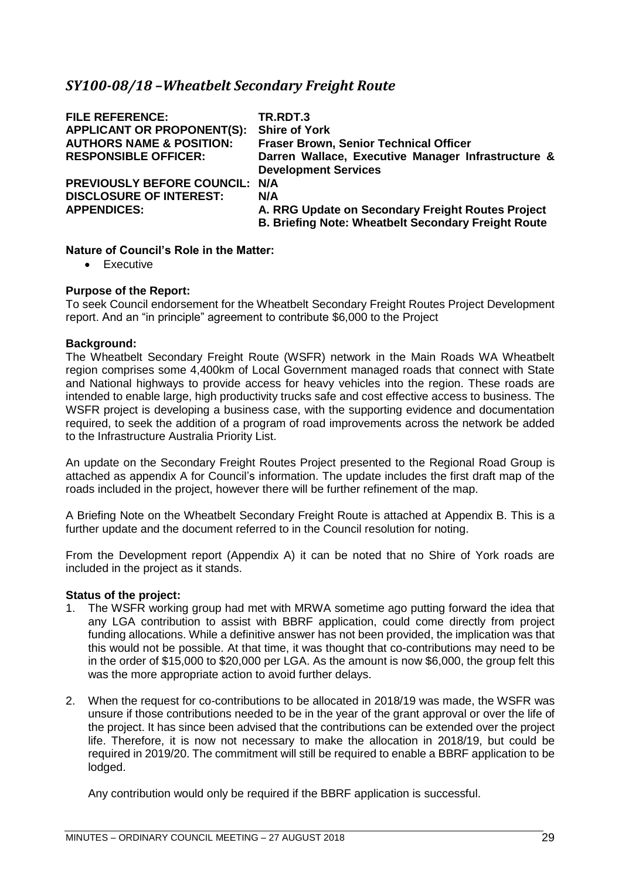## *SY100-08/18 –Wheatbelt Secondary Freight Route*

| | |
|---|---|
| **FILE REFERENCE:** | **TR.RDT.3** |
| **APPLICANT OR PROPONENT(S):** | **Shire of York** |
| **AUTHORS NAME & POSITION:** | **Fraser Brown, Senior Technical Officer** |
| **RESPONSIBLE OFFICER:** | **Darren Wallace, Executive Manager Infrastructure & Development Services** |
| **PREVIOUSLY BEFORE COUNCIL:** | **N/A** |
| **DISCLOSURE OF INTEREST:** | **N/A** |
| **APPENDICES:** | **A. RRG Update on Secondary Freight Routes Project**<br>**B. Briefing Note: Wheatbelt Secondary Freight Route** |

**Nature of Council's Role in the Matter:**

- Executive

**Purpose of the Report:**

To seek Council endorsement for the Wheatbelt Secondary Freight Routes Project Development report. And an "in principle" agreement to contribute $6,000 to the Project

**Background:**

The Wheatbelt Secondary Freight Route (WSFR) network in the Main Roads WA Wheatbelt region comprises some 4,400km of Local Government managed roads that connect with State and National highways to provide access for heavy vehicles into the region. These roads are intended to enable large, high productivity trucks safe and cost effective access to business. The WSFR project is developing a business case, with the supporting evidence and documentation required, to seek the addition of a program of road improvements across the network be added to the Infrastructure Australia Priority List.

An update on the Secondary Freight Routes Project presented to the Regional Road Group is attached as appendix A for Council's information. The update includes the first draft map of the roads included in the project, however there will be further refinement of the map.

A Briefing Note on the Wheatbelt Secondary Freight Route is attached at Appendix B. This is a further update and the document referred to in the Council resolution for noting.

From the Development report (Appendix A) it can be noted that no Shire of York roads are included in the project as it stands.

**Status of the project:**

1. The WSFR working group had met with MRWA sometime ago putting forward the idea that any LGA contribution to assist with BBRF application, could come directly from project funding allocations. While a definitive answer has not been provided, the implication was that this would not be possible. At that time, it was thought that co-contributions may need to be in the order of $15,000 to $20,000 per LGA. As the amount is now $6,000, the group felt this was the more appropriate action to avoid further delays.

2. When the request for co-contributions to be allocated in 2018/19 was made, the WSFR was unsure if those contributions needed to be in the year of the grant approval or over the life of the project. It has since been advised that the contributions can be extended over the project life. Therefore, it is now not necessary to make the allocation in 2018/19, but could be required in 2019/20. The commitment will still be required to enable a BBRF application to be lodged.

   Any contribution would only be required if the BBRF application is successful.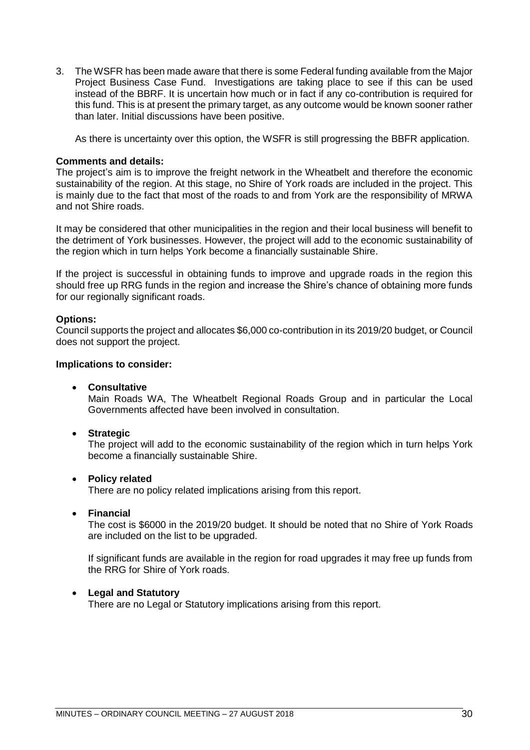3. The WSFR has been made aware that there is some Federal funding available from the Major Project Business Case Fund. Investigations are taking place to see if this can be used instead of the BBRF. It is uncertain how much or in fact if any co-contribution is required for this fund. This is at present the primary target, as any outcome would be known sooner rather than later. Initial discussions have been positive.

   As there is uncertainty over this option, the WSFR is still progressing the BBFR application.

**Comments and details:**
The project's aim is to improve the freight network in the Wheatbelt and therefore the economic sustainability of the region. At this stage, no Shire of York roads are included in the project. This is mainly due to the fact that most of the roads to and from York are the responsibility of MRWA and not Shire roads.

It may be considered that other municipalities in the region and their local business will benefit to the detriment of York businesses. However, the project will add to the economic sustainability of the region which in turn helps York become a financially sustainable Shire.

If the project is successful in obtaining funds to improve and upgrade roads in the region this should free up RRG funds in the region and increase the Shire's chance of obtaining more funds for our regionally significant roads.

**Options:**
Council supports the project and allocates $6,000 co-contribution in its 2019/20 budget, or Council does not support the project.

**Implications to consider:**

- **Consultative**
  Main Roads WA, The Wheatbelt Regional Roads Group and in particular the Local Governments affected have been involved in consultation.

- **Strategic**
  The project will add to the economic sustainability of the region which in turn helps York become a financially sustainable Shire.

- **Policy related**
  There are no policy related implications arising from this report.

- **Financial**
  The cost is $6000 in the 2019/20 budget. It should be noted that no Shire of York Roads are included on the list to be upgraded.

  If significant funds are available in the region for road upgrades it may free up funds from the RRG for Shire of York roads.

- **Legal and Statutory**
  There are no Legal or Statutory implications arising from this report.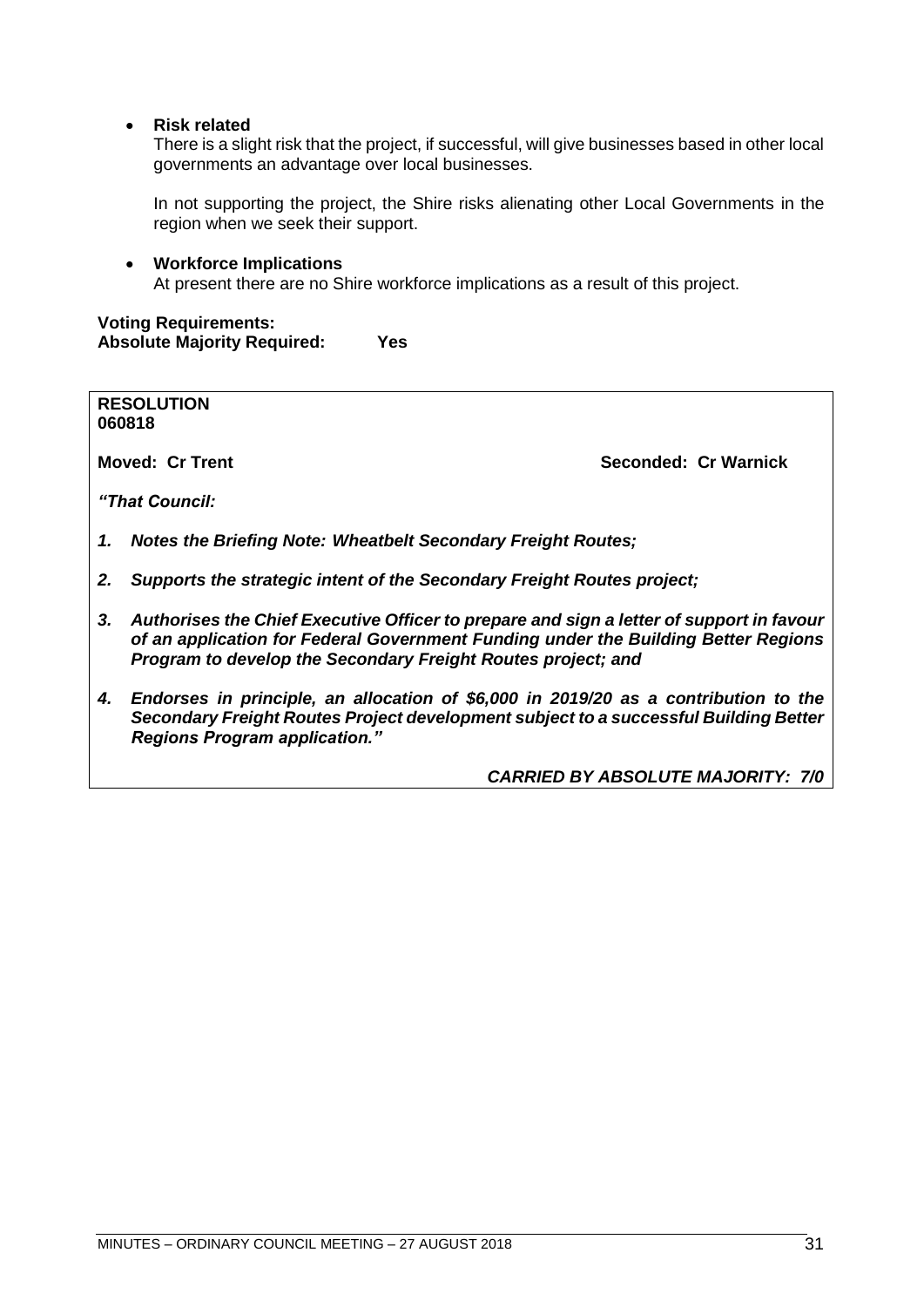- **Risk related**
  There is a slight risk that the project, if successful, will give businesses based in other local governments an advantage over local businesses.

  In not supporting the project, the Shire risks alienating other Local Governments in the region when we seek their support.

- **Workforce Implications**
  At present there are no Shire workforce implications as a result of this project.

**Voting Requirements:**
**Absolute Majority Required: Yes**

**RESOLUTION**
**060818**

**Moved: Cr Trent** **Seconded: Cr Warnick**

***"That Council:***

1. ***Notes the Briefing Note: Wheatbelt Secondary Freight Routes;***
2. ***Supports the strategic intent of the Secondary Freight Routes project;***
3. ***Authorises the Chief Executive Officer to prepare and sign a letter of support in favour of an application for Federal Government Funding under the Building Better Regions Program to develop the Secondary Freight Routes project; and***
4. ***Endorses in principle, an allocation of $6,000 in 2019/20 as a contribution to the Secondary Freight Routes Project development subject to a successful Building Better Regions Program application."***

***CARRIED BY ABSOLUTE MAJORITY: 7/0***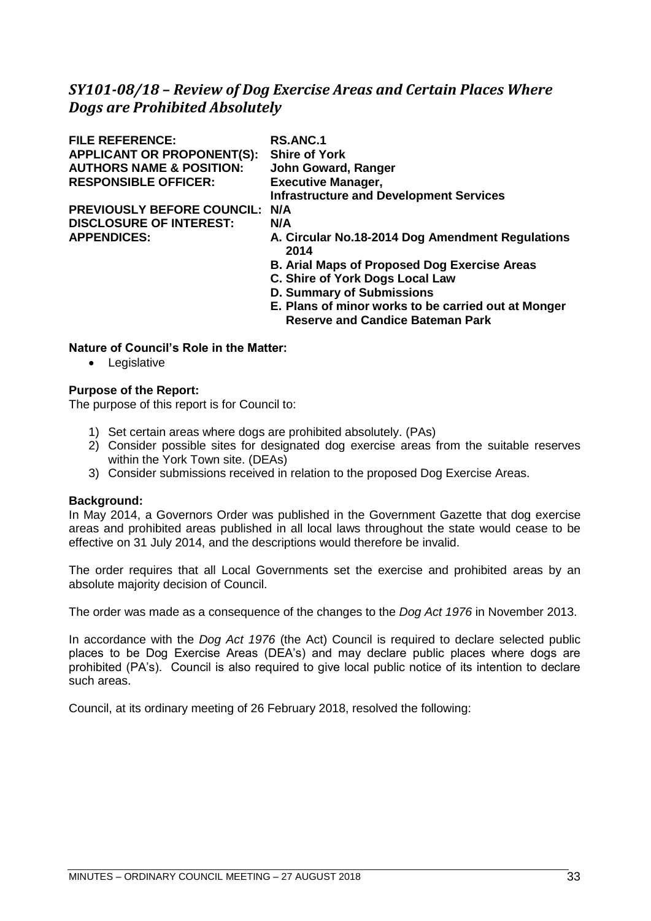## *SY101-08/18 – Review of Dog Exercise Areas and Certain Places Where Dogs are Prohibited Absolutely*

| | |
|---|---|
| **FILE REFERENCE:** | **RS.ANC.1** |
| **APPLICANT OR PROPONENT(S):** | **Shire of York** |
| **AUTHORS NAME & POSITION:** | **John Goward, Ranger** |
| **RESPONSIBLE OFFICER:** | **Executive Manager, Infrastructure and Development Services** |
| **PREVIOUSLY BEFORE COUNCIL:** | **N/A** |
| **DISCLOSURE OF INTEREST:** | **N/A** |
| **APPENDICES:** | **A. Circular No.18-2014 Dog Amendment Regulations 2014**<br>**B. Arial Maps of Proposed Dog Exercise Areas**<br>**C. Shire of York Dogs Local Law**<br>**D. Summary of Submissions**<br>**E. Plans of minor works to be carried out at Monger Reserve and Candice Bateman Park** |

**Nature of Council's Role in the Matter:**

- Legislative

**Purpose of the Report:**

The purpose of this report is for Council to:

1) Set certain areas where dogs are prohibited absolutely. (PAs)
2) Consider possible sites for designated dog exercise areas from the suitable reserves within the York Town site. (DEAs)
3) Consider submissions received in relation to the proposed Dog Exercise Areas.

**Background:**

In May 2014, a Governors Order was published in the Government Gazette that dog exercise areas and prohibited areas published in all local laws throughout the state would cease to be effective on 31 July 2014, and the descriptions would therefore be invalid.

The order requires that all Local Governments set the exercise and prohibited areas by an absolute majority decision of Council.

The order was made as a consequence of the changes to the *Dog Act 1976* in November 2013.

In accordance with the *Dog Act 1976* (the Act) Council is required to declare selected public places to be Dog Exercise Areas (DEA's) and may declare public places where dogs are prohibited (PA's). Council is also required to give local public notice of its intention to declare such areas.

Council, at its ordinary meeting of 26 February 2018, resolved the following: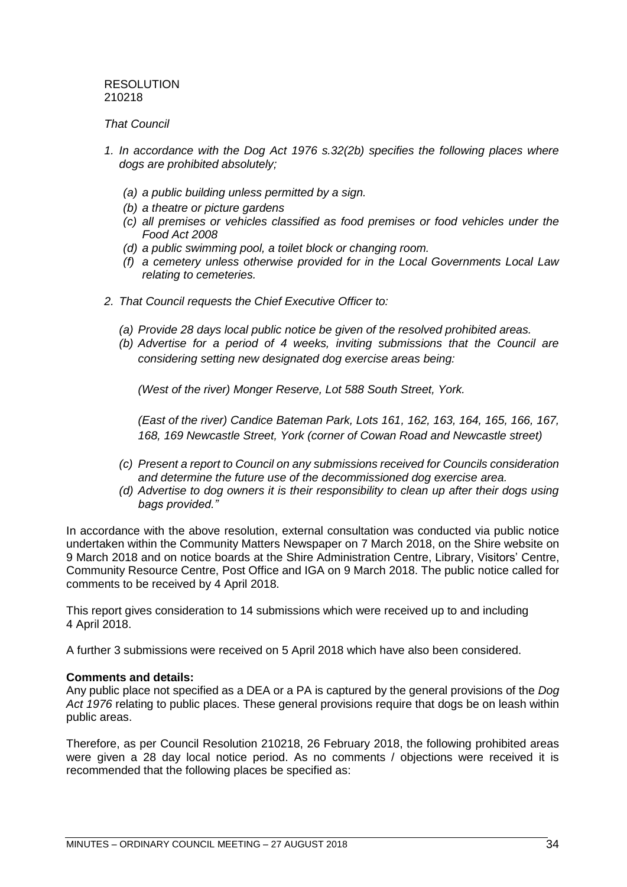RESOLUTION
210218

*That Council*

1. *In accordance with the Dog Act 1976 s.32(2b) specifies the following places where dogs are prohibited absolutely;*

   *(a) a public building unless permitted by a sign.*
   *(b) a theatre or picture gardens*
   *(c) all premises or vehicles classified as food premises or food vehicles under the Food Act 2008*
   *(d) a public swimming pool, a toilet block or changing room.*
   *(f) a cemetery unless otherwise provided for in the Local Governments Local Law relating to cemeteries.*

2. *That Council requests the Chief Executive Officer to:*

   *(a) Provide 28 days local public notice be given of the resolved prohibited areas.*
   *(b) Advertise for a period of 4 weeks, inviting submissions that the Council are considering setting new designated dog exercise areas being:*

   *(West of the river) Monger Reserve, Lot 588 South Street, York.*

   *(East of the river) Candice Bateman Park, Lots 161, 162, 163, 164, 165, 166, 167, 168, 169 Newcastle Street, York (corner of Cowan Road and Newcastle street)*

   *(c) Present a report to Council on any submissions received for Councils consideration and determine the future use of the decommissioned dog exercise area.*
   *(d) Advertise to dog owners it is their responsibility to clean up after their dogs using bags provided."*

In accordance with the above resolution, external consultation was conducted via public notice undertaken within the Community Matters Newspaper on 7 March 2018, on the Shire website on 9 March 2018 and on notice boards at the Shire Administration Centre, Library, Visitors' Centre, Community Resource Centre, Post Office and IGA on 9 March 2018. The public notice called for comments to be received by 4 April 2018.

This report gives consideration to 14 submissions which were received up to and including 4 April 2018.

A further 3 submissions were received on 5 April 2018 which have also been considered.

**Comments and details:**
Any public place not specified as a DEA or a PA is captured by the general provisions of the *Dog Act 1976* relating to public places. These general provisions require that dogs be on leash within public areas.

Therefore, as per Council Resolution 210218, 26 February 2018, the following prohibited areas were given a 28 day local notice period. As no comments / objections were received it is recommended that the following places be specified as: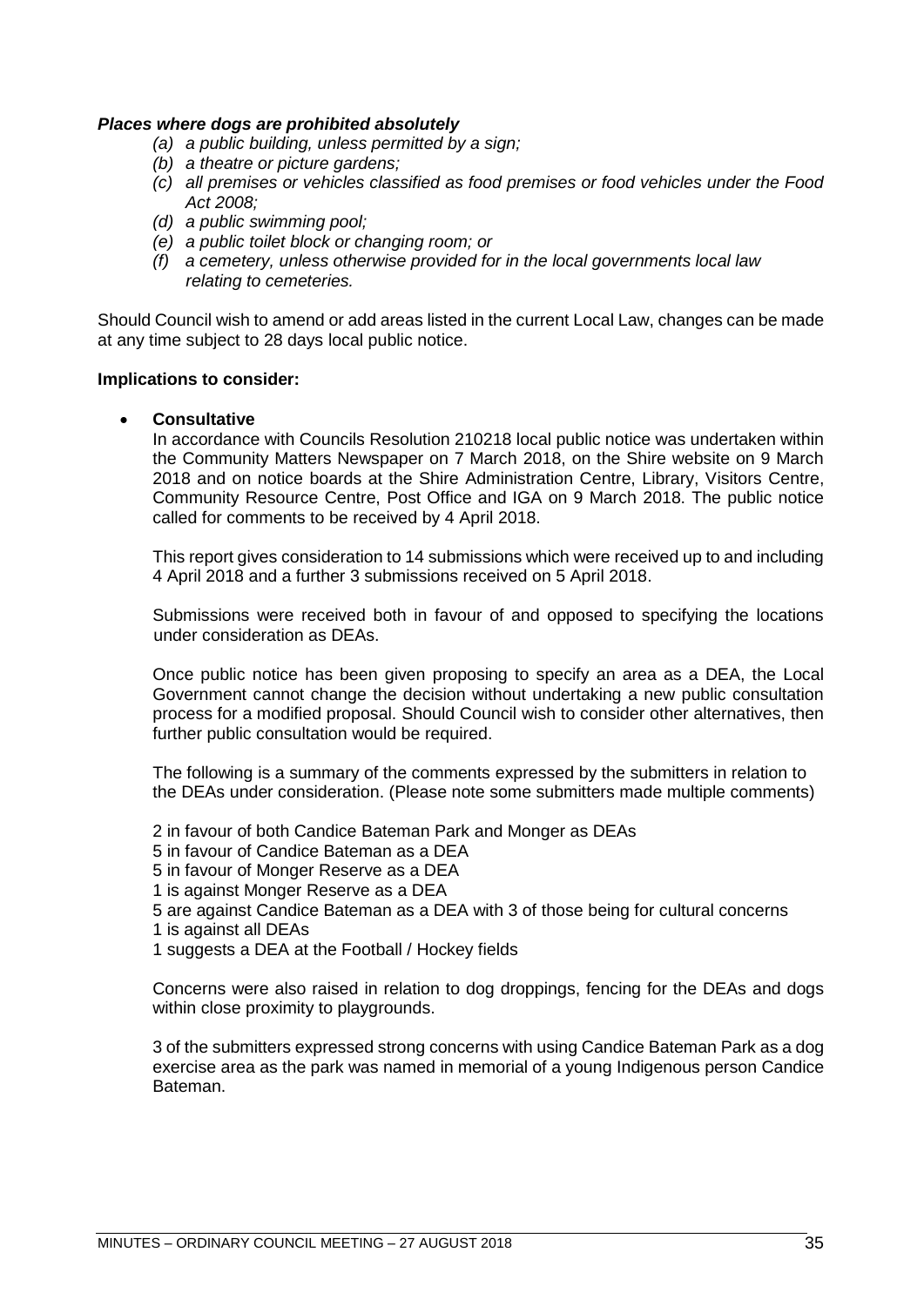***Places where dogs are prohibited absolutely***

*(a) a public building, unless permitted by a sign;*
*(b) a theatre or picture gardens;*
*(c) all premises or vehicles classified as food premises or food vehicles under the Food Act 2008;*
*(d) a public swimming pool;*
*(e) a public toilet block or changing room; or*
*(f) a cemetery, unless otherwise provided for in the local governments local law relating to cemeteries.*

Should Council wish to amend or add areas listed in the current Local Law, changes can be made at any time subject to 28 days local public notice.

**Implications to consider:**

- **Consultative**

  In accordance with Councils Resolution 210218 local public notice was undertaken within the Community Matters Newspaper on 7 March 2018, on the Shire website on 9 March 2018 and on notice boards at the Shire Administration Centre, Library, Visitors Centre, Community Resource Centre, Post Office and IGA on 9 March 2018. The public notice called for comments to be received by 4 April 2018.

  This report gives consideration to 14 submissions which were received up to and including 4 April 2018 and a further 3 submissions received on 5 April 2018.

  Submissions were received both in favour of and opposed to specifying the locations under consideration as DEAs.

  Once public notice has been given proposing to specify an area as a DEA, the Local Government cannot change the decision without undertaking a new public consultation process for a modified proposal. Should Council wish to consider other alternatives, then further public consultation would be required.

  The following is a summary of the comments expressed by the submitters in relation to the DEAs under consideration. (Please note some submitters made multiple comments)

  2 in favour of both Candice Bateman Park and Monger as DEAs
  5 in favour of Candice Bateman as a DEA
  5 in favour of Monger Reserve as a DEA
  1 is against Monger Reserve as a DEA
  5 are against Candice Bateman as a DEA with 3 of those being for cultural concerns
  1 is against all DEAs
  1 suggests a DEA at the Football / Hockey fields

  Concerns were also raised in relation to dog droppings, fencing for the DEAs and dogs within close proximity to playgrounds.

  3 of the submitters expressed strong concerns with using Candice Bateman Park as a dog exercise area as the park was named in memorial of a young Indigenous person Candice Bateman.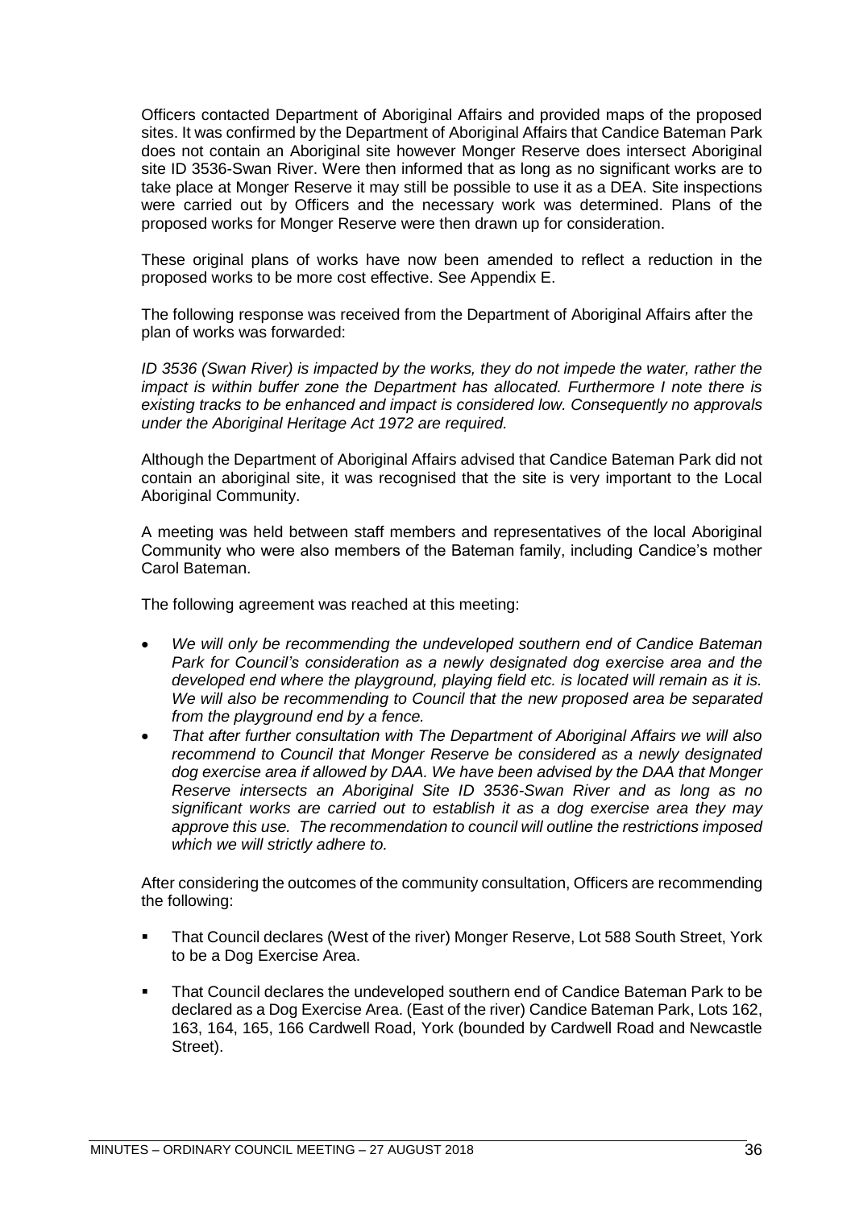Officers contacted Department of Aboriginal Affairs and provided maps of the proposed sites. It was confirmed by the Department of Aboriginal Affairs that Candice Bateman Park does not contain an Aboriginal site however Monger Reserve does intersect Aboriginal site ID 3536-Swan River. Were then informed that as long as no significant works are to take place at Monger Reserve it may still be possible to use it as a DEA. Site inspections were carried out by Officers and the necessary work was determined. Plans of the proposed works for Monger Reserve were then drawn up for consideration.

These original plans of works have now been amended to reflect a reduction in the proposed works to be more cost effective. See Appendix E.

The following response was received from the Department of Aboriginal Affairs after the plan of works was forwarded:

*ID 3536 (Swan River) is impacted by the works, they do not impede the water, rather the impact is within buffer zone the Department has allocated. Furthermore I note there is existing tracks to be enhanced and impact is considered low. Consequently no approvals under the Aboriginal Heritage Act 1972 are required.*

Although the Department of Aboriginal Affairs advised that Candice Bateman Park did not contain an aboriginal site, it was recognised that the site is very important to the Local Aboriginal Community.

A meeting was held between staff members and representatives of the local Aboriginal Community who were also members of the Bateman family, including Candice's mother Carol Bateman.

The following agreement was reached at this meeting:

- *We will only be recommending the undeveloped southern end of Candice Bateman Park for Council's consideration as a newly designated dog exercise area and the developed end where the playground, playing field etc. is located will remain as it is. We will also be recommending to Council that the new proposed area be separated from the playground end by a fence.*
- *That after further consultation with The Department of Aboriginal Affairs we will also recommend to Council that Monger Reserve be considered as a newly designated dog exercise area if allowed by DAA. We have been advised by the DAA that Monger Reserve intersects an Aboriginal Site ID 3536-Swan River and as long as no significant works are carried out to establish it as a dog exercise area they may approve this use. The recommendation to council will outline the restrictions imposed which we will strictly adhere to.*

After considering the outcomes of the community consultation, Officers are recommending the following:

- That Council declares (West of the river) Monger Reserve, Lot 588 South Street, York to be a Dog Exercise Area.
- That Council declares the undeveloped southern end of Candice Bateman Park to be declared as a Dog Exercise Area. (East of the river) Candice Bateman Park, Lots 162, 163, 164, 165, 166 Cardwell Road, York (bounded by Cardwell Road and Newcastle Street).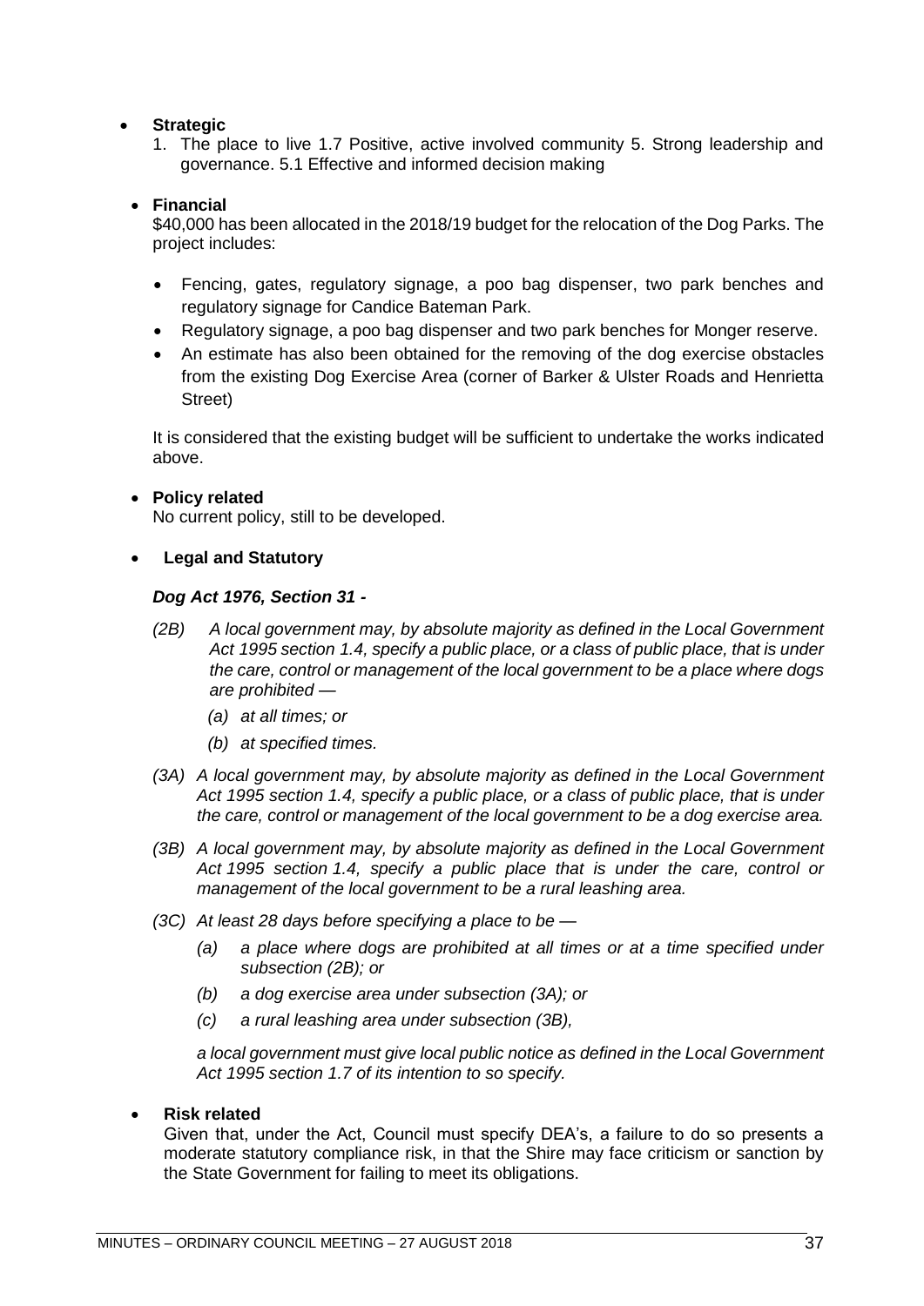- **Strategic**
  1. The place to live 1.7 Positive, active involved community 5. Strong leadership and governance. 5.1 Effective and informed decision making

- **Financial**

  $40,000 has been allocated in the 2018/19 budget for the relocation of the Dog Parks. The project includes:

  - Fencing, gates, regulatory signage, a poo bag dispenser, two park benches and regulatory signage for Candice Bateman Park.
  - Regulatory signage, a poo bag dispenser and two park benches for Monger reserve.
  - An estimate has also been obtained for the removing of the dog exercise obstacles from the existing Dog Exercise Area (corner of Barker & Ulster Roads and Henrietta Street)

  It is considered that the existing budget will be sufficient to undertake the works indicated above.

- **Policy related**

  No current policy, still to be developed.

- **Legal and Statutory**

  ***Dog Act 1976, Section 31 -***

  *(2B) A local government may, by absolute majority as defined in the Local Government Act 1995 section 1.4, specify a public place, or a class of public place, that is under the care, control or management of the local government to be a place where dogs are prohibited —*

  *(a) at all times; or*

  *(b) at specified times.*

  *(3A) A local government may, by absolute majority as defined in the Local Government Act 1995 section 1.4, specify a public place, or a class of public place, that is under the care, control or management of the local government to be a dog exercise area.*

  *(3B) A local government may, by absolute majority as defined in the Local Government Act 1995 section 1.4, specify a public place that is under the care, control or management of the local government to be a rural leashing area.*

  *(3C) At least 28 days before specifying a place to be —*

  *(a) a place where dogs are prohibited at all times or at a time specified under subsection (2B); or*

  *(b) a dog exercise area under subsection (3A); or*

  *(c) a rural leashing area under subsection (3B),*

  *a local government must give local public notice as defined in the Local Government Act 1995 section 1.7 of its intention to so specify.*

- **Risk related**

  Given that, under the Act, Council must specify DEA's, a failure to do so presents a moderate statutory compliance risk, in that the Shire may face criticism or sanction by the State Government for failing to meet its obligations.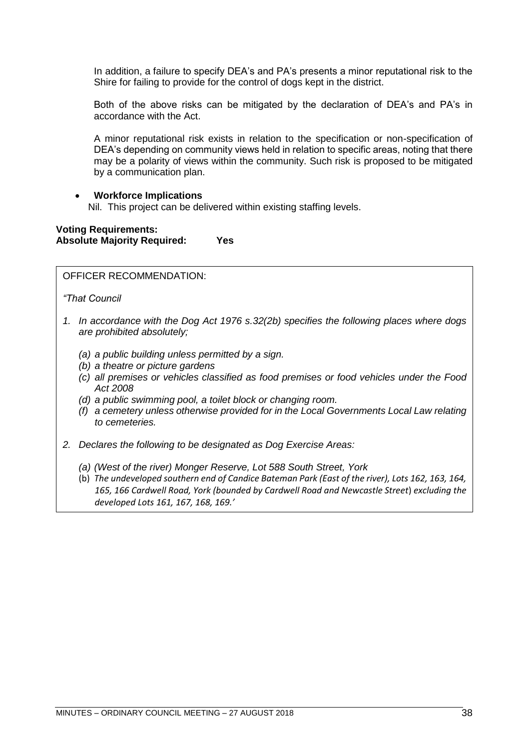In addition, a failure to specify DEA's and PA's presents a minor reputational risk to the Shire for failing to provide for the control of dogs kept in the district.

Both of the above risks can be mitigated by the declaration of DEA's and PA's in accordance with the Act.

A minor reputational risk exists in relation to the specification or non-specification of DEA's depending on community views held in relation to specific areas, noting that there may be a polarity of views within the community. Such risk is proposed to be mitigated by a communication plan.

- **Workforce Implications**

  Nil. This project can be delivered within existing staffing levels.

**Voting Requirements:**
**Absolute Majority Required: Yes**

OFFICER RECOMMENDATION:

*"That Council*

1. *In accordance with the Dog Act 1976 s.32(2b) specifies the following places where dogs are prohibited absolutely;*

   *(a) a public building unless permitted by a sign.*
   *(b) a theatre or picture gardens*
   *(c) all premises or vehicles classified as food premises or food vehicles under the Food Act 2008*
   *(d) a public swimming pool, a toilet block or changing room.*
   *(f) a cemetery unless otherwise provided for in the Local Governments Local Law relating to cemeteries.*

2. *Declares the following to be designated as Dog Exercise Areas:*

   *(a) (West of the river) Monger Reserve, Lot 588 South Street, York*
   *(b) The undeveloped southern end of Candice Bateman Park (East of the river), Lots 162, 163, 164, 165, 166 Cardwell Road, York (bounded by Cardwell Road and Newcastle Street) excluding the developed Lots 161, 167, 168, 169.'*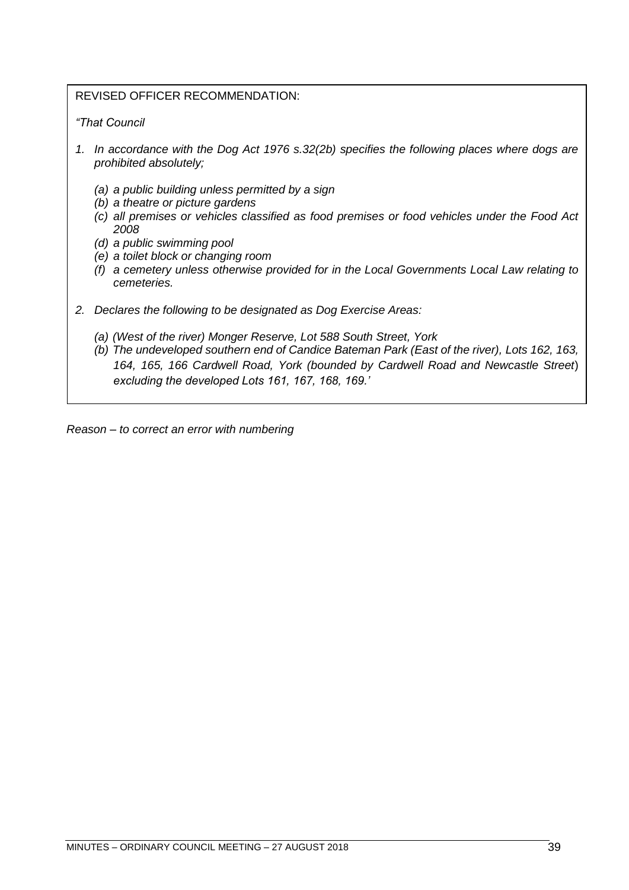REVISED OFFICER RECOMMENDATION:

*"That Council*

1. *In accordance with the Dog Act 1976 s.32(2b) specifies the following places where dogs are prohibited absolutely;*

   *(a) a public building unless permitted by a sign*
   *(b) a theatre or picture gardens*
   *(c) all premises or vehicles classified as food premises or food vehicles under the Food Act 2008*
   *(d) a public swimming pool*
   *(e) a toilet block or changing room*
   *(f) a cemetery unless otherwise provided for in the Local Governments Local Law relating to cemeteries.*

2. *Declares the following to be designated as Dog Exercise Areas:*

   *(a) (West of the river) Monger Reserve, Lot 588 South Street, York*
   *(b) The undeveloped southern end of Candice Bateman Park (East of the river), Lots 162, 163, 164, 165, 166 Cardwell Road, York (bounded by Cardwell Road and Newcastle Street) excluding the developed Lots 161, 167, 168, 169.'*

*Reason – to correct an error with numbering*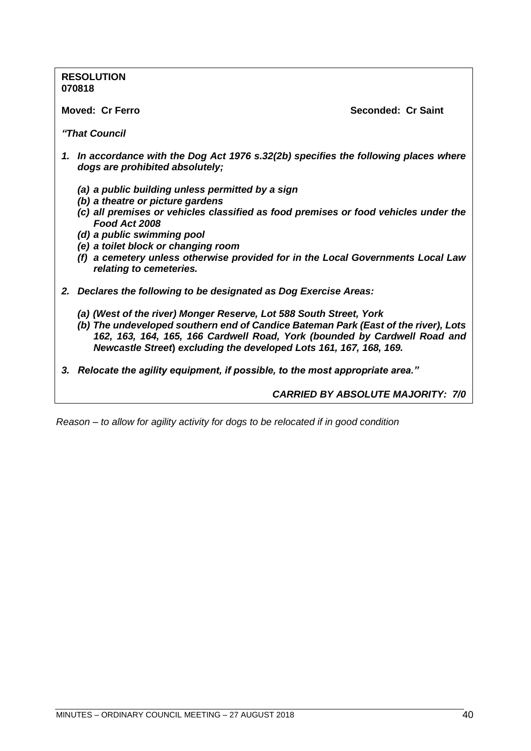**RESOLUTION**
**070818**

**Moved: Cr Ferro** **Seconded: Cr Saint**

***"That Council***

1. ***In accordance with the Dog Act 1976 s.32(2b) specifies the following places where dogs are prohibited absolutely;***

   ***(a) a public building unless permitted by a sign***
   ***(b) a theatre or picture gardens***
   ***(c) all premises or vehicles classified as food premises or food vehicles under the Food Act 2008***
   ***(d) a public swimming pool***
   ***(e) a toilet block or changing room***
   ***(f) a cemetery unless otherwise provided for in the Local Governments Local Law relating to cemeteries.***

2. ***Declares the following to be designated as Dog Exercise Areas:***

   ***(a) (West of the river) Monger Reserve, Lot 588 South Street, York***
   ***(b) The undeveloped southern end of Candice Bateman Park (East of the river), Lots 162, 163, 164, 165, 166 Cardwell Road, York (bounded by Cardwell Road and Newcastle Street) excluding the developed Lots 161, 167, 168, 169.***

3. ***Relocate the agility equipment, if possible, to the most appropriate area."***

***CARRIED BY ABSOLUTE MAJORITY: 7/0***

*Reason – to allow for agility activity for dogs to be relocated if in good condition*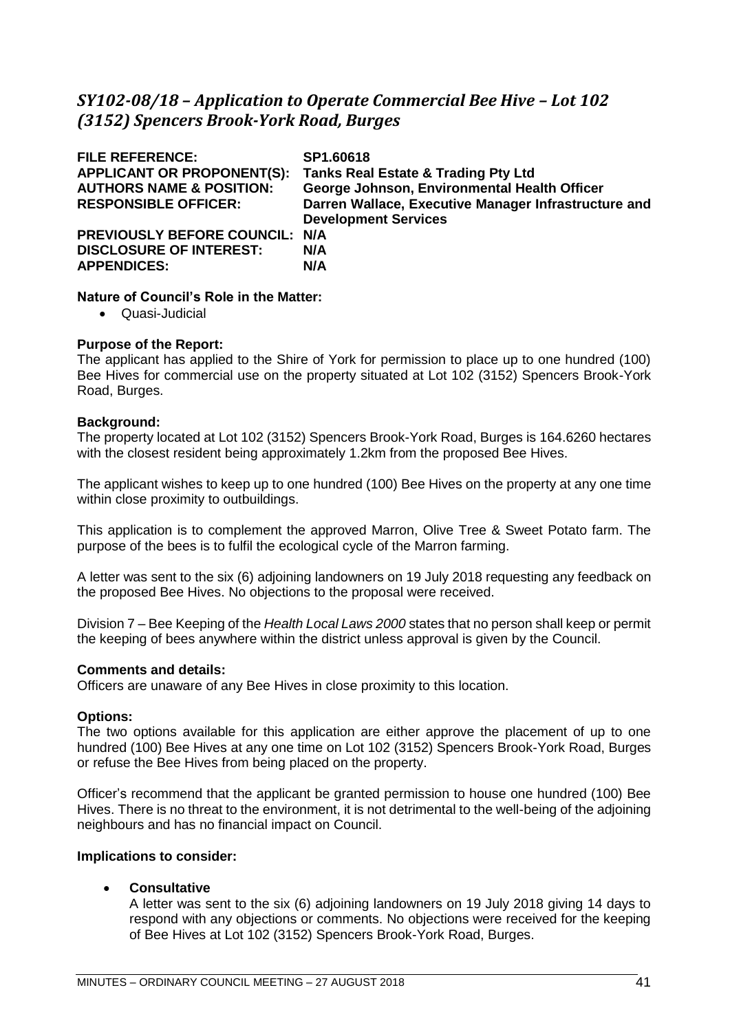## *SY102-08/18 – Application to Operate Commercial Bee Hive – Lot 102 (3152) Spencers Brook-York Road, Burges*

| | |
|---|---|
| **FILE REFERENCE:** | **SP1.60618** |
| **APPLICANT OR PROPONENT(S):** | **Tanks Real Estate & Trading Pty Ltd** |
| **AUTHORS NAME & POSITION:** | **George Johnson, Environmental Health Officer** |
| **RESPONSIBLE OFFICER:** | **Darren Wallace, Executive Manager Infrastructure and Development Services** |
| **PREVIOUSLY BEFORE COUNCIL:** | **N/A** |
| **DISCLOSURE OF INTEREST:** | **N/A** |
| **APPENDICES:** | **N/A** |

**Nature of Council's Role in the Matter:**

- Quasi-Judicial

**Purpose of the Report:**

The applicant has applied to the Shire of York for permission to place up to one hundred (100) Bee Hives for commercial use on the property situated at Lot 102 (3152) Spencers Brook-York Road, Burges.

**Background:**

The property located at Lot 102 (3152) Spencers Brook-York Road, Burges is 164.6260 hectares with the closest resident being approximately 1.2km from the proposed Bee Hives.

The applicant wishes to keep up to one hundred (100) Bee Hives on the property at any one time within close proximity to outbuildings.

This application is to complement the approved Marron, Olive Tree & Sweet Potato farm. The purpose of the bees is to fulfil the ecological cycle of the Marron farming.

A letter was sent to the six (6) adjoining landowners on 19 July 2018 requesting any feedback on the proposed Bee Hives. No objections to the proposal were received.

Division 7 – Bee Keeping of the *Health Local Laws 2000* states that no person shall keep or permit the keeping of bees anywhere within the district unless approval is given by the Council.

**Comments and details:**

Officers are unaware of any Bee Hives in close proximity to this location.

**Options:**

The two options available for this application are either approve the placement of up to one hundred (100) Bee Hives at any one time on Lot 102 (3152) Spencers Brook-York Road, Burges or refuse the Bee Hives from being placed on the property.

Officer's recommend that the applicant be granted permission to house one hundred (100) Bee Hives. There is no threat to the environment, it is not detrimental to the well-being of the adjoining neighbours and has no financial impact on Council.

**Implications to consider:**

- **Consultative**

  A letter was sent to the six (6) adjoining landowners on 19 July 2018 giving 14 days to respond with any objections or comments. No objections were received for the keeping of Bee Hives at Lot 102 (3152) Spencers Brook-York Road, Burges.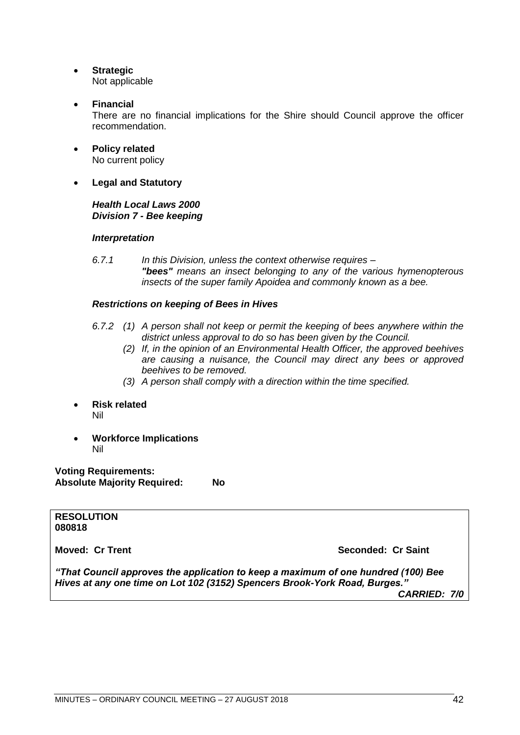- **Strategic**
  Not applicable

- **Financial**
  There are no financial implications for the Shire should Council approve the officer recommendation.

- **Policy related**
  No current policy

- **Legal and Statutory**

  ***Health Local Laws 2000***
  ***Division 7 - Bee keeping***

  ***Interpretation***

  *6.7.1 In this Division, unless the context otherwise requires –*
  ***"bees"*** *means an insect belonging to any of the various hymenopterous insects of the super family Apoidea and commonly known as a bee.*

  ***Restrictions on keeping of Bees in Hives***

  *6.7.2 (1) A person shall not keep or permit the keeping of bees anywhere within the district unless approval to do so has been given by the Council.*
  *(2) If, in the opinion of an Environmental Health Officer, the approved beehives are causing a nuisance, the Council may direct any bees or approved beehives to be removed.*
  *(3) A person shall comply with a direction within the time specified.*

- **Risk related**
  Nil

- **Workforce Implications**
  Nil

**Voting Requirements:**
**Absolute Majority Required: No**

**RESOLUTION**
**080818**

**Moved: Cr Trent** **Seconded: Cr Saint**

***"That Council approves the application to keep a maximum of one hundred (100) Bee Hives at any one time on Lot 102 (3152) Spencers Brook-York Road, Burges."***

***CARRIED: 7/0***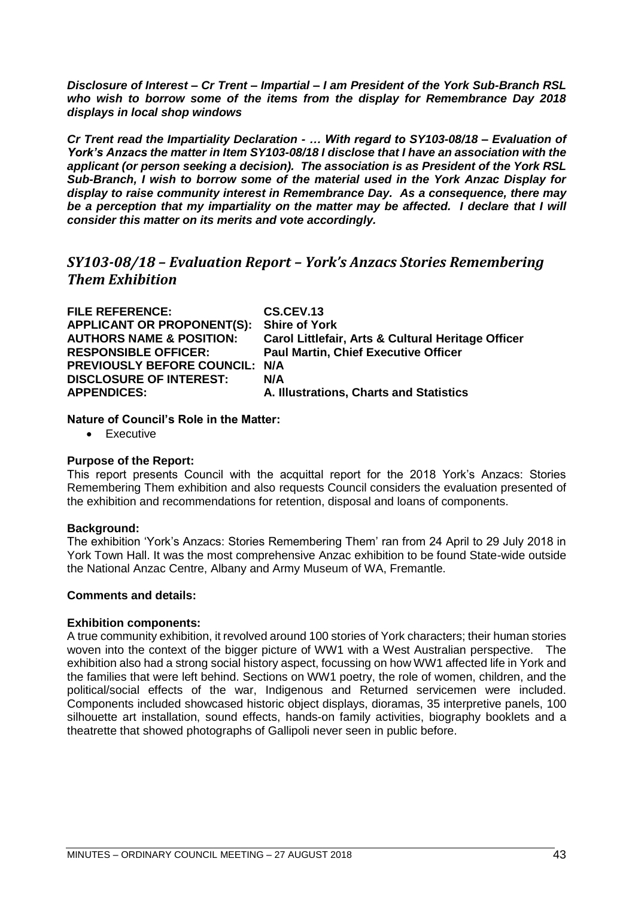***Disclosure of Interest – Cr Trent – Impartial – I am President of the York Sub-Branch RSL who wish to borrow some of the items from the display for Remembrance Day 2018 displays in local shop windows***

***Cr Trent read the Impartiality Declaration - … With regard to SY103-08/18 – Evaluation of York's Anzacs the matter in Item SY103-08/18 I disclose that I have an association with the applicant (or person seeking a decision). The association is as President of the York RSL Sub-Branch, I wish to borrow some of the material used in the York Anzac Display for display to raise community interest in Remembrance Day. As a consequence, there may be a perception that my impartiality on the matter may be affected. I declare that I will consider this matter on its merits and vote accordingly.***

## *SY103-08/18 – Evaluation Report – York's Anzacs Stories Remembering Them Exhibition*

| | |
|---|---|
| **FILE REFERENCE:** | **CS.CEV.13** |
| **APPLICANT OR PROPONENT(S):** | **Shire of York** |
| **AUTHORS NAME & POSITION:** | **Carol Littlefair, Arts & Cultural Heritage Officer** |
| **RESPONSIBLE OFFICER:** | **Paul Martin, Chief Executive Officer** |
| **PREVIOUSLY BEFORE COUNCIL:** | **N/A** |
| **DISCLOSURE OF INTEREST:** | **N/A** |
| **APPENDICES:** | **A. Illustrations, Charts and Statistics** |

**Nature of Council's Role in the Matter:**

- Executive

**Purpose of the Report:**

This report presents Council with the acquittal report for the 2018 York's Anzacs: Stories Remembering Them exhibition and also requests Council considers the evaluation presented of the exhibition and recommendations for retention, disposal and loans of components.

**Background:**

The exhibition 'York's Anzacs: Stories Remembering Them' ran from 24 April to 29 July 2018 in York Town Hall. It was the most comprehensive Anzac exhibition to be found State-wide outside the National Anzac Centre, Albany and Army Museum of WA, Fremantle.

**Comments and details:**

**Exhibition components:**

A true community exhibition, it revolved around 100 stories of York characters; their human stories woven into the context of the bigger picture of WW1 with a West Australian perspective. The exhibition also had a strong social history aspect, focussing on how WW1 affected life in York and the families that were left behind. Sections on WW1 poetry, the role of women, children, and the political/social effects of the war, Indigenous and Returned servicemen were included. Components included showcased historic object displays, dioramas, 35 interpretive panels, 100 silhouette art installation, sound effects, hands-on family activities, biography booklets and a theatrette that showed photographs of Gallipoli never seen in public before.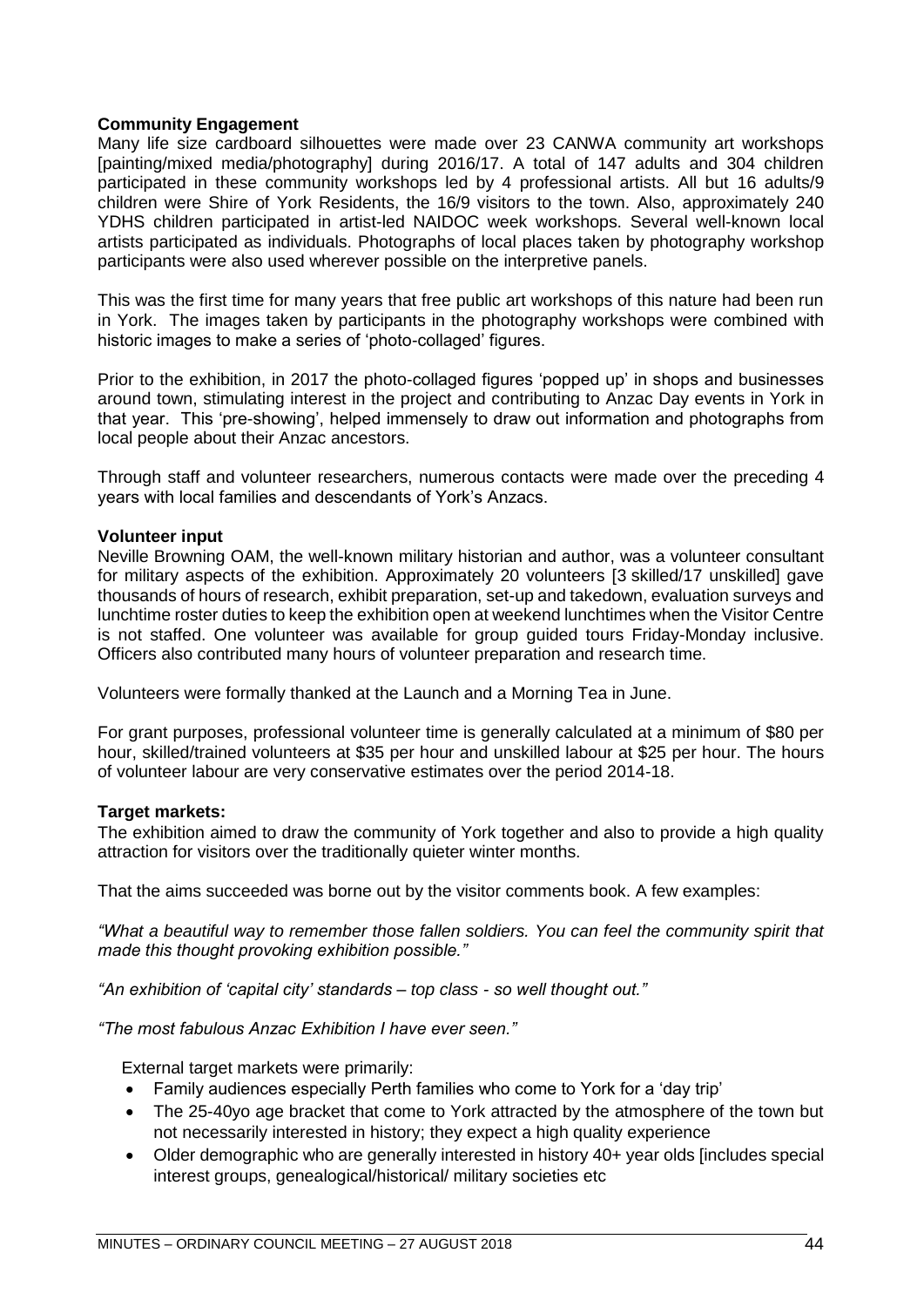**Community Engagement**

Many life size cardboard silhouettes were made over 23 CANWA community art workshops [painting/mixed media/photography] during 2016/17. A total of 147 adults and 304 children participated in these community workshops led by 4 professional artists. All but 16 adults/9 children were Shire of York Residents, the 16/9 visitors to the town. Also, approximately 240 YDHS children participated in artist-led NAIDOC week workshops. Several well-known local artists participated as individuals. Photographs of local places taken by photography workshop participants were also used wherever possible on the interpretive panels.

This was the first time for many years that free public art workshops of this nature had been run in York. The images taken by participants in the photography workshops were combined with historic images to make a series of 'photo-collaged' figures.

Prior to the exhibition, in 2017 the photo-collaged figures 'popped up' in shops and businesses around town, stimulating interest in the project and contributing to Anzac Day events in York in that year. This 'pre-showing', helped immensely to draw out information and photographs from local people about their Anzac ancestors.

Through staff and volunteer researchers, numerous contacts were made over the preceding 4 years with local families and descendants of York's Anzacs.

**Volunteer input**

Neville Browning OAM, the well-known military historian and author, was a volunteer consultant for military aspects of the exhibition. Approximately 20 volunteers [3 skilled/17 unskilled] gave thousands of hours of research, exhibit preparation, set-up and takedown, evaluation surveys and lunchtime roster duties to keep the exhibition open at weekend lunchtimes when the Visitor Centre is not staffed. One volunteer was available for group guided tours Friday-Monday inclusive. Officers also contributed many hours of volunteer preparation and research time.

Volunteers were formally thanked at the Launch and a Morning Tea in June.

For grant purposes, professional volunteer time is generally calculated at a minimum of $80 per hour, skilled/trained volunteers at $35 per hour and unskilled labour at $25 per hour. The hours of volunteer labour are very conservative estimates over the period 2014-18.

**Target markets:**

The exhibition aimed to draw the community of York together and also to provide a high quality attraction for visitors over the traditionally quieter winter months.

That the aims succeeded was borne out by the visitor comments book. A few examples:

*"What a beautiful way to remember those fallen soldiers. You can feel the community spirit that made this thought provoking exhibition possible."*

*"An exhibition of 'capital city' standards – top class - so well thought out."*

*"The most fabulous Anzac Exhibition I have ever seen."*

External target markets were primarily:

- Family audiences especially Perth families who come to York for a 'day trip'
- The 25-40yo age bracket that come to York attracted by the atmosphere of the town but not necessarily interested in history; they expect a high quality experience
- Older demographic who are generally interested in history 40+ year olds [includes special interest groups, genealogical/historical/ military societies etc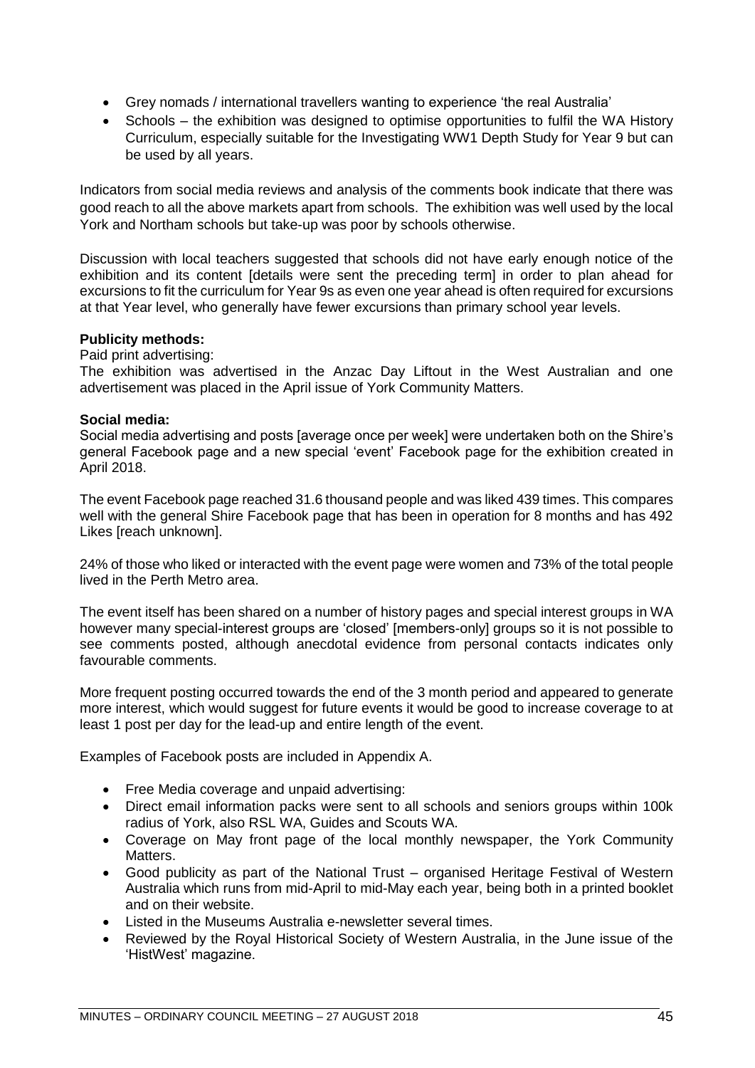- Grey nomads / international travellers wanting to experience 'the real Australia'
- Schools – the exhibition was designed to optimise opportunities to fulfil the WA History Curriculum, especially suitable for the Investigating WW1 Depth Study for Year 9 but can be used by all years.

Indicators from social media reviews and analysis of the comments book indicate that there was good reach to all the above markets apart from schools. The exhibition was well used by the local York and Northam schools but take-up was poor by schools otherwise.

Discussion with local teachers suggested that schools did not have early enough notice of the exhibition and its content [details were sent the preceding term] in order to plan ahead for excursions to fit the curriculum for Year 9s as even one year ahead is often required for excursions at that Year level, who generally have fewer excursions than primary school year levels.

**Publicity methods:**

Paid print advertising:

The exhibition was advertised in the Anzac Day Liftout in the West Australian and one advertisement was placed in the April issue of York Community Matters.

**Social media:**

Social media advertising and posts [average once per week] were undertaken both on the Shire's general Facebook page and a new special 'event' Facebook page for the exhibition created in April 2018.

The event Facebook page reached 31.6 thousand people and was liked 439 times. This compares well with the general Shire Facebook page that has been in operation for 8 months and has 492 Likes [reach unknown].

24% of those who liked or interacted with the event page were women and 73% of the total people lived in the Perth Metro area.

The event itself has been shared on a number of history pages and special interest groups in WA however many special-interest groups are 'closed' [members-only] groups so it is not possible to see comments posted, although anecdotal evidence from personal contacts indicates only favourable comments.

More frequent posting occurred towards the end of the 3 month period and appeared to generate more interest, which would suggest for future events it would be good to increase coverage to at least 1 post per day for the lead-up and entire length of the event.

Examples of Facebook posts are included in Appendix A.

- Free Media coverage and unpaid advertising:
- Direct email information packs were sent to all schools and seniors groups within 100k radius of York, also RSL WA, Guides and Scouts WA.
- Coverage on May front page of the local monthly newspaper, the York Community Matters.
- Good publicity as part of the National Trust – organised Heritage Festival of Western Australia which runs from mid-April to mid-May each year, being both in a printed booklet and on their website.
- Listed in the Museums Australia e-newsletter several times.
- Reviewed by the Royal Historical Society of Western Australia, in the June issue of the 'HistWest' magazine.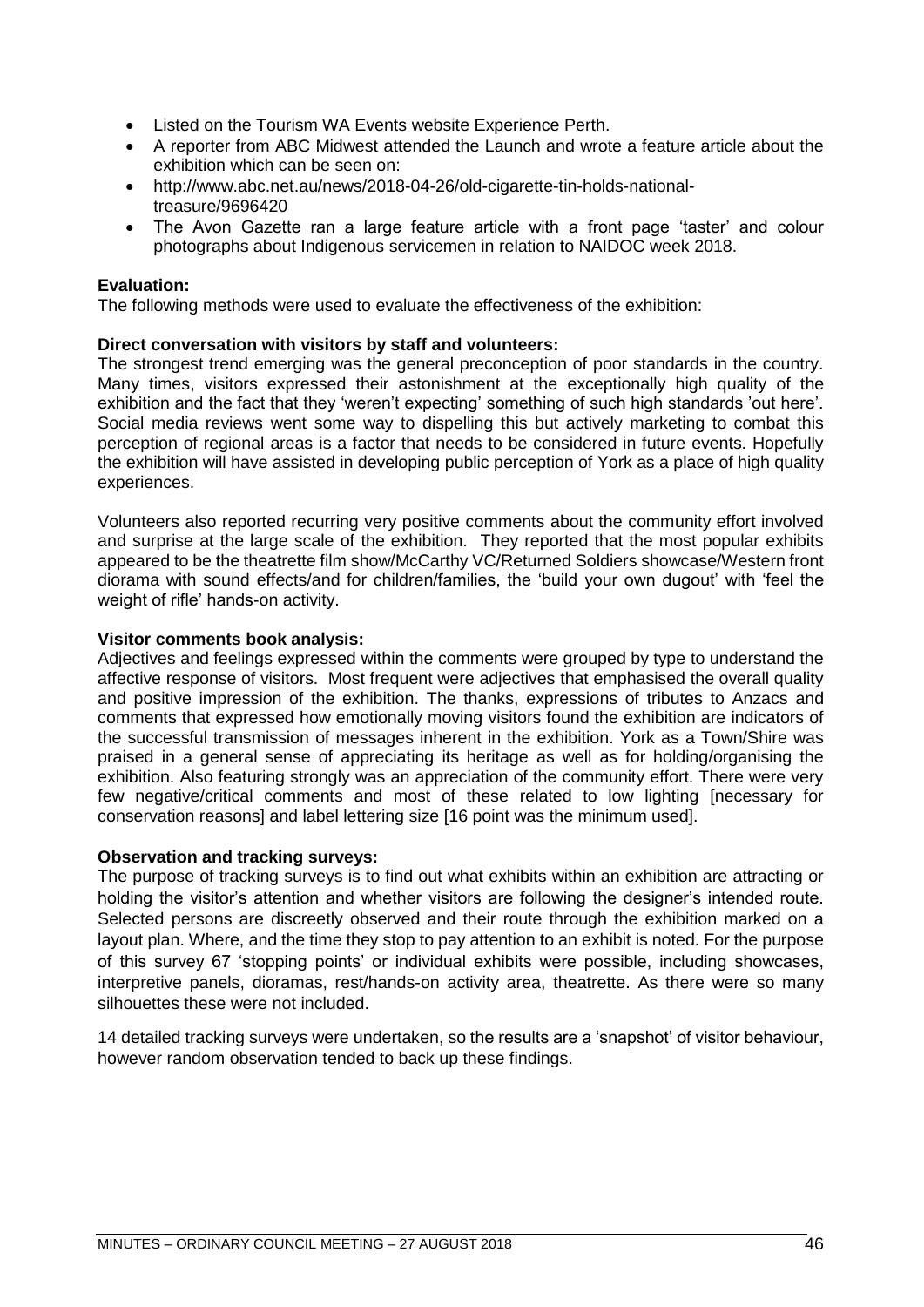- Listed on the Tourism WA Events website Experience Perth.
- A reporter from ABC Midwest attended the Launch and wrote a feature article about the exhibition which can be seen on:
- http://www.abc.net.au/news/2018-04-26/old-cigarette-tin-holds-national-treasure/9696420
- The Avon Gazette ran a large feature article with a front page 'taster' and colour photographs about Indigenous servicemen in relation to NAIDOC week 2018.

**Evaluation:**

The following methods were used to evaluate the effectiveness of the exhibition:

**Direct conversation with visitors by staff and volunteers:**

The strongest trend emerging was the general preconception of poor standards in the country. Many times, visitors expressed their astonishment at the exceptionally high quality of the exhibition and the fact that they 'weren't expecting' something of such high standards 'out here'. Social media reviews went some way to dispelling this but actively marketing to combat this perception of regional areas is a factor that needs to be considered in future events. Hopefully the exhibition will have assisted in developing public perception of York as a place of high quality experiences.

Volunteers also reported recurring very positive comments about the community effort involved and surprise at the large scale of the exhibition. They reported that the most popular exhibits appeared to be the theatrette film show/McCarthy VC/Returned Soldiers showcase/Western front diorama with sound effects/and for children/families, the 'build your own dugout' with 'feel the weight of rifle' hands-on activity.

**Visitor comments book analysis:**

Adjectives and feelings expressed within the comments were grouped by type to understand the affective response of visitors. Most frequent were adjectives that emphasised the overall quality and positive impression of the exhibition. The thanks, expressions of tributes to Anzacs and comments that expressed how emotionally moving visitors found the exhibition are indicators of the successful transmission of messages inherent in the exhibition. York as a Town/Shire was praised in a general sense of appreciating its heritage as well as for holding/organising the exhibition. Also featuring strongly was an appreciation of the community effort. There were very few negative/critical comments and most of these related to low lighting [necessary for conservation reasons] and label lettering size [16 point was the minimum used].

**Observation and tracking surveys:**

The purpose of tracking surveys is to find out what exhibits within an exhibition are attracting or holding the visitor's attention and whether visitors are following the designer's intended route. Selected persons are discreetly observed and their route through the exhibition marked on a layout plan. Where, and the time they stop to pay attention to an exhibit is noted. For the purpose of this survey 67 'stopping points' or individual exhibits were possible, including showcases, interpretive panels, dioramas, rest/hands-on activity area, theatrette. As there were so many silhouettes these were not included.

14 detailed tracking surveys were undertaken, so the results are a 'snapshot' of visitor behaviour, however random observation tended to back up these findings.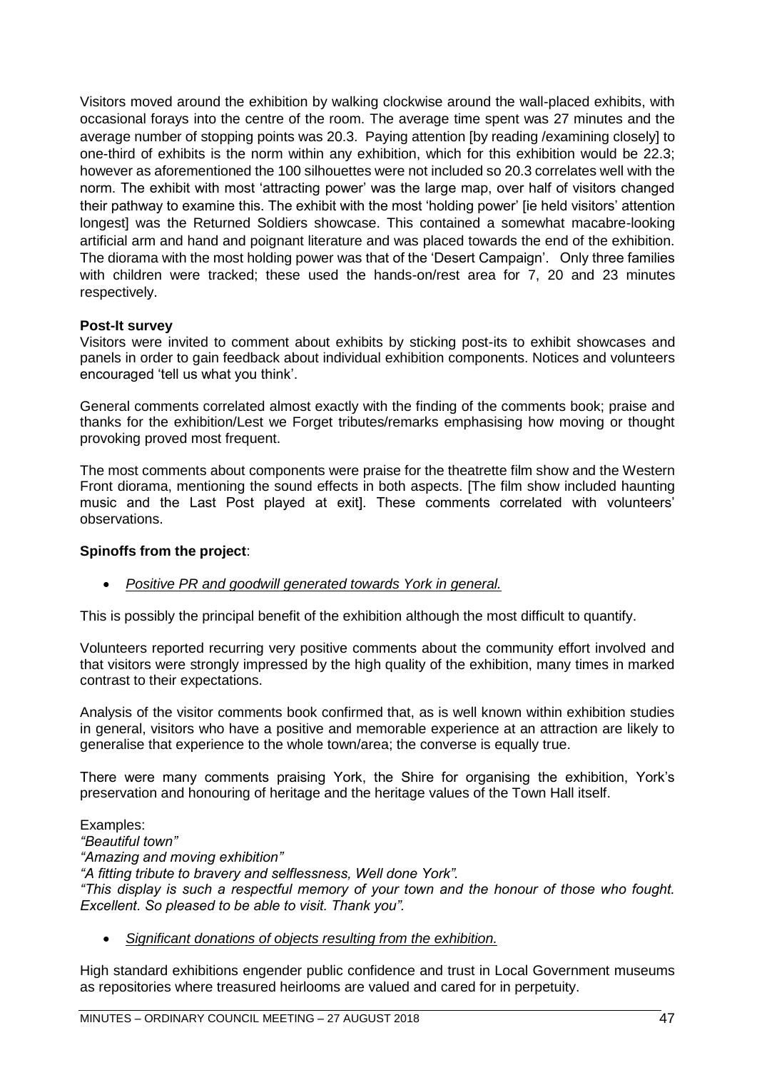Visitors moved around the exhibition by walking clockwise around the wall-placed exhibits, with occasional forays into the centre of the room. The average time spent was 27 minutes and the average number of stopping points was 20.3. Paying attention [by reading /examining closely] to one-third of exhibits is the norm within any exhibition, which for this exhibition would be 22.3; however as aforementioned the 100 silhouettes were not included so 20.3 correlates well with the norm. The exhibit with most 'attracting power' was the large map, over half of visitors changed their pathway to examine this. The exhibit with the most 'holding power' [ie held visitors' attention longest] was the Returned Soldiers showcase. This contained a somewhat macabre-looking artificial arm and hand and poignant literature and was placed towards the end of the exhibition. The diorama with the most holding power was that of the 'Desert Campaign'. Only three families with children were tracked; these used the hands-on/rest area for 7, 20 and 23 minutes respectively.

**Post-It survey**

Visitors were invited to comment about exhibits by sticking post-its to exhibit showcases and panels in order to gain feedback about individual exhibition components. Notices and volunteers encouraged 'tell us what you think'.

General comments correlated almost exactly with the finding of the comments book; praise and thanks for the exhibition/Lest we Forget tributes/remarks emphasising how moving or thought provoking proved most frequent.

The most comments about components were praise for the theatrette film show and the Western Front diorama, mentioning the sound effects in both aspects. [The film show included haunting music and the Last Post played at exit]. These comments correlated with volunteers' observations.

**Spinoffs from the project**:

- *Positive PR and goodwill generated towards York in general.*

This is possibly the principal benefit of the exhibition although the most difficult to quantify.

Volunteers reported recurring very positive comments about the community effort involved and that visitors were strongly impressed by the high quality of the exhibition, many times in marked contrast to their expectations.

Analysis of the visitor comments book confirmed that, as is well known within exhibition studies in general, visitors who have a positive and memorable experience at an attraction are likely to generalise that experience to the whole town/area; the converse is equally true.

There were many comments praising York, the Shire for organising the exhibition, York's preservation and honouring of heritage and the heritage values of the Town Hall itself.

Examples:

*"Beautiful town"*

*"Amazing and moving exhibition"*

*"A fitting tribute to bravery and selflessness, Well done York".*

*"This display is such a respectful memory of your town and the honour of those who fought. Excellent. So pleased to be able to visit. Thank you".*

- *Significant donations of objects resulting from the exhibition.*

High standard exhibitions engender public confidence and trust in Local Government museums as repositories where treasured heirlooms are valued and cared for in perpetuity.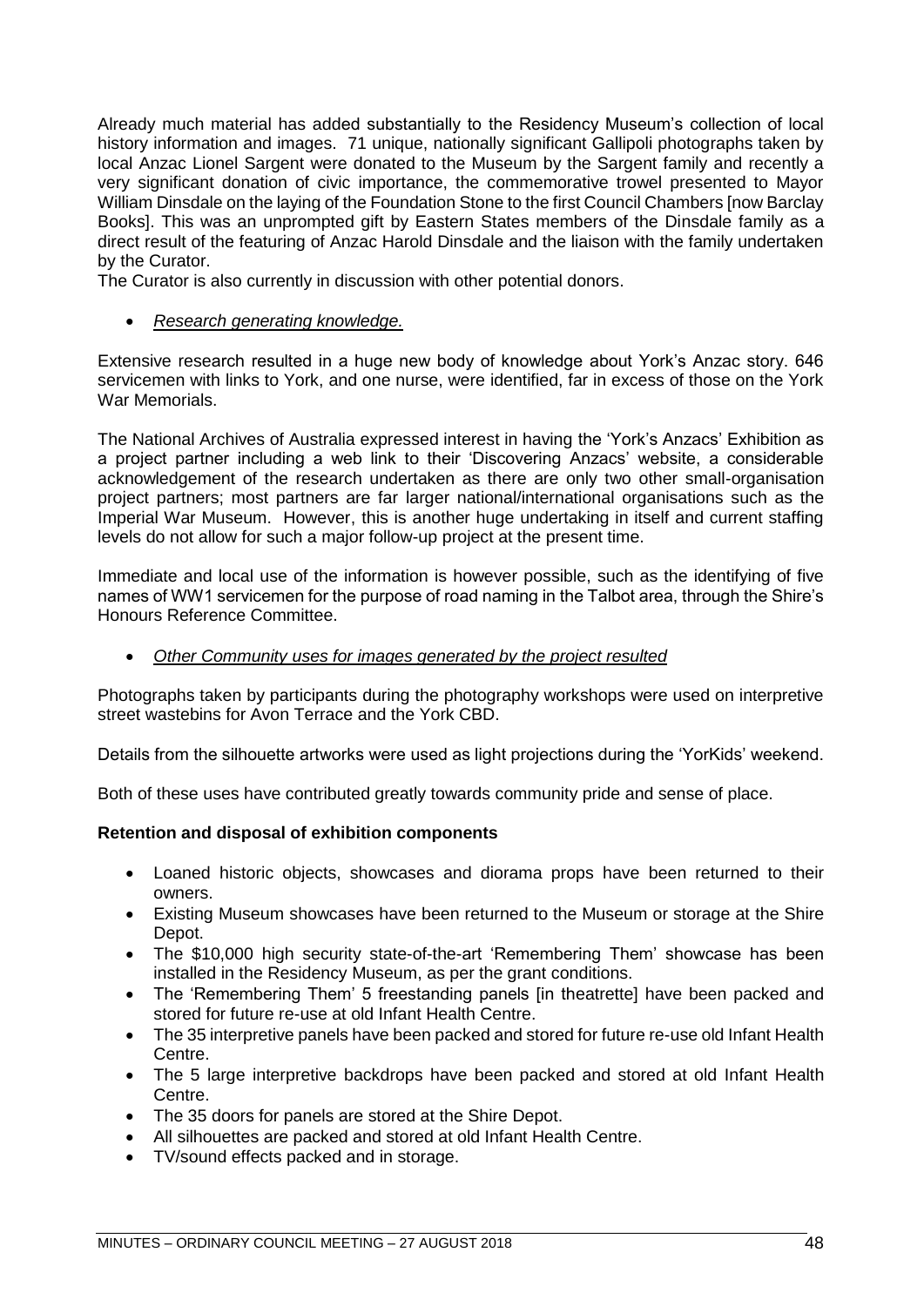Already much material has added substantially to the Residency Museum's collection of local history information and images. 71 unique, nationally significant Gallipoli photographs taken by local Anzac Lionel Sargent were donated to the Museum by the Sargent family and recently a very significant donation of civic importance, the commemorative trowel presented to Mayor William Dinsdale on the laying of the Foundation Stone to the first Council Chambers [now Barclay Books]. This was an unprompted gift by Eastern States members of the Dinsdale family as a direct result of the featuring of Anzac Harold Dinsdale and the liaison with the family undertaken by the Curator.

The Curator is also currently in discussion with other potential donors.

- *Research generating knowledge.*

Extensive research resulted in a huge new body of knowledge about York's Anzac story. 646 servicemen with links to York, and one nurse, were identified, far in excess of those on the York War Memorials.

The National Archives of Australia expressed interest in having the 'York's Anzacs' Exhibition as a project partner including a web link to their 'Discovering Anzacs' website, a considerable acknowledgement of the research undertaken as there are only two other small-organisation project partners; most partners are far larger national/international organisations such as the Imperial War Museum. However, this is another huge undertaking in itself and current staffing levels do not allow for such a major follow-up project at the present time.

Immediate and local use of the information is however possible, such as the identifying of five names of WW1 servicemen for the purpose of road naming in the Talbot area, through the Shire's Honours Reference Committee.

- *Other Community uses for images generated by the project resulted*

Photographs taken by participants during the photography workshops were used on interpretive street wastebins for Avon Terrace and the York CBD.

Details from the silhouette artworks were used as light projections during the 'YorKids' weekend.

Both of these uses have contributed greatly towards community pride and sense of place.

**Retention and disposal of exhibition components**

- Loaned historic objects, showcases and diorama props have been returned to their owners.
- Existing Museum showcases have been returned to the Museum or storage at the Shire Depot.
- The $10,000 high security state-of-the-art 'Remembering Them' showcase has been installed in the Residency Museum, as per the grant conditions.
- The 'Remembering Them' 5 freestanding panels [in theatrette] have been packed and stored for future re-use at old Infant Health Centre.
- The 35 interpretive panels have been packed and stored for future re-use old Infant Health Centre.
- The 5 large interpretive backdrops have been packed and stored at old Infant Health Centre.
- The 35 doors for panels are stored at the Shire Depot.
- All silhouettes are packed and stored at old Infant Health Centre.
- TV/sound effects packed and in storage.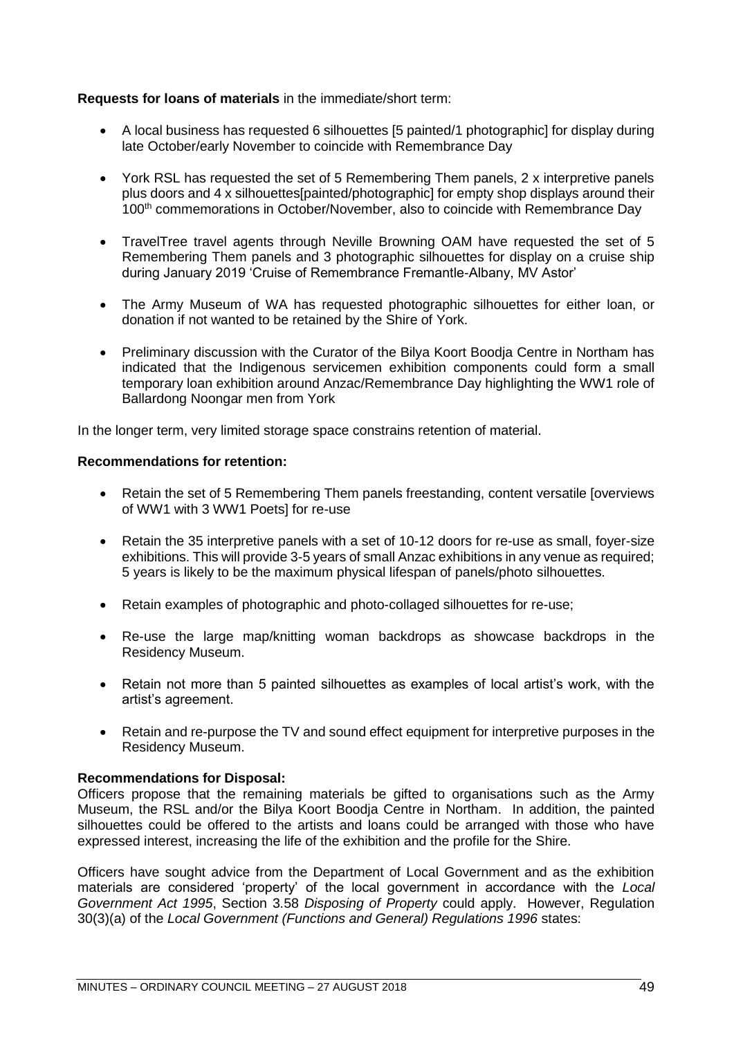**Requests for loans of materials** in the immediate/short term:

- A local business has requested 6 silhouettes [5 painted/1 photographic] for display during late October/early November to coincide with Remembrance Day
- York RSL has requested the set of 5 Remembering Them panels, 2 x interpretive panels plus doors and 4 x silhouettes[painted/photographic] for empty shop displays around their 100th commemorations in October/November, also to coincide with Remembrance Day
- TravelTree travel agents through Neville Browning OAM have requested the set of 5 Remembering Them panels and 3 photographic silhouettes for display on a cruise ship during January 2019 'Cruise of Remembrance Fremantle-Albany, MV Astor'
- The Army Museum of WA has requested photographic silhouettes for either loan, or donation if not wanted to be retained by the Shire of York.
- Preliminary discussion with the Curator of the Bilya Koort Boodja Centre in Northam has indicated that the Indigenous servicemen exhibition components could form a small temporary loan exhibition around Anzac/Remembrance Day highlighting the WW1 role of Ballardong Noongar men from York

In the longer term, very limited storage space constrains retention of material.

**Recommendations for retention:**

- Retain the set of 5 Remembering Them panels freestanding, content versatile [overviews of WW1 with 3 WW1 Poets] for re-use
- Retain the 35 interpretive panels with a set of 10-12 doors for re-use as small, foyer-size exhibitions. This will provide 3-5 years of small Anzac exhibitions in any venue as required; 5 years is likely to be the maximum physical lifespan of panels/photo silhouettes.
- Retain examples of photographic and photo-collaged silhouettes for re-use;
- Re-use the large map/knitting woman backdrops as showcase backdrops in the Residency Museum.
- Retain not more than 5 painted silhouettes as examples of local artist's work, with the artist's agreement.
- Retain and re-purpose the TV and sound effect equipment for interpretive purposes in the Residency Museum.

**Recommendations for Disposal:**
Officers propose that the remaining materials be gifted to organisations such as the Army Museum, the RSL and/or the Bilya Koort Boodja Centre in Northam. In addition, the painted silhouettes could be offered to the artists and loans could be arranged with those who have expressed interest, increasing the life of the exhibition and the profile for the Shire.

Officers have sought advice from the Department of Local Government and as the exhibition materials are considered 'property' of the local government in accordance with the *Local Government Act 1995*, Section 3.58 *Disposing of Property* could apply. However, Regulation 30(3)(a) of the *Local Government (Functions and General) Regulations 1996* states: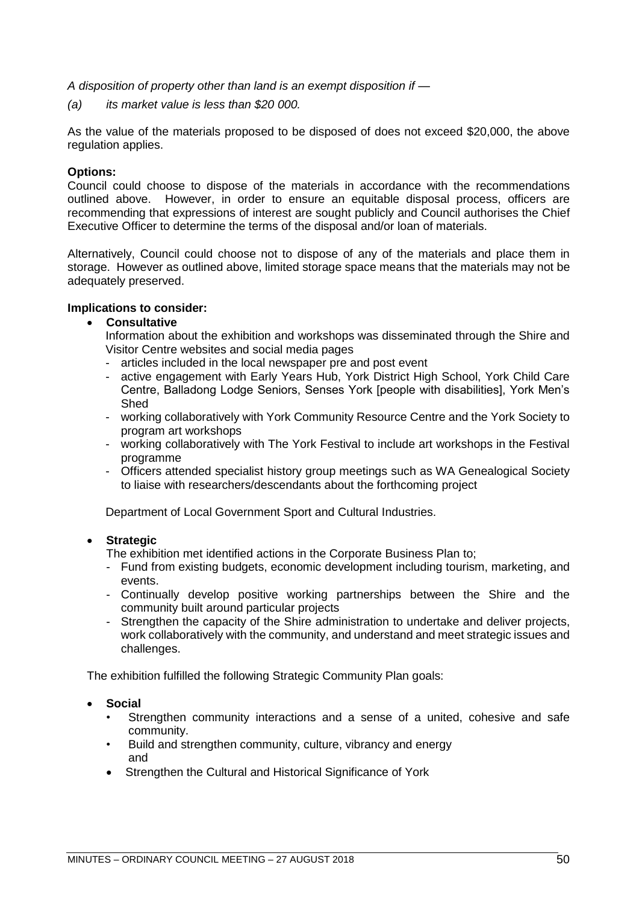*A disposition of property other than land is an exempt disposition if —*

*(a) its market value is less than $20 000.*

As the value of the materials proposed to be disposed of does not exceed $20,000, the above regulation applies.

**Options:**
Council could choose to dispose of the materials in accordance with the recommendations outlined above. However, in order to ensure an equitable disposal process, officers are recommending that expressions of interest are sought publicly and Council authorises the Chief Executive Officer to determine the terms of the disposal and/or loan of materials.

Alternatively, Council could choose not to dispose of any of the materials and place them in storage. However as outlined above, limited storage space means that the materials may not be adequately preserved.

**Implications to consider:**

- **Consultative**
  Information about the exhibition and workshops was disseminated through the Shire and Visitor Centre websites and social media pages
  - articles included in the local newspaper pre and post event
  - active engagement with Early Years Hub, York District High School, York Child Care Centre, Balladong Lodge Seniors, Senses York [people with disabilities], York Men's Shed
  - working collaboratively with York Community Resource Centre and the York Society to program art workshops
  - working collaboratively with The York Festival to include art workshops in the Festival programme
  - Officers attended specialist history group meetings such as WA Genealogical Society to liaise with researchers/descendants about the forthcoming project

  Department of Local Government Sport and Cultural Industries.

- **Strategic**
  The exhibition met identified actions in the Corporate Business Plan to;
  - Fund from existing budgets, economic development including tourism, marketing, and events.
  - Continually develop positive working partnerships between the Shire and the community built around particular projects
  - Strengthen the capacity of the Shire administration to undertake and deliver projects, work collaboratively with the community, and understand and meet strategic issues and challenges.

The exhibition fulfilled the following Strategic Community Plan goals:

- **Social**
  - Strengthen community interactions and a sense of a united, cohesive and safe community.
  - Build and strengthen community, culture, vibrancy and energy
    and
  - Strengthen the Cultural and Historical Significance of York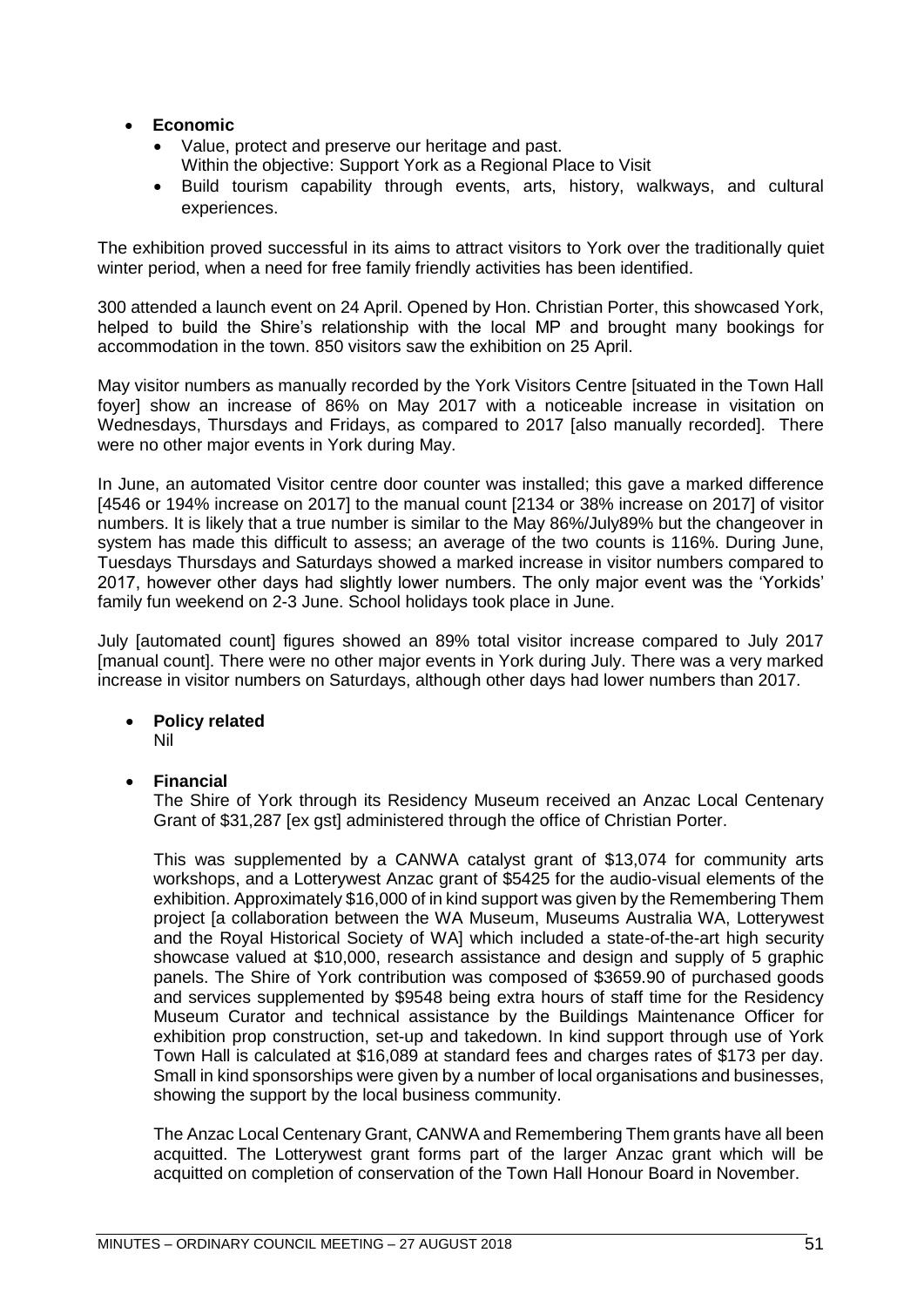- **Economic**
  - Value, protect and preserve our heritage and past.
    Within the objective: Support York as a Regional Place to Visit
  - Build tourism capability through events, arts, history, walkways, and cultural experiences.

The exhibition proved successful in its aims to attract visitors to York over the traditionally quiet winter period, when a need for free family friendly activities has been identified.

300 attended a launch event on 24 April. Opened by Hon. Christian Porter, this showcased York, helped to build the Shire's relationship with the local MP and brought many bookings for accommodation in the town. 850 visitors saw the exhibition on 25 April.

May visitor numbers as manually recorded by the York Visitors Centre [situated in the Town Hall foyer] show an increase of 86% on May 2017 with a noticeable increase in visitation on Wednesdays, Thursdays and Fridays, as compared to 2017 [also manually recorded]. There were no other major events in York during May.

In June, an automated Visitor centre door counter was installed; this gave a marked difference [4546 or 194% increase on 2017] to the manual count [2134 or 38% increase on 2017] of visitor numbers. It is likely that a true number is similar to the May 86%/July89% but the changeover in system has made this difficult to assess; an average of the two counts is 116%. During June, Tuesdays Thursdays and Saturdays showed a marked increase in visitor numbers compared to 2017, however other days had slightly lower numbers. The only major event was the 'Yorkids' family fun weekend on 2-3 June. School holidays took place in June.

July [automated count] figures showed an 89% total visitor increase compared to July 2017 [manual count]. There were no other major events in York during July. There was a very marked increase in visitor numbers on Saturdays, although other days had lower numbers than 2017.

- **Policy related**
  Nil

- **Financial**
  The Shire of York through its Residency Museum received an Anzac Local Centenary Grant of $31,287 [ex gst] administered through the office of Christian Porter.

  This was supplemented by a CANWA catalyst grant of $13,074 for community arts workshops, and a Lotterywest Anzac grant of $5425 for the audio-visual elements of the exhibition. Approximately $16,000 of in kind support was given by the Remembering Them project [a collaboration between the WA Museum, Museums Australia WA, Lotterywest and the Royal Historical Society of WA] which included a state-of-the-art high security showcase valued at $10,000, research assistance and design and supply of 5 graphic panels. The Shire of York contribution was composed of $3659.90 of purchased goods and services supplemented by $9548 being extra hours of staff time for the Residency Museum Curator and technical assistance by the Buildings Maintenance Officer for exhibition prop construction, set-up and takedown. In kind support through use of York Town Hall is calculated at $16,089 at standard fees and charges rates of $173 per day. Small in kind sponsorships were given by a number of local organisations and businesses, showing the support by the local business community.

  The Anzac Local Centenary Grant, CANWA and Remembering Them grants have all been acquitted. The Lotterywest grant forms part of the larger Anzac grant which will be acquitted on completion of conservation of the Town Hall Honour Board in November.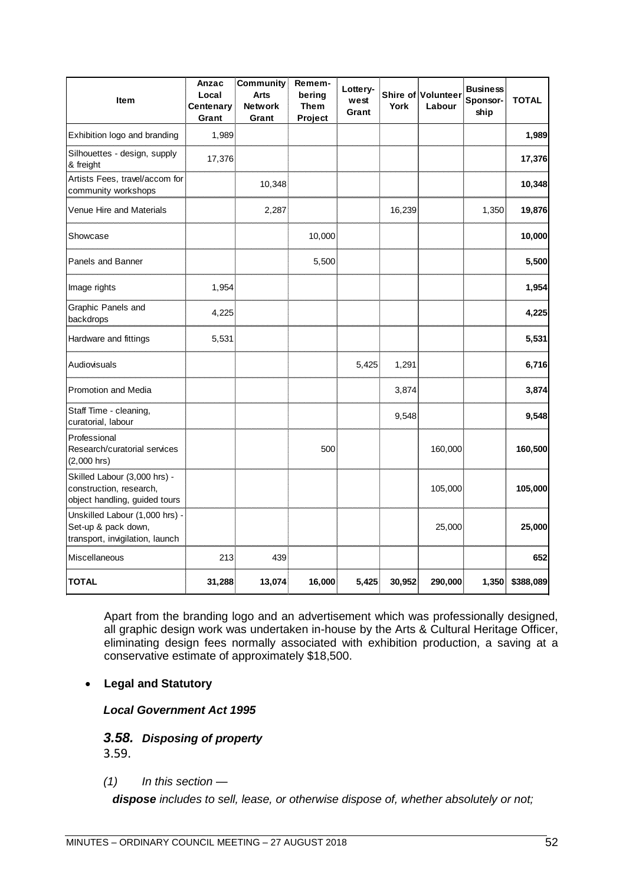| Item | Anzac Local Centenary Grant | Community Arts Network Grant | Remem-bering Them Project | Lottery-west Grant | Shire of York | Volunteer Labour | Business Sponsor-ship | TOTAL |
|---|---|---|---|---|---|---|---|---|
| Exhibition logo and branding | 1,989 | | | | | | | **1,989** |
| Silhouettes - design, supply & freight | 17,376 | | | | | | | **17,376** |
| Artists Fees, travel/accom for community workshops | | 10,348 | | | | | | **10,348** |
| Venue Hire and Materials | | 2,287 | | | 16,239 | | 1,350 | **19,876** |
| Showcase | | | 10,000 | | | | | **10,000** |
| Panels and Banner | | | 5,500 | | | | | **5,500** |
| Image rights | 1,954 | | | | | | | **1,954** |
| Graphic Panels and backdrops | 4,225 | | | | | | | **4,225** |
| Hardware and fittings | 5,531 | | | | | | | **5,531** |
| Audiovisuals | | | | 5,425 | 1,291 | | | **6,716** |
| Promotion and Media | | | | | 3,874 | | | **3,874** |
| Staff Time - cleaning, curatorial, labour | | | | | 9,548 | | | **9,548** |
| Professional Research/curatorial services (2,000 hrs) | | | 500 | | | 160,000 | | **160,500** |
| Skilled Labour (3,000 hrs) - construction, research, object handling, guided tours | | | | | | 105,000 | | **105,000** |
| Unskilled Labour (1,000 hrs) - Set-up & pack down, transport, invigilation, launch | | | | | | 25,000 | | **25,000** |
| Miscellaneous | 213 | 439 | | | | | | **652** |
| **TOTAL** | **31,288** | **13,074** | **16,000** | **5,425** | **30,952** | **290,000** | **1,350** | **$388,089** |

Apart from the branding logo and an advertisement which was professionally designed, all graphic design work was undertaken in-house by the Arts & Cultural Heritage Officer, eliminating design fees normally associated with exhibition production, a saving at a conservative estimate of approximately $18,500.

- **Legal and Statutory**

***Local Government Act 1995***

***3.58. Disposing of property***

3.59.

*(1) In this section —*

***dispose*** *includes to sell, lease, or otherwise dispose of, whether absolutely or not;*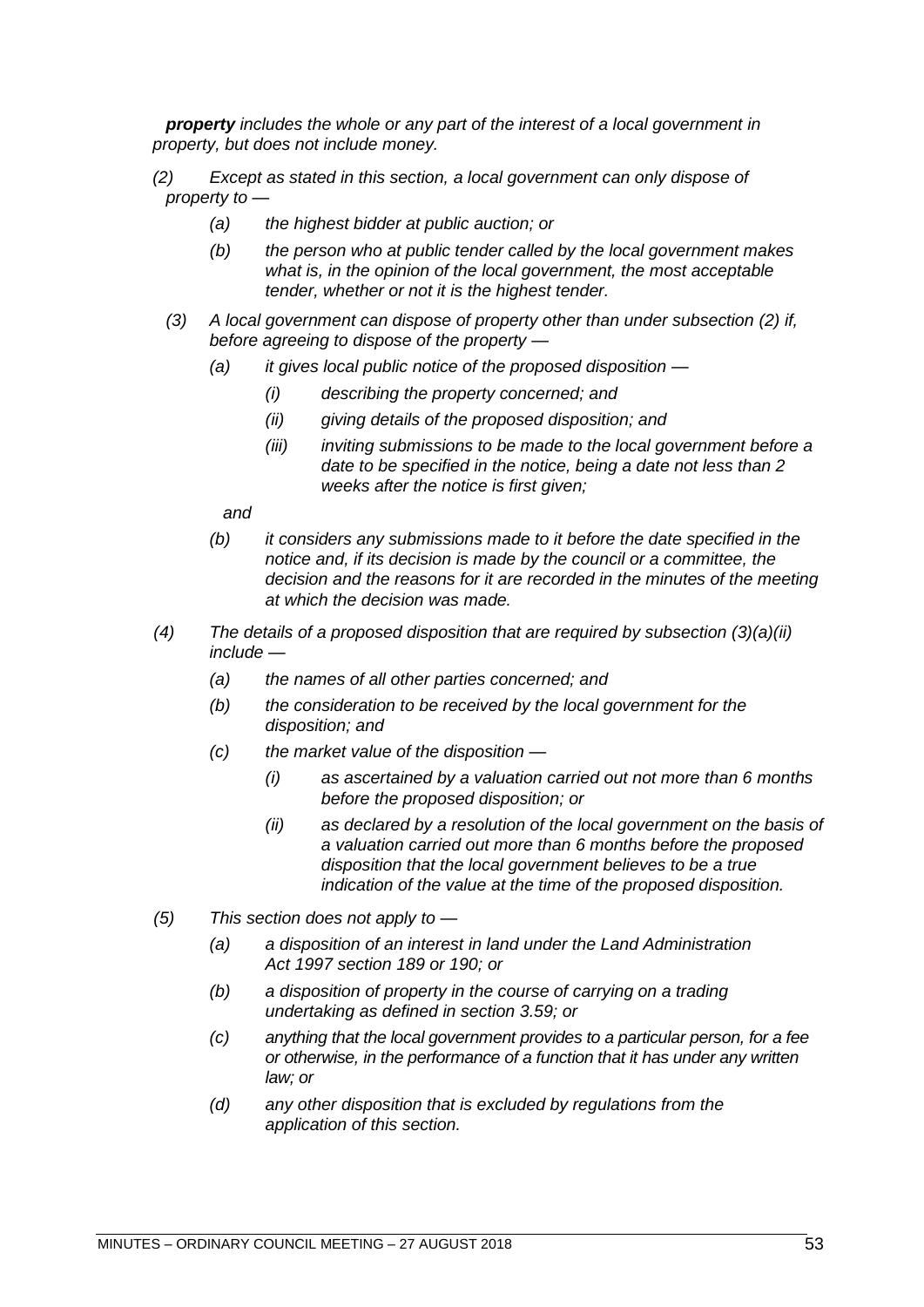***property*** *includes the whole or any part of the interest of a local government in property, but does not include money.*

*(2) Except as stated in this section, a local government can only dispose of property to —*

- *(a) the highest bidder at public auction; or*
- *(b) the person who at public tender called by the local government makes what is, in the opinion of the local government, the most acceptable tender, whether or not it is the highest tender.*

*(3) A local government can dispose of property other than under subsection (2) if, before agreeing to dispose of the property —*

- *(a) it gives local public notice of the proposed disposition —*
  - *(i) describing the property concerned; and*
  - *(ii) giving details of the proposed disposition; and*
  - *(iii) inviting submissions to be made to the local government before a date to be specified in the notice, being a date not less than 2 weeks after the notice is first given;*

  *and*
- *(b) it considers any submissions made to it before the date specified in the notice and, if its decision is made by the council or a committee, the decision and the reasons for it are recorded in the minutes of the meeting at which the decision was made.*

*(4) The details of a proposed disposition that are required by subsection (3)(a)(ii) include —*

- *(a) the names of all other parties concerned; and*
- *(b) the consideration to be received by the local government for the disposition; and*
- *(c) the market value of the disposition —*
  - *(i) as ascertained by a valuation carried out not more than 6 months before the proposed disposition; or*
  - *(ii) as declared by a resolution of the local government on the basis of a valuation carried out more than 6 months before the proposed disposition that the local government believes to be a true indication of the value at the time of the proposed disposition.*

*(5) This section does not apply to —*

- *(a) a disposition of an interest in land under the Land Administration Act 1997 section 189 or 190; or*
- *(b) a disposition of property in the course of carrying on a trading undertaking as defined in section 3.59; or*
- *(c) anything that the local government provides to a particular person, for a fee or otherwise, in the performance of a function that it has under any written law; or*
- *(d) any other disposition that is excluded by regulations from the application of this section.*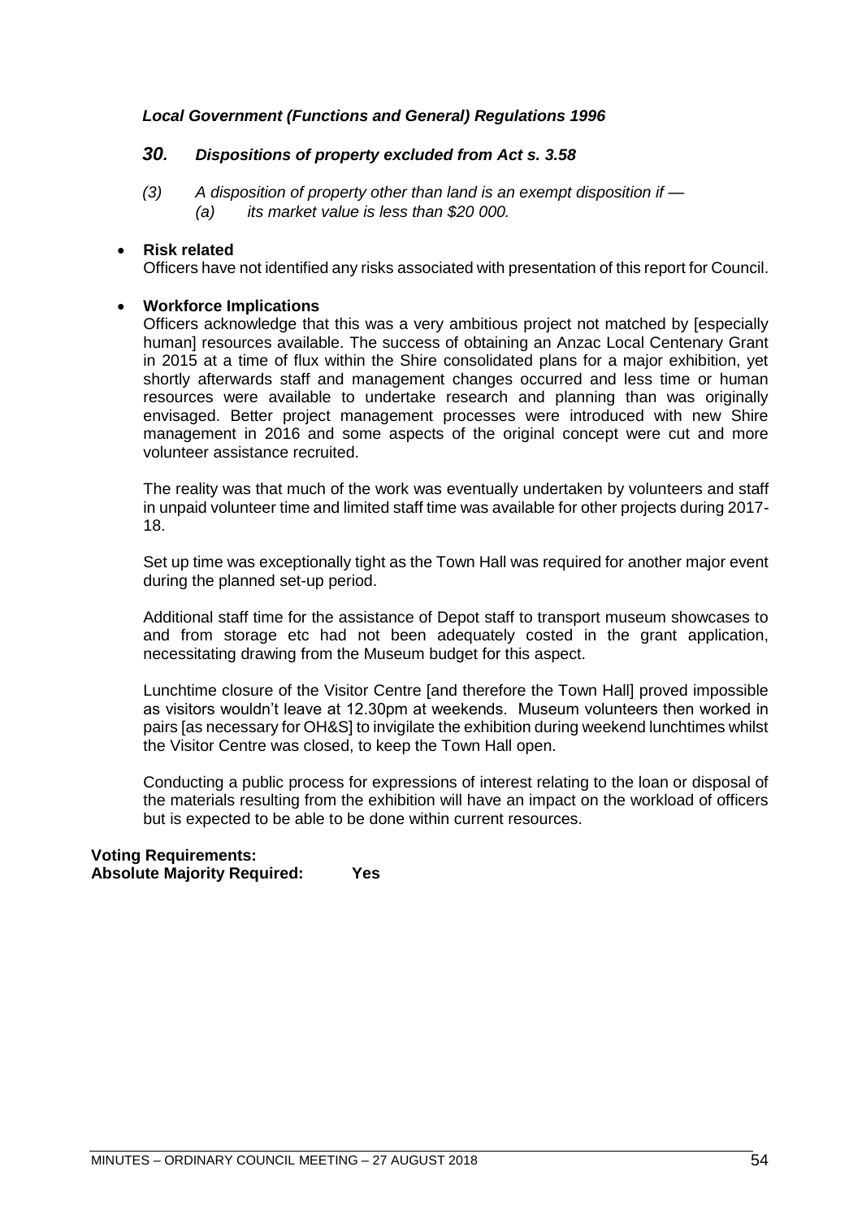***Local Government (Functions and General) Regulations 1996***

***30. Dispositions of property excluded from Act s. 3.58***

*(3) A disposition of property other than land is an exempt disposition if —*
*(a) its market value is less than $20 000.*

- **Risk related**
  Officers have not identified any risks associated with presentation of this report for Council.

- **Workforce Implications**
  Officers acknowledge that this was a very ambitious project not matched by [especially human] resources available. The success of obtaining an Anzac Local Centenary Grant in 2015 at a time of flux within the Shire consolidated plans for a major exhibition, yet shortly afterwards staff and management changes occurred and less time or human resources were available to undertake research and planning than was originally envisaged. Better project management processes were introduced with new Shire management in 2016 and some aspects of the original concept were cut and more volunteer assistance recruited.

  The reality was that much of the work was eventually undertaken by volunteers and staff in unpaid volunteer time and limited staff time was available for other projects during 2017-18.

  Set up time was exceptionally tight as the Town Hall was required for another major event during the planned set-up period.

  Additional staff time for the assistance of Depot staff to transport museum showcases to and from storage etc had not been adequately costed in the grant application, necessitating drawing from the Museum budget for this aspect.

  Lunchtime closure of the Visitor Centre [and therefore the Town Hall] proved impossible as visitors wouldn't leave at 12.30pm at weekends. Museum volunteers then worked in pairs [as necessary for OH&S] to invigilate the exhibition during weekend lunchtimes whilst the Visitor Centre was closed, to keep the Town Hall open.

  Conducting a public process for expressions of interest relating to the loan or disposal of the materials resulting from the exhibition will have an impact on the workload of officers but is expected to be able to be done within current resources.

**Voting Requirements:**
**Absolute Majority Required: Yes**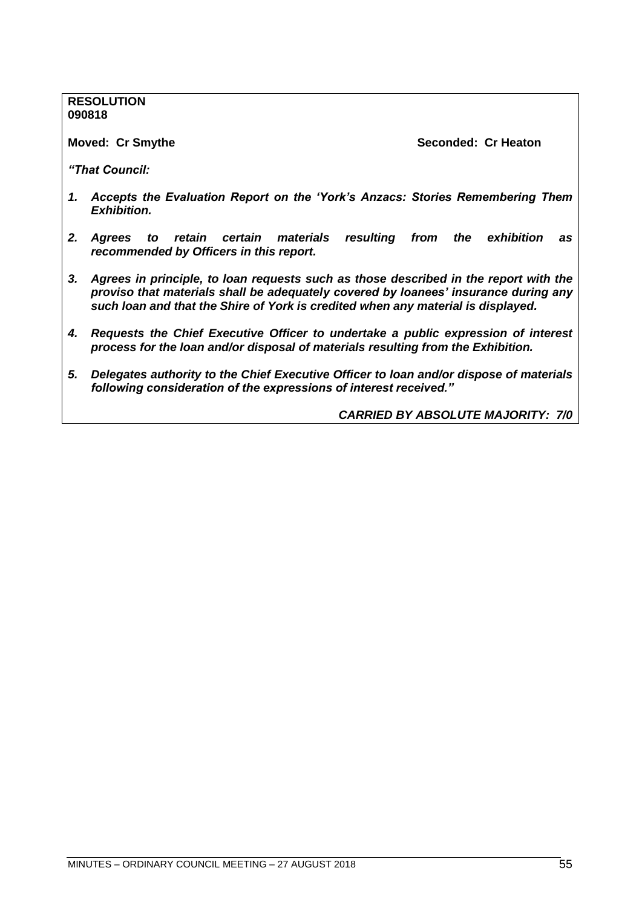**RESOLUTION**
**090818**

**Moved: Cr Smythe** **Seconded: Cr Heaton**

***"That Council:***

1. ***Accepts the Evaluation Report on the 'York's Anzacs: Stories Remembering Them Exhibition.***
2. ***Agrees to retain certain materials resulting from the exhibition as recommended by Officers in this report.***
3. ***Agrees in principle, to loan requests such as those described in the report with the proviso that materials shall be adequately covered by loanees' insurance during any such loan and that the Shire of York is credited when any material is displayed.***
4. ***Requests the Chief Executive Officer to undertake a public expression of interest process for the loan and/or disposal of materials resulting from the Exhibition.***
5. ***Delegates authority to the Chief Executive Officer to loan and/or dispose of materials following consideration of the expressions of interest received."***

***CARRIED BY ABSOLUTE MAJORITY: 7/0***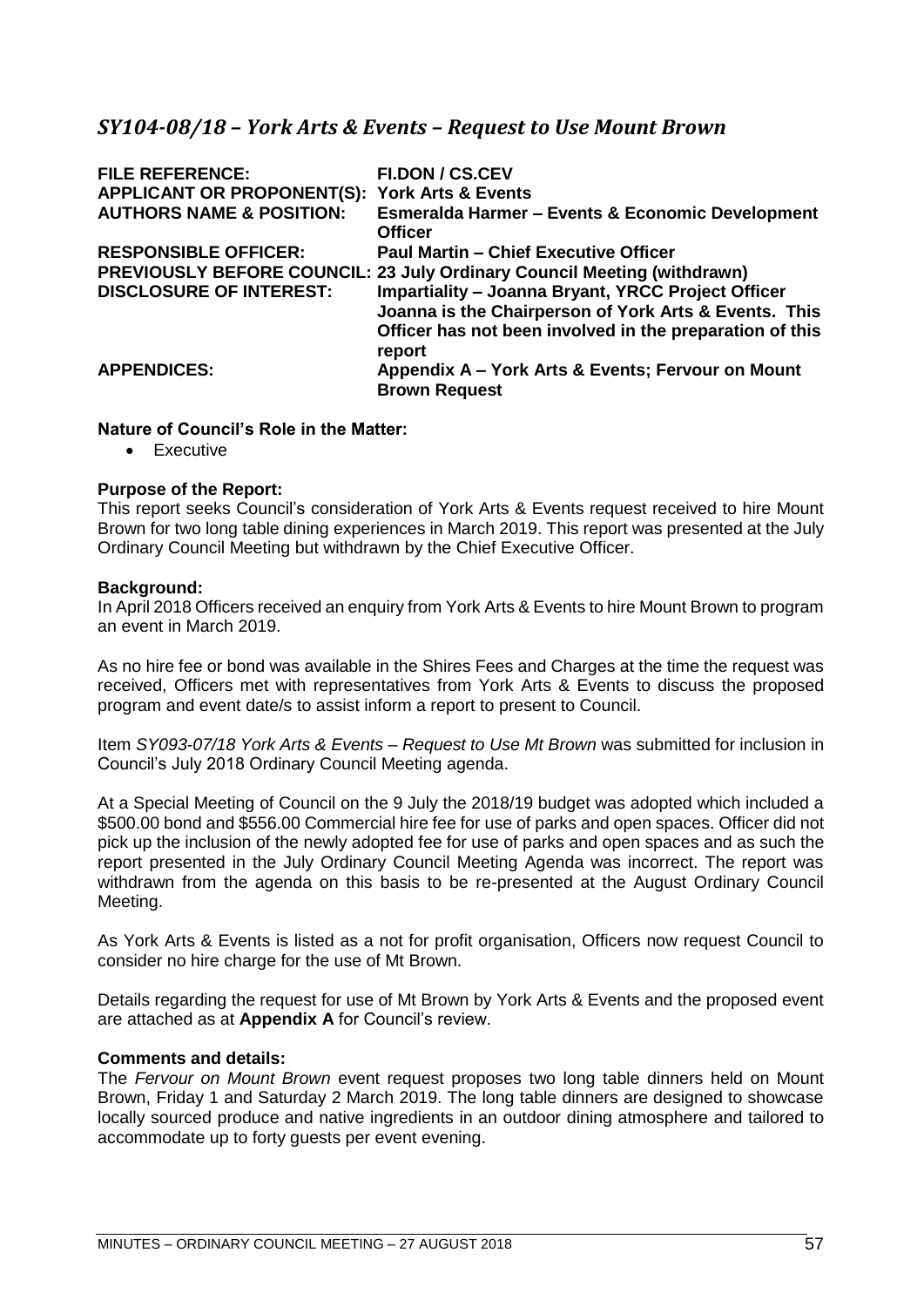## *SY104-08/18 – York Arts & Events – Request to Use Mount Brown*

| | |
|---|---|
| **FILE REFERENCE:** | **FI.DON / CS.CEV** |
| **APPLICANT OR PROPONENT(S):** | **York Arts & Events** |
| **AUTHORS NAME & POSITION:** | **Esmeralda Harmer – Events & Economic Development Officer** |
| **RESPONSIBLE OFFICER:** | **Paul Martin – Chief Executive Officer** |
| **PREVIOUSLY BEFORE COUNCIL:** | **23 July Ordinary Council Meeting (withdrawn)** |
| **DISCLOSURE OF INTEREST:** | **Impartiality – Joanna Bryant, YRCC Project Officer Joanna is the Chairperson of York Arts & Events. This Officer has not been involved in the preparation of this report** |
| **APPENDICES:** | **Appendix A – York Arts & Events; Fervour on Mount Brown Request** |

**Nature of Council's Role in the Matter:**

- Executive

**Purpose of the Report:**
This report seeks Council's consideration of York Arts & Events request received to hire Mount Brown for two long table dining experiences in March 2019. This report was presented at the July Ordinary Council Meeting but withdrawn by the Chief Executive Officer.

**Background:**
In April 2018 Officers received an enquiry from York Arts & Events to hire Mount Brown to program an event in March 2019.

As no hire fee or bond was available in the Shires Fees and Charges at the time the request was received, Officers met with representatives from York Arts & Events to discuss the proposed program and event date/s to assist inform a report to present to Council.

Item *SY093-07/18 York Arts & Events – Request to Use Mt Brown* was submitted for inclusion in Council's July 2018 Ordinary Council Meeting agenda.

At a Special Meeting of Council on the 9 July the 2018/19 budget was adopted which included a \$500.00 bond and \$556.00 Commercial hire fee for use of parks and open spaces. Officer did not pick up the inclusion of the newly adopted fee for use of parks and open spaces and as such the report presented in the July Ordinary Council Meeting Agenda was incorrect. The report was withdrawn from the agenda on this basis to be re-presented at the August Ordinary Council Meeting.

As York Arts & Events is listed as a not for profit organisation, Officers now request Council to consider no hire charge for the use of Mt Brown.

Details regarding the request for use of Mt Brown by York Arts & Events and the proposed event are attached as at **Appendix A** for Council's review.

**Comments and details:**
The *Fervour on Mount Brown* event request proposes two long table dinners held on Mount Brown, Friday 1 and Saturday 2 March 2019. The long table dinners are designed to showcase locally sourced produce and native ingredients in an outdoor dining atmosphere and tailored to accommodate up to forty guests per event evening.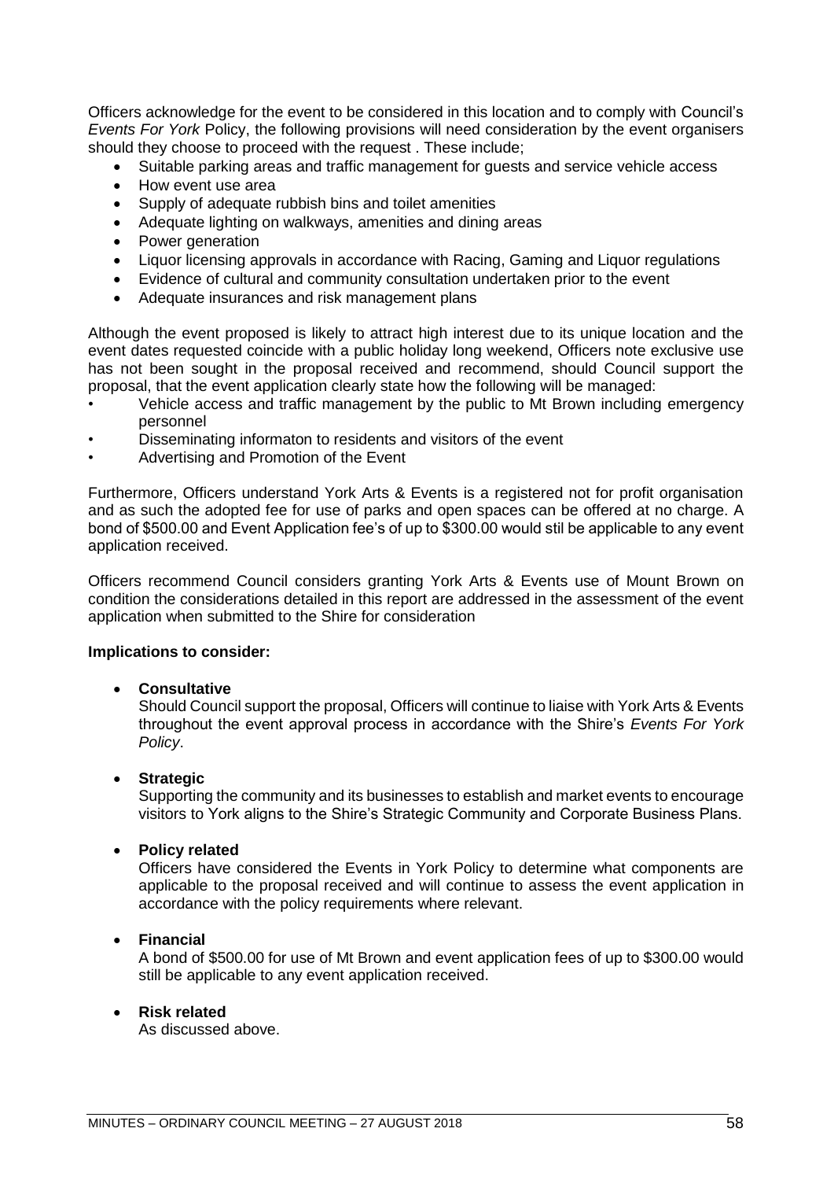Officers acknowledge for the event to be considered in this location and to comply with Council's *Events For York* Policy, the following provisions will need consideration by the event organisers should they choose to proceed with the request . These include;

- Suitable parking areas and traffic management for guests and service vehicle access
- How event use area
- Supply of adequate rubbish bins and toilet amenities
- Adequate lighting on walkways, amenities and dining areas
- Power generation
- Liquor licensing approvals in accordance with Racing, Gaming and Liquor regulations
- Evidence of cultural and community consultation undertaken prior to the event
- Adequate insurances and risk management plans

Although the event proposed is likely to attract high interest due to its unique location and the event dates requested coincide with a public holiday long weekend, Officers note exclusive use has not been sought in the proposal received and recommend, should Council support the proposal, that the event application clearly state how the following will be managed:

- Vehicle access and traffic management by the public to Mt Brown including emergency personnel
- Disseminating informaton to residents and visitors of the event
- Advertising and Promotion of the Event

Furthermore, Officers understand York Arts & Events is a registered not for profit organisation and as such the adopted fee for use of parks and open spaces can be offered at no charge. A bond of $500.00 and Event Application fee's of up to $300.00 would stil be applicable to any event application received.

Officers recommend Council considers granting York Arts & Events use of Mount Brown on condition the considerations detailed in this report are addressed in the assessment of the event application when submitted to the Shire for consideration

**Implications to consider:**

- **Consultative**
  Should Council support the proposal, Officers will continue to liaise with York Arts & Events throughout the event approval process in accordance with the Shire's *Events For York Policy*.

- **Strategic**
  Supporting the community and its businesses to establish and market events to encourage visitors to York aligns to the Shire's Strategic Community and Corporate Business Plans.

- **Policy related**
  Officers have considered the Events in York Policy to determine what components are applicable to the proposal received and will continue to assess the event application in accordance with the policy requirements where relevant.

- **Financial**
  A bond of $500.00 for use of Mt Brown and event application fees of up to $300.00 would still be applicable to any event application received.

- **Risk related**
  As discussed above.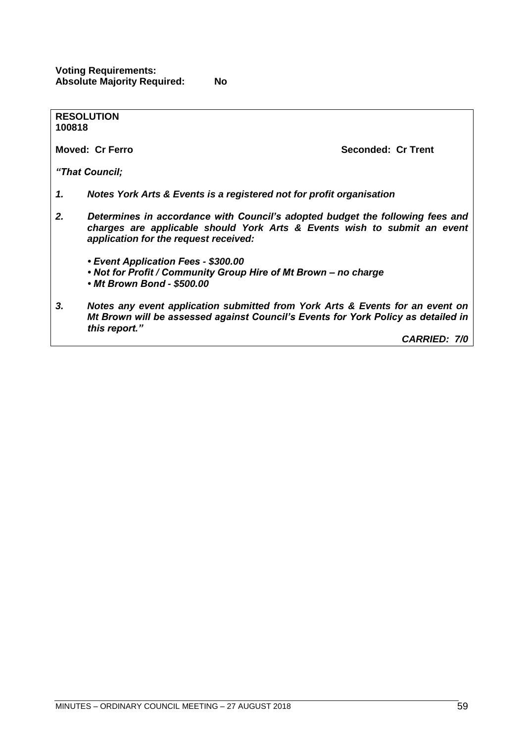**Voting Requirements:**
**Absolute Majority Required: No**

**RESOLUTION**
**100818**

**Moved: Cr Ferro** **Seconded: Cr Trent**

***"That Council;***

1. ***Notes York Arts & Events is a registered not for profit organisation***

2. ***Determines in accordance with Council's adopted budget the following fees and charges are applicable should York Arts & Events wish to submit an event application for the request received:***

   - ***Event Application Fees - $300.00***
   - ***Not for Profit / Community Group Hire of Mt Brown – no charge***
   - ***Mt Brown Bond - $500.00***

3. ***Notes any event application submitted from York Arts & Events for an event on Mt Brown will be assessed against Council's Events for York Policy as detailed in this report."***

***CARRIED: 7/0***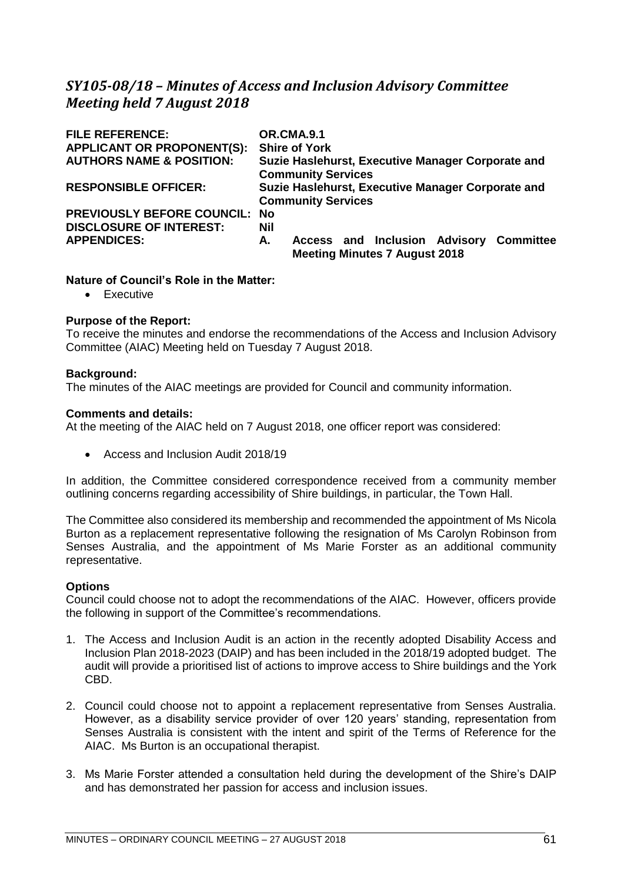## *SY105-08/18 – Minutes of Access and Inclusion Advisory Committee Meeting held 7 August 2018*

| | |
|---|---|
| **FILE REFERENCE:** | **OR.CMA.9.1** |
| **APPLICANT OR PROPONENT(S):** | **Shire of York** |
| **AUTHORS NAME & POSITION:** | **Suzie Haslehurst, Executive Manager Corporate and Community Services** |
| **RESPONSIBLE OFFICER:** | **Suzie Haslehurst, Executive Manager Corporate and Community Services** |
| **PREVIOUSLY BEFORE COUNCIL:** | **No** |
| **DISCLOSURE OF INTEREST:** | **Nil** |
| **APPENDICES:** | **A. Access and Inclusion Advisory Committee Meeting Minutes 7 August 2018** |

**Nature of Council's Role in the Matter:**

- Executive

**Purpose of the Report:**

To receive the minutes and endorse the recommendations of the Access and Inclusion Advisory Committee (AIAC) Meeting held on Tuesday 7 August 2018.

**Background:**

The minutes of the AIAC meetings are provided for Council and community information.

**Comments and details:**

At the meeting of the AIAC held on 7 August 2018, one officer report was considered:

- Access and Inclusion Audit 2018/19

In addition, the Committee considered correspondence received from a community member outlining concerns regarding accessibility of Shire buildings, in particular, the Town Hall.

The Committee also considered its membership and recommended the appointment of Ms Nicola Burton as a replacement representative following the resignation of Ms Carolyn Robinson from Senses Australia, and the appointment of Ms Marie Forster as an additional community representative.

**Options**

Council could choose not to adopt the recommendations of the AIAC. However, officers provide the following in support of the Committee's recommendations.

1. The Access and Inclusion Audit is an action in the recently adopted Disability Access and Inclusion Plan 2018-2023 (DAIP) and has been included in the 2018/19 adopted budget. The audit will provide a prioritised list of actions to improve access to Shire buildings and the York CBD.
2. Council could choose not to appoint a replacement representative from Senses Australia. However, as a disability service provider of over 120 years' standing, representation from Senses Australia is consistent with the intent and spirit of the Terms of Reference for the AIAC. Ms Burton is an occupational therapist.
3. Ms Marie Forster attended a consultation held during the development of the Shire's DAIP and has demonstrated her passion for access and inclusion issues.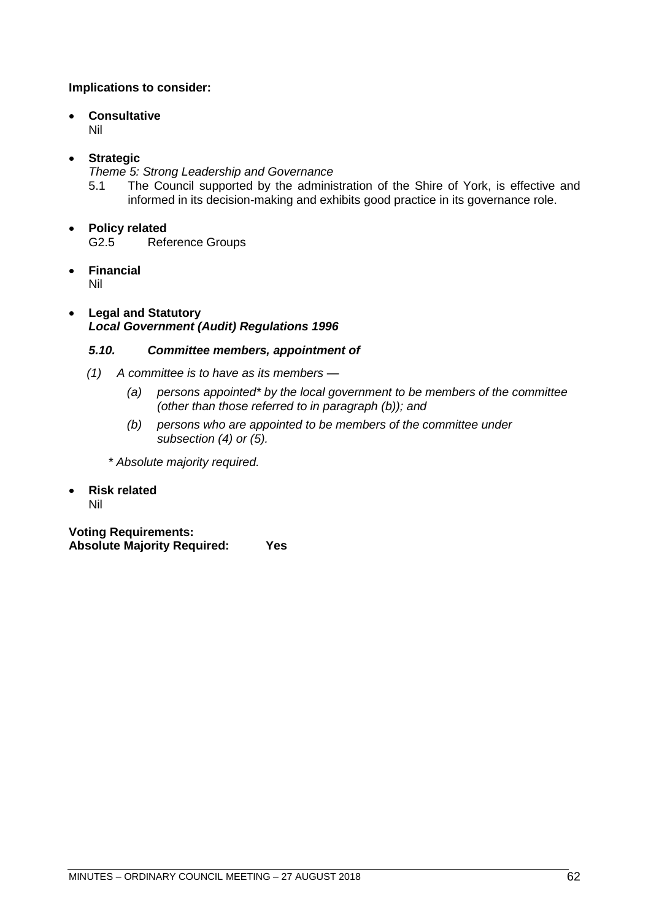**Implications to consider:**

- **Consultative**
  Nil

- **Strategic**
  *Theme 5: Strong Leadership and Governance*
  5.1 The Council supported by the administration of the Shire of York, is effective and informed in its decision-making and exhibits good practice in its governance role.

- **Policy related**
  G2.5 Reference Groups

- **Financial**
  Nil

- **Legal and Statutory**
  ***Local Government (Audit) Regulations 1996***

  ***5.10. Committee members, appointment of***

  *(1) A committee is to have as its members —*

  *(a) persons appointed\* by the local government to be members of the committee (other than those referred to in paragraph (b)); and*

  *(b) persons who are appointed to be members of the committee under subsection (4) or (5).*

  *\* Absolute majority required.*

- **Risk related**
  Nil

**Voting Requirements:**
**Absolute Majority Required: Yes**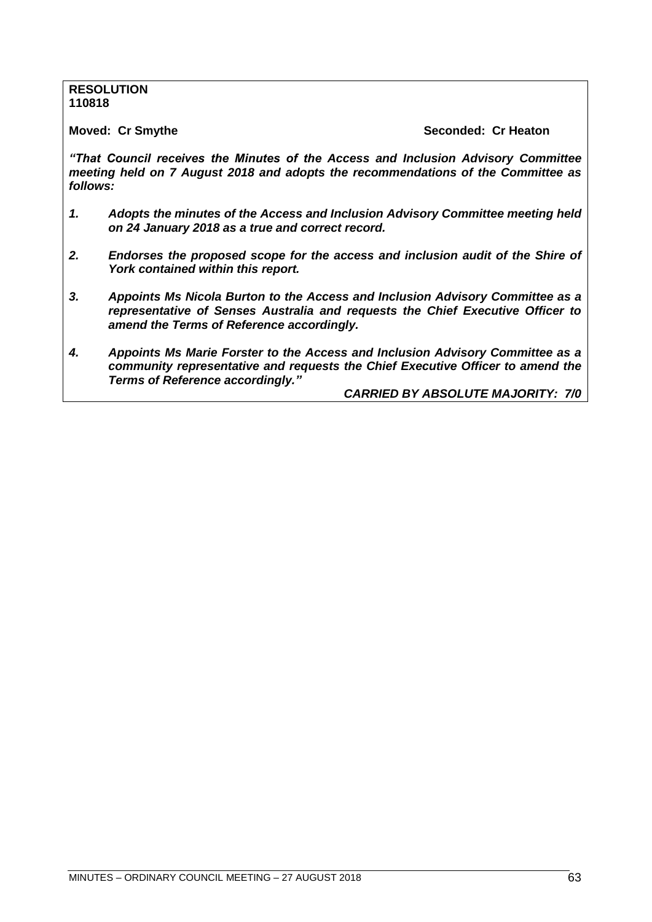**RESOLUTION**
**110818**

**Moved: Cr Smythe** **Seconded: Cr Heaton**

***"That Council receives the Minutes of the Access and Inclusion Advisory Committee meeting held on 7 August 2018 and adopts the recommendations of the Committee as follows:***

1. ***Adopts the minutes of the Access and Inclusion Advisory Committee meeting held on 24 January 2018 as a true and correct record.***

2. ***Endorses the proposed scope for the access and inclusion audit of the Shire of York contained within this report.***

3. ***Appoints Ms Nicola Burton to the Access and Inclusion Advisory Committee as a representative of Senses Australia and requests the Chief Executive Officer to amend the Terms of Reference accordingly.***

4. ***Appoints Ms Marie Forster to the Access and Inclusion Advisory Committee as a community representative and requests the Chief Executive Officer to amend the Terms of Reference accordingly."***

***CARRIED BY ABSOLUTE MAJORITY: 7/0***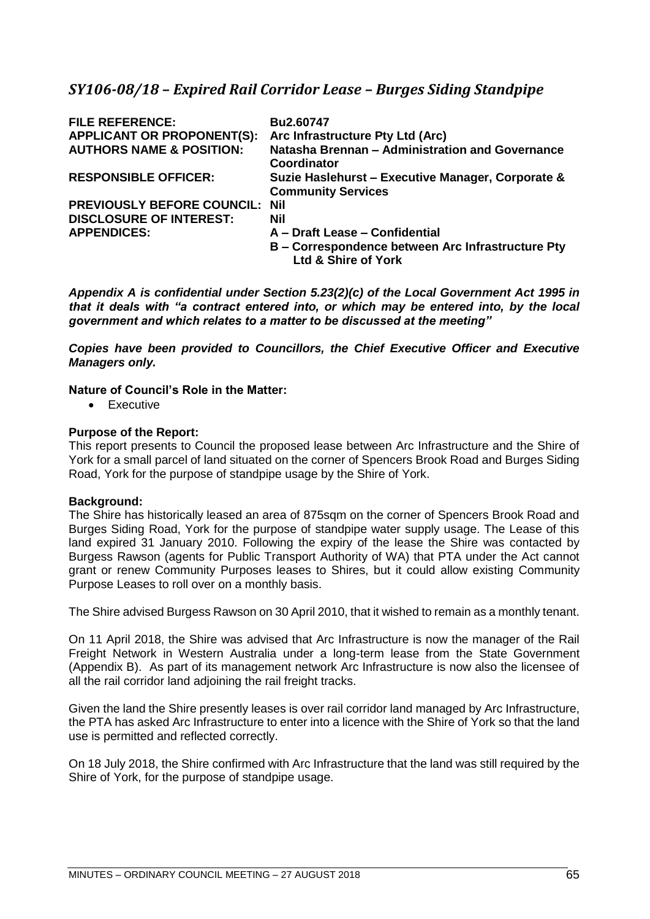## *SY106-08/18 – Expired Rail Corridor Lease – Burges Siding Standpipe*

| | |
|---|---|
| **FILE REFERENCE:** | **Bu2.60747** |
| **APPLICANT OR PROPONENT(S):** | **Arc Infrastructure Pty Ltd (Arc)** |
| **AUTHORS NAME & POSITION:** | **Natasha Brennan – Administration and Governance Coordinator** |
| **RESPONSIBLE OFFICER:** | **Suzie Haslehurst – Executive Manager, Corporate & Community Services** |
| **PREVIOUSLY BEFORE COUNCIL:** | **Nil** |
| **DISCLOSURE OF INTEREST:** | **Nil** |
| **APPENDICES:** | **A – Draft Lease – Confidential**<br>**B – Correspondence between Arc Infrastructure Pty Ltd & Shire of York** |

***Appendix A is confidential under Section 5.23(2)(c) of the Local Government Act 1995 in that it deals with "a contract entered into, or which may be entered into, by the local government and which relates to a matter to be discussed at the meeting"***

***Copies have been provided to Councillors, the Chief Executive Officer and Executive Managers only.***

**Nature of Council's Role in the Matter:**

- Executive

**Purpose of the Report:**

This report presents to Council the proposed lease between Arc Infrastructure and the Shire of York for a small parcel of land situated on the corner of Spencers Brook Road and Burges Siding Road, York for the purpose of standpipe usage by the Shire of York.

**Background:**

The Shire has historically leased an area of 875sqm on the corner of Spencers Brook Road and Burges Siding Road, York for the purpose of standpipe water supply usage. The Lease of this land expired 31 January 2010. Following the expiry of the lease the Shire was contacted by Burgess Rawson (agents for Public Transport Authority of WA) that PTA under the Act cannot grant or renew Community Purposes leases to Shires, but it could allow existing Community Purpose Leases to roll over on a monthly basis.

The Shire advised Burgess Rawson on 30 April 2010, that it wished to remain as a monthly tenant.

On 11 April 2018, the Shire was advised that Arc Infrastructure is now the manager of the Rail Freight Network in Western Australia under a long-term lease from the State Government (Appendix B). As part of its management network Arc Infrastructure is now also the licensee of all the rail corridor land adjoining the rail freight tracks.

Given the land the Shire presently leases is over rail corridor land managed by Arc Infrastructure, the PTA has asked Arc Infrastructure to enter into a licence with the Shire of York so that the land use is permitted and reflected correctly.

On 18 July 2018, the Shire confirmed with Arc Infrastructure that the land was still required by the Shire of York, for the purpose of standpipe usage.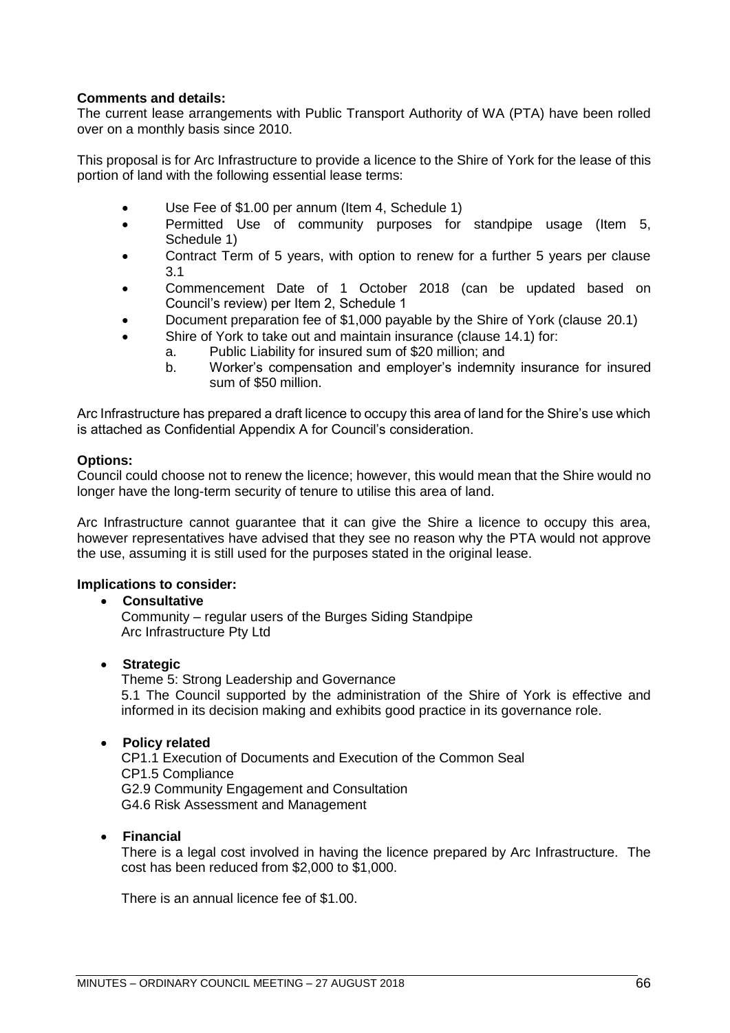**Comments and details:**
The current lease arrangements with Public Transport Authority of WA (PTA) have been rolled over on a monthly basis since 2010.

This proposal is for Arc Infrastructure to provide a licence to the Shire of York for the lease of this portion of land with the following essential lease terms:

- Use Fee of $1.00 per annum (Item 4, Schedule 1)
- Permitted Use of community purposes for standpipe usage (Item 5, Schedule 1)
- Contract Term of 5 years, with option to renew for a further 5 years per clause 3.1
- Commencement Date of 1 October 2018 (can be updated based on Council's review) per Item 2, Schedule 1
- Document preparation fee of $1,000 payable by the Shire of York (clause 20.1)
- Shire of York to take out and maintain insurance (clause 14.1) for:
    a. Public Liability for insured sum of $20 million; and
    b. Worker's compensation and employer's indemnity insurance for insured sum of $50 million.

Arc Infrastructure has prepared a draft licence to occupy this area of land for the Shire's use which is attached as Confidential Appendix A for Council's consideration.

**Options:**
Council could choose not to renew the licence; however, this would mean that the Shire would no longer have the long-term security of tenure to utilise this area of land.

Arc Infrastructure cannot guarantee that it can give the Shire a licence to occupy this area, however representatives have advised that they see no reason why the PTA would not approve the use, assuming it is still used for the purposes stated in the original lease.

**Implications to consider:**

- **Consultative**
  Community – regular users of the Burges Siding Standpipe
  Arc Infrastructure Pty Ltd

- **Strategic**
  Theme 5: Strong Leadership and Governance
  5.1 The Council supported by the administration of the Shire of York is effective and informed in its decision making and exhibits good practice in its governance role.

- **Policy related**
  CP1.1 Execution of Documents and Execution of the Common Seal
  CP1.5 Compliance
  G2.9 Community Engagement and Consultation
  G4.6 Risk Assessment and Management

- **Financial**
  There is a legal cost involved in having the licence prepared by Arc Infrastructure. The cost has been reduced from $2,000 to $1,000.

  There is an annual licence fee of $1.00.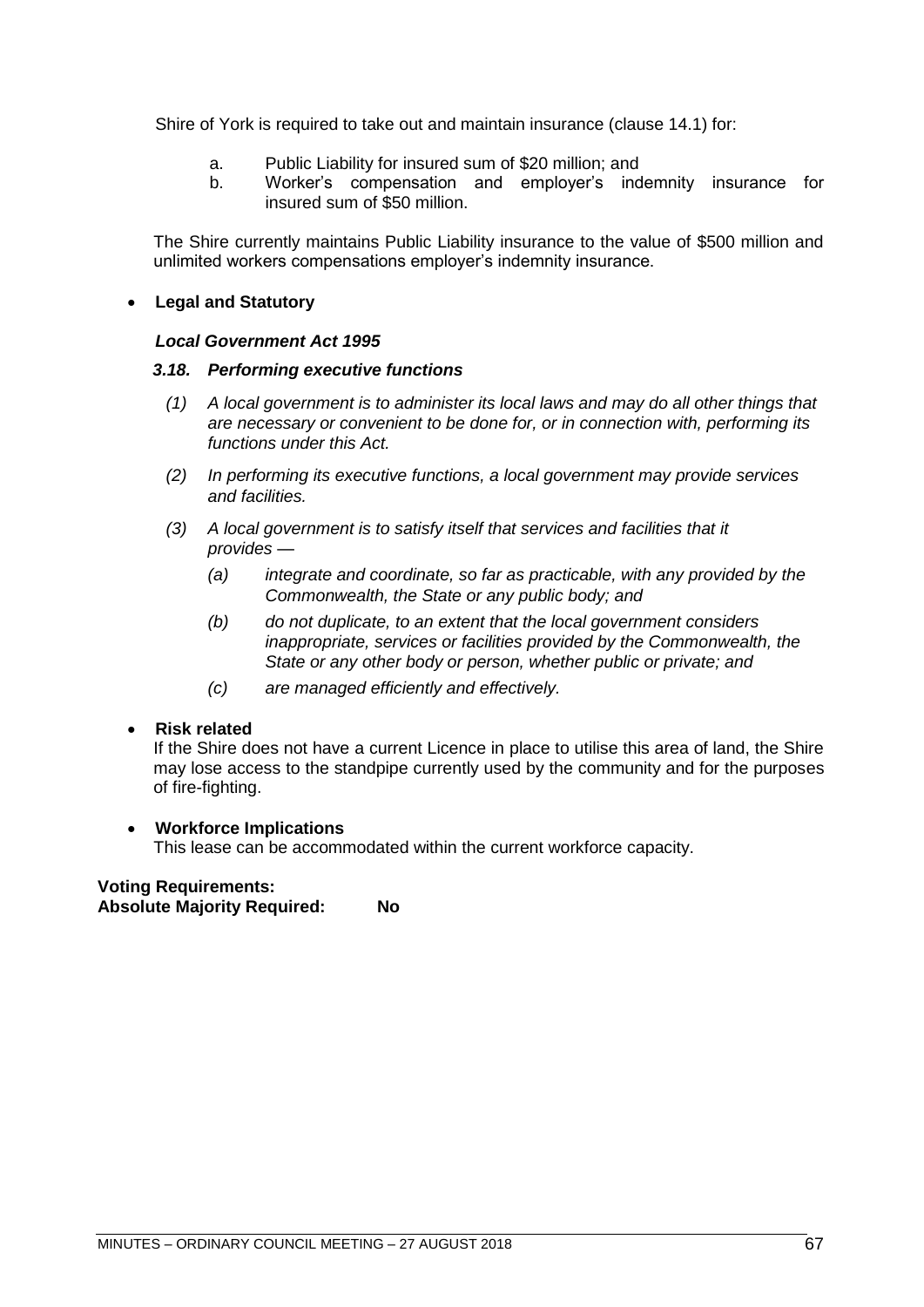Shire of York is required to take out and maintain insurance (clause 14.1) for:

a. Public Liability for insured sum of $20 million; and
b. Worker's compensation and employer's indemnity insurance for insured sum of $50 million.

The Shire currently maintains Public Liability insurance to the value of $500 million and unlimited workers compensations employer's indemnity insurance.

- **Legal and Statutory**

***Local Government Act 1995***

***3.18. Performing executive functions***

*(1) A local government is to administer its local laws and may do all other things that are necessary or convenient to be done for, or in connection with, performing its functions under this Act.*

*(2) In performing its executive functions, a local government may provide services and facilities.*

*(3) A local government is to satisfy itself that services and facilities that it provides —*

*(a) integrate and coordinate, so far as practicable, with any provided by the Commonwealth, the State or any public body; and*

*(b) do not duplicate, to an extent that the local government considers inappropriate, services or facilities provided by the Commonwealth, the State or any other body or person, whether public or private; and*

*(c) are managed efficiently and effectively.*

- **Risk related**
  If the Shire does not have a current Licence in place to utilise this area of land, the Shire may lose access to the standpipe currently used by the community and for the purposes of fire-fighting.

- **Workforce Implications**
  This lease can be accommodated within the current workforce capacity.

**Voting Requirements:**
**Absolute Majority Required: No**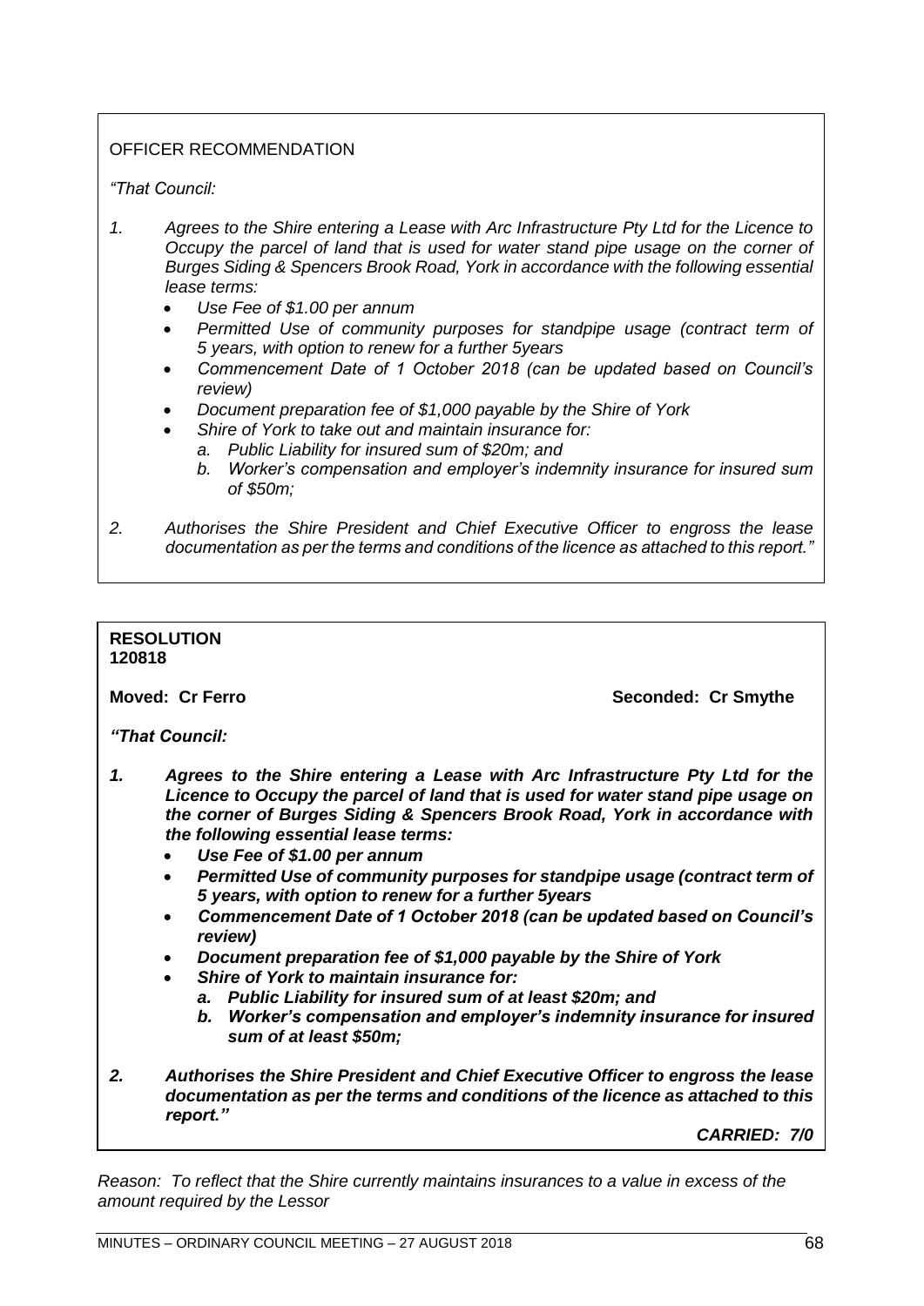OFFICER RECOMMENDATION

*"That Council:*

1. *Agrees to the Shire entering a Lease with Arc Infrastructure Pty Ltd for the Licence to Occupy the parcel of land that is used for water stand pipe usage on the corner of Burges Siding & Spencers Brook Road, York in accordance with the following essential lease terms:*
   - *Use Fee of $1.00 per annum*
   - *Permitted Use of community purposes for standpipe usage (contract term of 5 years, with option to renew for a further 5years*
   - *Commencement Date of 1 October 2018 (can be updated based on Council's review)*
   - *Document preparation fee of $1,000 payable by the Shire of York*
   - *Shire of York to take out and maintain insurance for:*
     - *a. Public Liability for insured sum of $20m; and*
     - *b. Worker's compensation and employer's indemnity insurance for insured sum of $50m;*

2. *Authorises the Shire President and Chief Executive Officer to engross the lease documentation as per the terms and conditions of the licence as attached to this report."*

**RESOLUTION**
**120818**

**Moved: Cr Ferro** **Seconded: Cr Smythe**

***"That Council:***

1. ***Agrees to the Shire entering a Lease with Arc Infrastructure Pty Ltd for the Licence to Occupy the parcel of land that is used for water stand pipe usage on the corner of Burges Siding & Spencers Brook Road, York in accordance with the following essential lease terms:***
   - ***Use Fee of $1.00 per annum***
   - ***Permitted Use of community purposes for standpipe usage (contract term of 5 years, with option to renew for a further 5years***
   - ***Commencement Date of 1 October 2018 (can be updated based on Council's review)***
   - ***Document preparation fee of $1,000 payable by the Shire of York***
   - ***Shire of York to maintain insurance for:***
     - ***a. Public Liability for insured sum of at least $20m; and***
     - ***b. Worker's compensation and employer's indemnity insurance for insured sum of at least $50m;***

2. ***Authorises the Shire President and Chief Executive Officer to engross the lease documentation as per the terms and conditions of the licence as attached to this report."***

***CARRIED: 7/0***

*Reason: To reflect that the Shire currently maintains insurances to a value in excess of the amount required by the Lessor*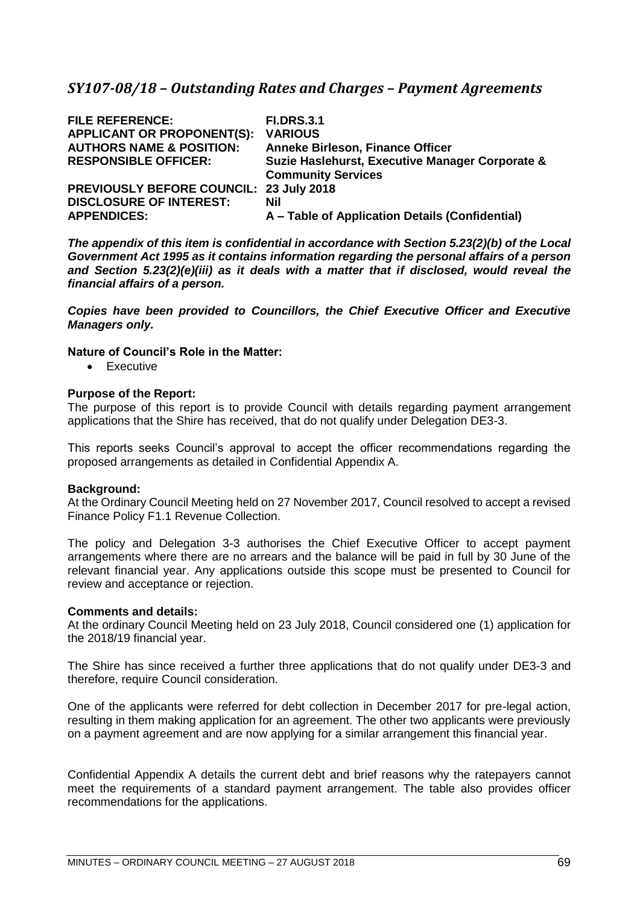## *SY107-08/18 – Outstanding Rates and Charges – Payment Agreements*

| | |
|---|---|
| **FILE REFERENCE:** | **FI.DRS.3.1** |
| **APPLICANT OR PROPONENT(S):** | **VARIOUS** |
| **AUTHORS NAME & POSITION:** | **Anneke Birleson, Finance Officer** |
| **RESPONSIBLE OFFICER:** | **Suzie Haslehurst, Executive Manager Corporate & Community Services** |
| **PREVIOUSLY BEFORE COUNCIL:** | **23 July 2018** |
| **DISCLOSURE OF INTEREST:** | **Nil** |
| **APPENDICES:** | **A – Table of Application Details (Confidential)** |

***The appendix of this item is confidential in accordance with Section 5.23(2)(b) of the Local Government Act 1995 as it contains information regarding the personal affairs of a person and Section 5.23(2)(e)(iii) as it deals with a matter that if disclosed, would reveal the financial affairs of a person.***

***Copies have been provided to Councillors, the Chief Executive Officer and Executive Managers only.***

**Nature of Council's Role in the Matter:**

- Executive

**Purpose of the Report:**

The purpose of this report is to provide Council with details regarding payment arrangement applications that the Shire has received, that do not qualify under Delegation DE3-3.

This reports seeks Council's approval to accept the officer recommendations regarding the proposed arrangements as detailed in Confidential Appendix A.

**Background:**

At the Ordinary Council Meeting held on 27 November 2017, Council resolved to accept a revised Finance Policy F1.1 Revenue Collection.

The policy and Delegation 3-3 authorises the Chief Executive Officer to accept payment arrangements where there are no arrears and the balance will be paid in full by 30 June of the relevant financial year. Any applications outside this scope must be presented to Council for review and acceptance or rejection.

**Comments and details:**

At the ordinary Council Meeting held on 23 July 2018, Council considered one (1) application for the 2018/19 financial year.

The Shire has since received a further three applications that do not qualify under DE3-3 and therefore, require Council consideration.

One of the applicants were referred for debt collection in December 2017 for pre-legal action, resulting in them making application for an agreement. The other two applicants were previously on a payment agreement and are now applying for a similar arrangement this financial year.

Confidential Appendix A details the current debt and brief reasons why the ratepayers cannot meet the requirements of a standard payment arrangement. The table also provides officer recommendations for the applications.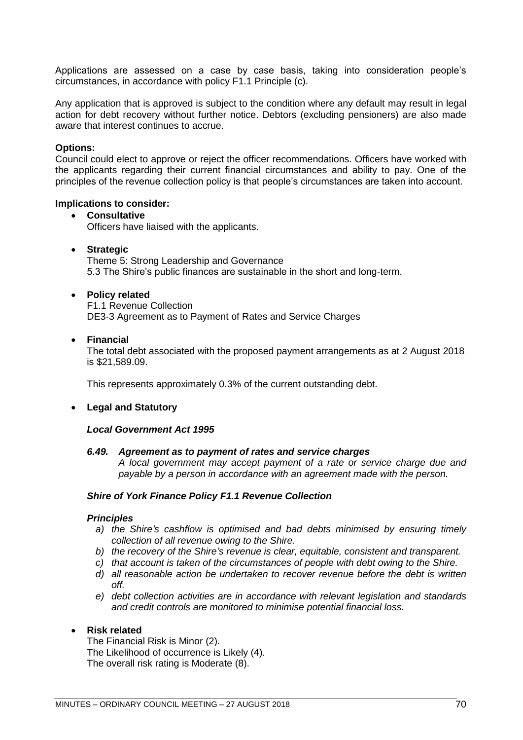Applications are assessed on a case by case basis, taking into consideration people's circumstances, in accordance with policy F1.1 Principle (c).

Any application that is approved is subject to the condition where any default may result in legal action for debt recovery without further notice. Debtors (excluding pensioners) are also made aware that interest continues to accrue.

**Options:**
Council could elect to approve or reject the officer recommendations. Officers have worked with the applicants regarding their current financial circumstances and ability to pay. One of the principles of the revenue collection policy is that people's circumstances are taken into account.

**Implications to consider:**

- **Consultative**
  Officers have liaised with the applicants.

- **Strategic**
  Theme 5: Strong Leadership and Governance
  5.3 The Shire's public finances are sustainable in the short and long-term.

- **Policy related**
  F1.1 Revenue Collection
  DE3-3 Agreement as to Payment of Rates and Service Charges

- **Financial**
  The total debt associated with the proposed payment arrangements as at 2 August 2018 is $21,589.09.

  This represents approximately 0.3% of the current outstanding debt.

- **Legal and Statutory**

  ***Local Government Act 1995***

  ***6.49. Agreement as to payment of rates and service charges***
  *A local government may accept payment of a rate or service charge due and payable by a person in accordance with an agreement made with the person.*

  ***Shire of York Finance Policy F1.1 Revenue Collection***

  ***Principles***
  *a) the Shire's cashflow is optimised and bad debts minimised by ensuring timely collection of all revenue owing to the Shire.*
  *b) the recovery of the Shire's revenue is clear, equitable, consistent and transparent.*
  *c) that account is taken of the circumstances of people with debt owing to the Shire.*
  *d) all reasonable action be undertaken to recover revenue before the debt is written off.*
  *e) debt collection activities are in accordance with relevant legislation and standards and credit controls are monitored to minimise potential financial loss.*

- **Risk related**
  The Financial Risk is Minor (2).
  The Likelihood of occurrence is Likely (4).
  The overall risk rating is Moderate (8).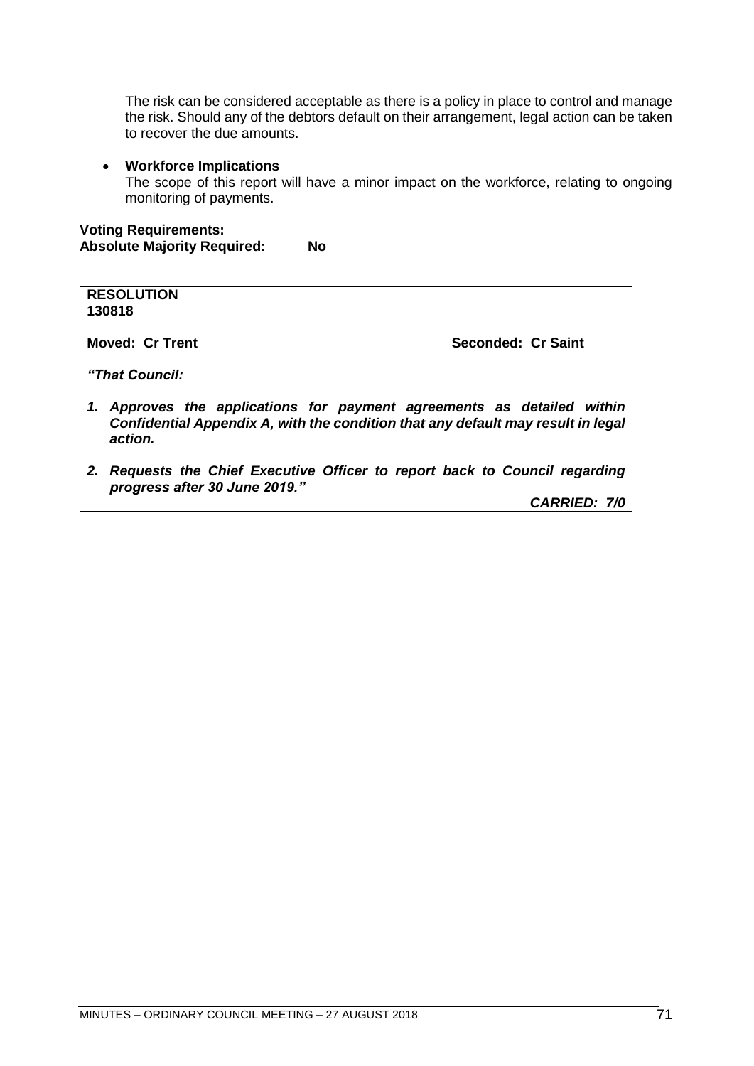The risk can be considered acceptable as there is a policy in place to control and manage the risk. Should any of the debtors default on their arrangement, legal action can be taken to recover the due amounts.

- **Workforce Implications**
  The scope of this report will have a minor impact on the workforce, relating to ongoing monitoring of payments.

**Voting Requirements:**
**Absolute Majority Required: No**

**RESOLUTION**
**130818**

**Moved: Cr Trent** **Seconded: Cr Saint**

***"That Council:***

1. ***Approves the applications for payment agreements as detailed within Confidential Appendix A, with the condition that any default may result in legal action.***
2. ***Requests the Chief Executive Officer to report back to Council regarding progress after 30 June 2019."***

***CARRIED: 7/0***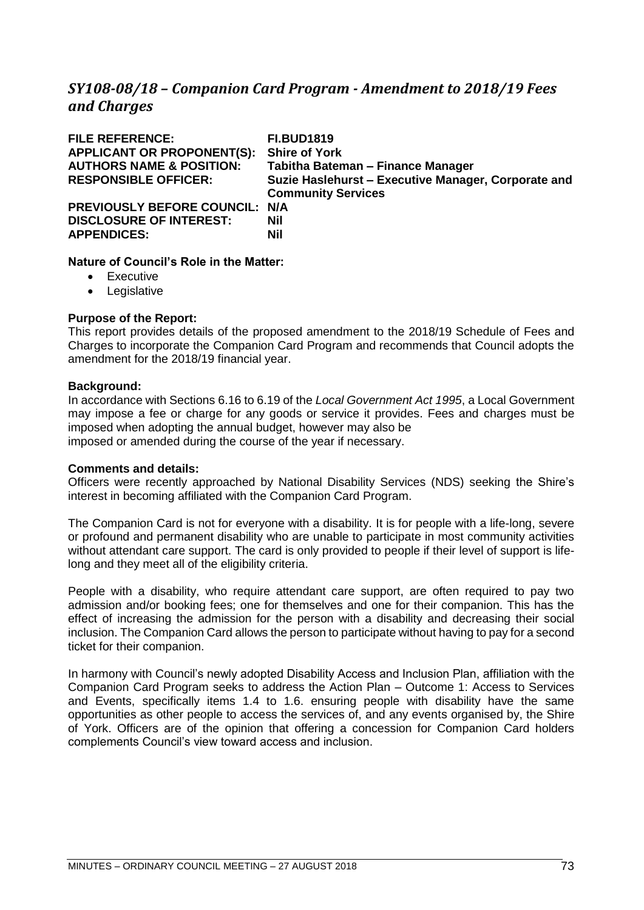## *SY108-08/18 – Companion Card Program - Amendment to 2018/19 Fees and Charges*

| | |
|---|---|
| **FILE REFERENCE:** | **FI.BUD1819** |
| **APPLICANT OR PROPONENT(S):** | **Shire of York** |
| **AUTHORS NAME & POSITION:** | **Tabitha Bateman – Finance Manager** |
| **RESPONSIBLE OFFICER:** | **Suzie Haslehurst – Executive Manager, Corporate and Community Services** |
| **PREVIOUSLY BEFORE COUNCIL:** | **N/A** |
| **DISCLOSURE OF INTEREST:** | **Nil** |
| **APPENDICES:** | **Nil** |

**Nature of Council's Role in the Matter:**

- Executive
- Legislative

**Purpose of the Report:**

This report provides details of the proposed amendment to the 2018/19 Schedule of Fees and Charges to incorporate the Companion Card Program and recommends that Council adopts the amendment for the 2018/19 financial year.

**Background:**

In accordance with Sections 6.16 to 6.19 of the *Local Government Act 1995*, a Local Government may impose a fee or charge for any goods or service it provides. Fees and charges must be imposed when adopting the annual budget, however may also be imposed or amended during the course of the year if necessary.

**Comments and details:**

Officers were recently approached by National Disability Services (NDS) seeking the Shire's interest in becoming affiliated with the Companion Card Program.

The Companion Card is not for everyone with a disability. It is for people with a life-long, severe or profound and permanent disability who are unable to participate in most community activities without attendant care support. The card is only provided to people if their level of support is life-long and they meet all of the eligibility criteria.

People with a disability, who require attendant care support, are often required to pay two admission and/or booking fees; one for themselves and one for their companion. This has the effect of increasing the admission for the person with a disability and decreasing their social inclusion. The Companion Card allows the person to participate without having to pay for a second ticket for their companion.

In harmony with Council's newly adopted Disability Access and Inclusion Plan, affiliation with the Companion Card Program seeks to address the Action Plan – Outcome 1: Access to Services and Events, specifically items 1.4 to 1.6. ensuring people with disability have the same opportunities as other people to access the services of, and any events organised by, the Shire of York. Officers are of the opinion that offering a concession for Companion Card holders complements Council's view toward access and inclusion.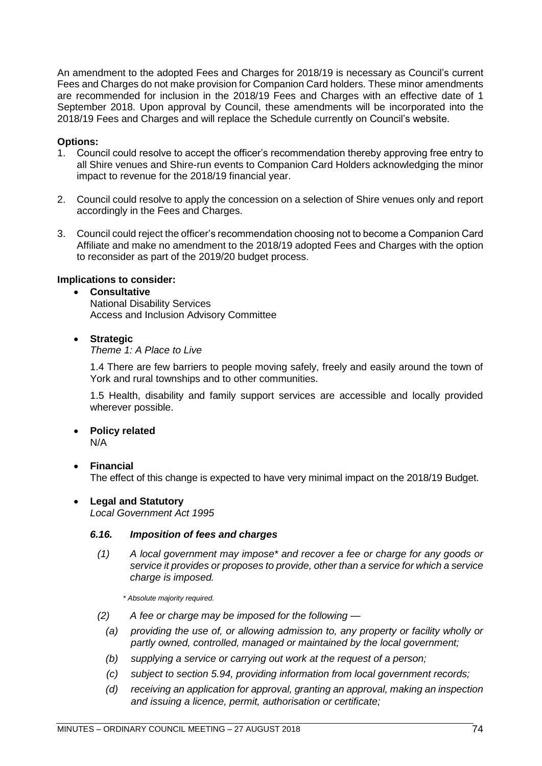An amendment to the adopted Fees and Charges for 2018/19 is necessary as Council's current Fees and Charges do not make provision for Companion Card holders. These minor amendments are recommended for inclusion in the 2018/19 Fees and Charges with an effective date of 1 September 2018. Upon approval by Council, these amendments will be incorporated into the 2018/19 Fees and Charges and will replace the Schedule currently on Council's website.

**Options:**

1. Council could resolve to accept the officer's recommendation thereby approving free entry to all Shire venues and Shire-run events to Companion Card Holders acknowledging the minor impact to revenue for the 2018/19 financial year.
2. Council could resolve to apply the concession on a selection of Shire venues only and report accordingly in the Fees and Charges.
3. Council could reject the officer's recommendation choosing not to become a Companion Card Affiliate and make no amendment to the 2018/19 adopted Fees and Charges with the option to reconsider as part of the 2019/20 budget process.

**Implications to consider:**

- **Consultative**
  National Disability Services
  Access and Inclusion Advisory Committee

- **Strategic**
  *Theme 1: A Place to Live*

  1.4 There are few barriers to people moving safely, freely and easily around the town of York and rural townships and to other communities.

  1.5 Health, disability and family support services are accessible and locally provided wherever possible.

- **Policy related**
  N/A

- **Financial**
  The effect of this change is expected to have very minimal impact on the 2018/19 Budget.

- **Legal and Statutory**
  *Local Government Act 1995*

  ***6.16. Imposition of fees and charges***

  *(1) A local government may impose\* and recover a fee or charge for any goods or service it provides or proposes to provide, other than a service for which a service charge is imposed.*

  *\* Absolute majority required.*

  *(2) A fee or charge may be imposed for the following —*

  *(a) providing the use of, or allowing admission to, any property or facility wholly or partly owned, controlled, managed or maintained by the local government;*

  *(b) supplying a service or carrying out work at the request of a person;*

  *(c) subject to section 5.94, providing information from local government records;*

  *(d) receiving an application for approval, granting an approval, making an inspection and issuing a licence, permit, authorisation or certificate;*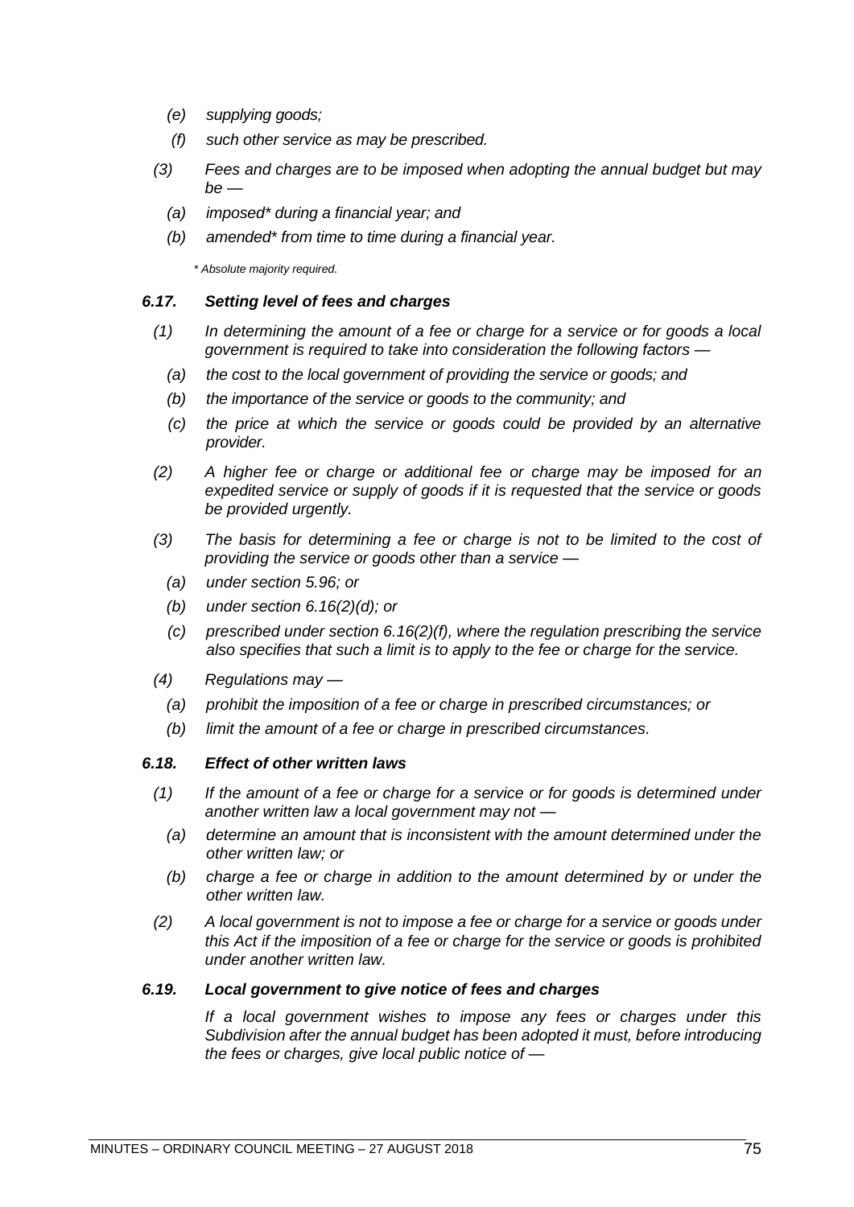*(e) supplying goods;*

*(f) such other service as may be prescribed.*

*(3) Fees and charges are to be imposed when adopting the annual budget but may be —*

*(a) imposed* during a financial year; and*

*(b) amended* from time to time during a financial year.*

*\* Absolute majority required.*

### *6.17. Setting level of fees and charges*

*(1) In determining the amount of a fee or charge for a service or for goods a local government is required to take into consideration the following factors —*

*(a) the cost to the local government of providing the service or goods; and*

*(b) the importance of the service or goods to the community; and*

*(c) the price at which the service or goods could be provided by an alternative provider.*

*(2) A higher fee or charge or additional fee or charge may be imposed for an expedited service or supply of goods if it is requested that the service or goods be provided urgently.*

*(3) The basis for determining a fee or charge is not to be limited to the cost of providing the service or goods other than a service —*

*(a) under section 5.96; or*

*(b) under section 6.16(2)(d); or*

*(c) prescribed under section 6.16(2)(f), where the regulation prescribing the service also specifies that such a limit is to apply to the fee or charge for the service.*

*(4) Regulations may —*

*(a) prohibit the imposition of a fee or charge in prescribed circumstances; or*

*(b) limit the amount of a fee or charge in prescribed circumstances.*

### *6.18. Effect of other written laws*

*(1) If the amount of a fee or charge for a service or for goods is determined under another written law a local government may not —*

*(a) determine an amount that is inconsistent with the amount determined under the other written law; or*

*(b) charge a fee or charge in addition to the amount determined by or under the other written law.*

*(2) A local government is not to impose a fee or charge for a service or goods under this Act if the imposition of a fee or charge for the service or goods is prohibited under another written law.*

### *6.19. Local government to give notice of fees and charges*

*If a local government wishes to impose any fees or charges under this Subdivision after the annual budget has been adopted it must, before introducing the fees or charges, give local public notice of —*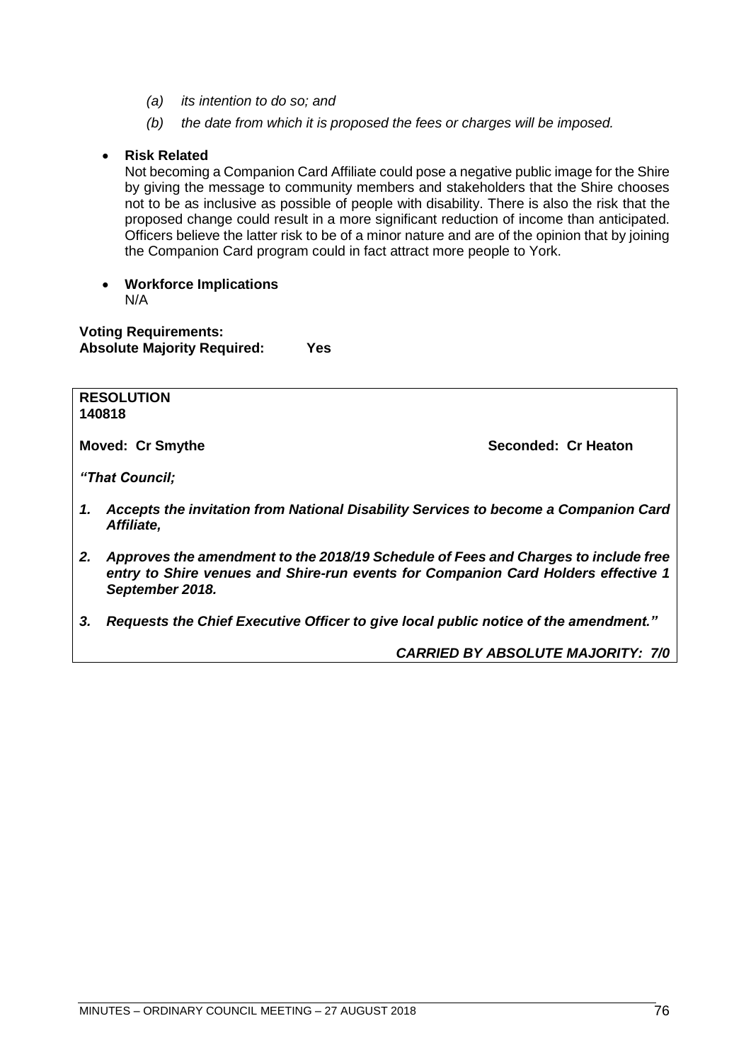*(a) its intention to do so; and*

*(b) the date from which it is proposed the fees or charges will be imposed.*

- **Risk Related**
  Not becoming a Companion Card Affiliate could pose a negative public image for the Shire by giving the message to community members and stakeholders that the Shire chooses not to be as inclusive as possible of people with disability. There is also the risk that the proposed change could result in a more significant reduction of income than anticipated. Officers believe the latter risk to be of a minor nature and are of the opinion that by joining the Companion Card program could in fact attract more people to York.

- **Workforce Implications**
  N/A

**Voting Requirements:**
**Absolute Majority Required: Yes**

**RESOLUTION**
**140818**

**Moved: Cr Smythe** **Seconded: Cr Heaton**

***"That Council;***

1. ***Accepts the invitation from National Disability Services to become a Companion Card Affiliate,***

2. ***Approves the amendment to the 2018/19 Schedule of Fees and Charges to include free entry to Shire venues and Shire-run events for Companion Card Holders effective 1 September 2018.***

3. ***Requests the Chief Executive Officer to give local public notice of the amendment."***

***CARRIED BY ABSOLUTE MAJORITY: 7/0***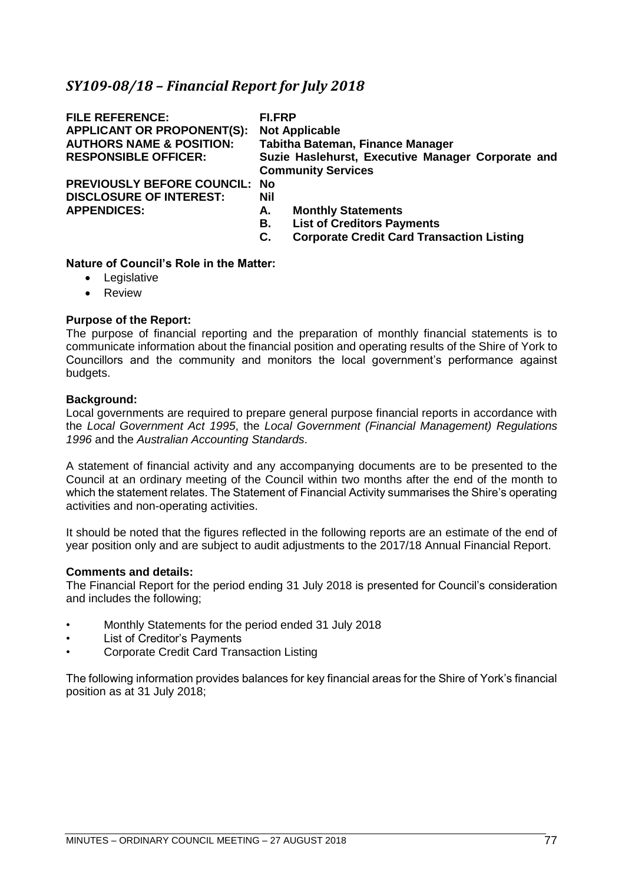## *SY109-08/18 – Financial Report for July 2018*

| | |
|---|---|
| **FILE REFERENCE:** | **FI.FRP** |
| **APPLICANT OR PROPONENT(S):** | **Not Applicable** |
| **AUTHORS NAME & POSITION:** | **Tabitha Bateman, Finance Manager** |
| **RESPONSIBLE OFFICER:** | **Suzie Haslehurst, Executive Manager Corporate and Community Services** |
| **PREVIOUSLY BEFORE COUNCIL:** | **No** |
| **DISCLOSURE OF INTEREST:** | **Nil** |
| **APPENDICES:** | **A. Monthly Statements**<br>**B. List of Creditors Payments**<br>**C. Corporate Credit Card Transaction Listing** |

**Nature of Council's Role in the Matter:**

- Legislative
- Review

**Purpose of the Report:**

The purpose of financial reporting and the preparation of monthly financial statements is to communicate information about the financial position and operating results of the Shire of York to Councillors and the community and monitors the local government's performance against budgets.

**Background:**

Local governments are required to prepare general purpose financial reports in accordance with the *Local Government Act 1995*, the *Local Government (Financial Management) Regulations 1996* and the *Australian Accounting Standards*.

A statement of financial activity and any accompanying documents are to be presented to the Council at an ordinary meeting of the Council within two months after the end of the month to which the statement relates. The Statement of Financial Activity summarises the Shire's operating activities and non-operating activities.

It should be noted that the figures reflected in the following reports are an estimate of the end of year position only and are subject to audit adjustments to the 2017/18 Annual Financial Report.

**Comments and details:**

The Financial Report for the period ending 31 July 2018 is presented for Council's consideration and includes the following;

- Monthly Statements for the period ended 31 July 2018
- List of Creditor's Payments
- Corporate Credit Card Transaction Listing

The following information provides balances for key financial areas for the Shire of York's financial position as at 31 July 2018;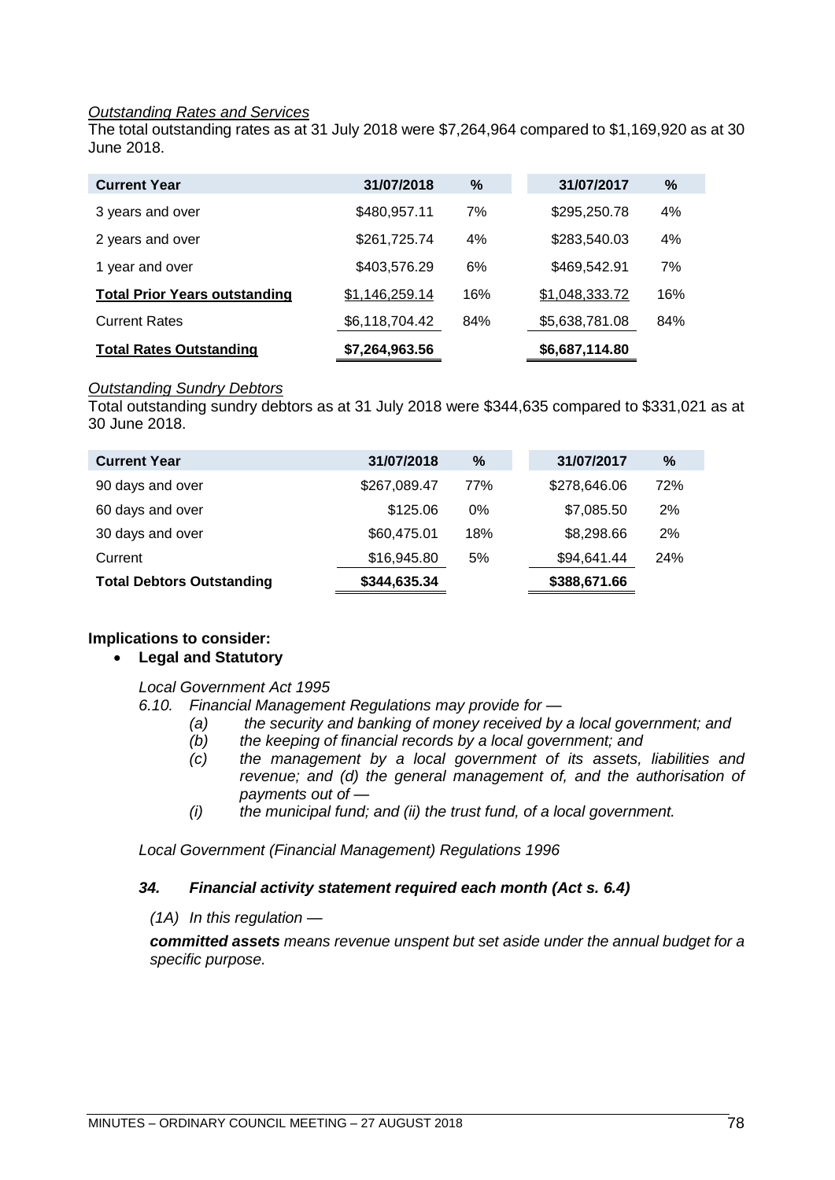*Outstanding Rates and Services*

The total outstanding rates as at 31 July 2018 were $7,264,964 compared to $1,169,920 as at 30 June 2018.

| Current Year | 31/07/2018 | % | 31/07/2017 | % |
|---|---|---|---|---|
| 3 years and over | $480,957.11 | 7% | $295,250.78 | 4% |
| 2 years and over | $261,725.74 | 4% | $283,540.03 | 4% |
| 1 year and over | $403,576.29 | 6% | $469,542.91 | 7% |
| **Total Prior Years outstanding** | $1,146,259.14 | 16% | $1,048,333.72 | 16% |
| Current Rates | $6,118,704.42 | 84% | $5,638,781.08 | 84% |
| **Total Rates Outstanding** | **$7,264,963.56** | | **$6,687,114.80** | |

*Outstanding Sundry Debtors*

Total outstanding sundry debtors as at 31 July 2018 were $344,635 compared to $331,021 as at 30 June 2018.

| Current Year | 31/07/2018 | % | 31/07/2017 | % |
|---|---|---|---|---|
| 90 days and over | $267,089.47 | 77% | $278,646.06 | 72% |
| 60 days and over | $125.06 | 0% | $7,085.50 | 2% |
| 30 days and over | $60,475.01 | 18% | $8,298.66 | 2% |
| Current | $16,945.80 | 5% | $94,641.44 | 24% |
| **Total Debtors Outstanding** | **$344,635.34** | | **$388,671.66** | |

**Implications to consider:**

- **Legal and Statutory**

*Local Government Act 1995*

*6.10. Financial Management Regulations may provide for —*

*(a) the security and banking of money received by a local government; and*

*(b) the keeping of financial records by a local government; and*

*(c) the management by a local government of its assets, liabilities and revenue; and (d) the general management of, and the authorisation of payments out of —*

*(i) the municipal fund; and (ii) the trust fund, of a local government.*

*Local Government (Financial Management) Regulations 1996*

***34. Financial activity statement required each month (Act s. 6.4)***

*(1A) In this regulation —*

***committed assets*** *means revenue unspent but set aside under the annual budget for a specific purpose.*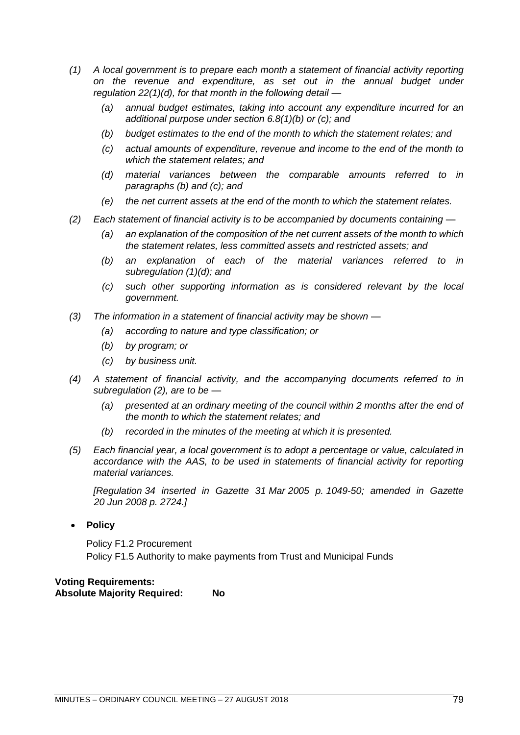*(1) A local government is to prepare each month a statement of financial activity reporting on the revenue and expenditure, as set out in the annual budget under regulation 22(1)(d), for that month in the following detail —*

*(a) annual budget estimates, taking into account any expenditure incurred for an additional purpose under section 6.8(1)(b) or (c); and*

*(b) budget estimates to the end of the month to which the statement relates; and*

*(c) actual amounts of expenditure, revenue and income to the end of the month to which the statement relates; and*

*(d) material variances between the comparable amounts referred to in paragraphs (b) and (c); and*

*(e) the net current assets at the end of the month to which the statement relates.*

*(2) Each statement of financial activity is to be accompanied by documents containing —*

*(a) an explanation of the composition of the net current assets of the month to which the statement relates, less committed assets and restricted assets; and*

*(b) an explanation of each of the material variances referred to in subregulation (1)(d); and*

*(c) such other supporting information as is considered relevant by the local government.*

*(3) The information in a statement of financial activity may be shown —*

*(a) according to nature and type classification; or*

*(b) by program; or*

*(c) by business unit.*

*(4) A statement of financial activity, and the accompanying documents referred to in subregulation (2), are to be —*

*(a) presented at an ordinary meeting of the council within 2 months after the end of the month to which the statement relates; and*

*(b) recorded in the minutes of the meeting at which it is presented.*

*(5) Each financial year, a local government is to adopt a percentage or value, calculated in accordance with the AAS, to be used in statements of financial activity for reporting material variances.*

*[Regulation 34 inserted in Gazette 31 Mar 2005 p. 1049-50; amended in Gazette 20 Jun 2008 p. 2724.]*

- **Policy**

  Policy F1.2 Procurement
  Policy F1.5 Authority to make payments from Trust and Municipal Funds

**Voting Requirements:**
**Absolute Majority Required: No**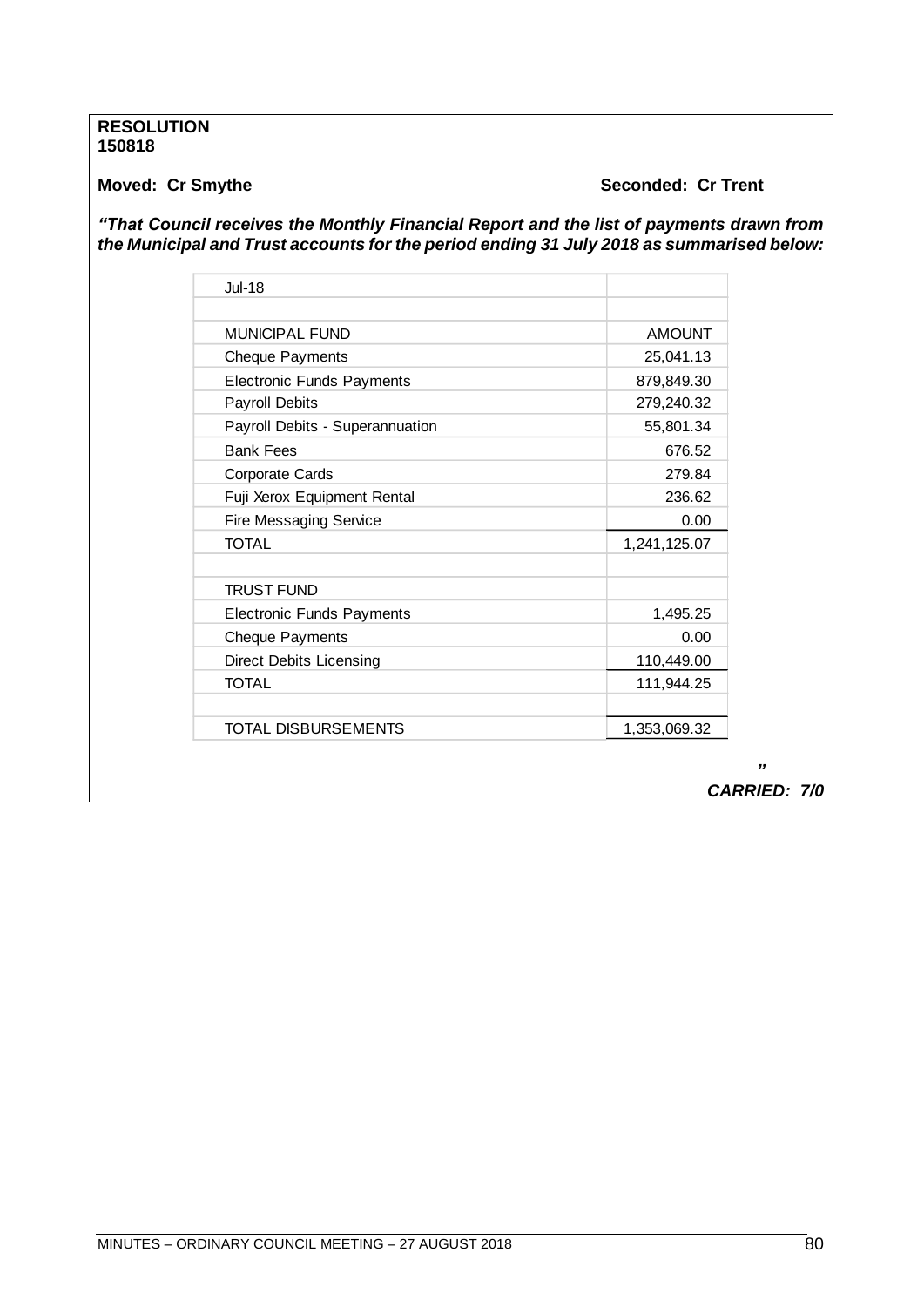**RESOLUTION**
**150818**

**Moved: Cr Smythe** **Seconded: Cr Trent**

***"That Council receives the Monthly Financial Report and the list of payments drawn from the Municipal and Trust accounts for the period ending 31 July 2018 as summarised below:***

| Jul-18 | |
|---|---|
| | |
| MUNICIPAL FUND | AMOUNT |
| Cheque Payments | 25,041.13 |
| Electronic Funds Payments | 879,849.30 |
| Payroll Debits | 279,240.32 |
| Payroll Debits - Superannuation | 55,801.34 |
| Bank Fees | 676.52 |
| Corporate Cards | 279.84 |
| Fuji Xerox Equipment Rental | 236.62 |
| Fire Messaging Service | 0.00 |
| TOTAL | 1,241,125.07 |
| | |
| TRUST FUND | |
| Electronic Funds Payments | 1,495.25 |
| Cheque Payments | 0.00 |
| Direct Debits Licensing | 110,449.00 |
| TOTAL | 111,944.25 |
| | |
| TOTAL DISBURSEMENTS | 1,353,069.32 |

***"***

***CARRIED: 7/0***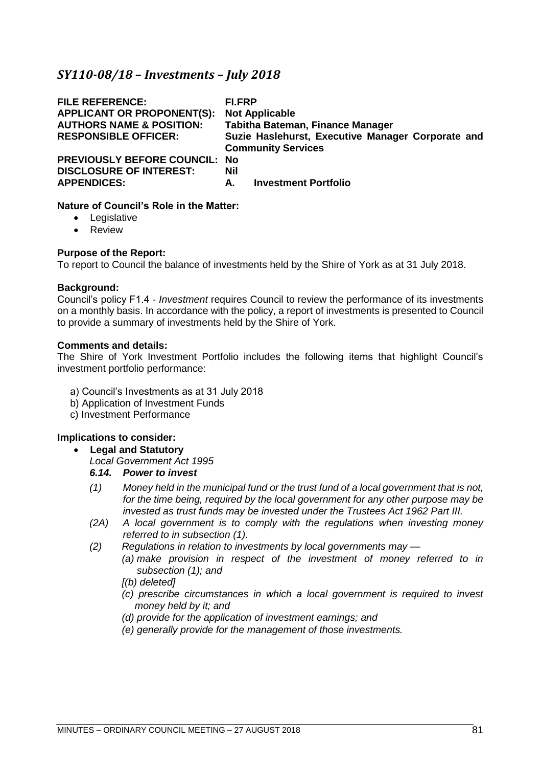## *SY110-08/18 – Investments – July 2018*

| | |
|---|---|
| **FILE REFERENCE:** | **FI.FRP** |
| **APPLICANT OR PROPONENT(S):** | **Not Applicable** |
| **AUTHORS NAME & POSITION:** | **Tabitha Bateman, Finance Manager** |
| **RESPONSIBLE OFFICER:** | **Suzie Haslehurst, Executive Manager Corporate and Community Services** |
| **PREVIOUSLY BEFORE COUNCIL:** | **No** |
| **DISCLOSURE OF INTEREST:** | **Nil** |
| **APPENDICES:** | **A. Investment Portfolio** |

**Nature of Council's Role in the Matter:**

- Legislative
- Review

**Purpose of the Report:**

To report to Council the balance of investments held by the Shire of York as at 31 July 2018.

**Background:**

Council's policy F1.4 - *Investment* requires Council to review the performance of its investments on a monthly basis. In accordance with the policy, a report of investments is presented to Council to provide a summary of investments held by the Shire of York.

**Comments and details:**

The Shire of York Investment Portfolio includes the following items that highlight Council's investment portfolio performance:

a) Council's Investments as at 31 July 2018
b) Application of Investment Funds
c) Investment Performance

**Implications to consider:**

- **Legal and Statutory**

  *Local Government Act 1995*

  ***6.14. Power to invest***

  *(1) Money held in the municipal fund or the trust fund of a local government that is not, for the time being, required by the local government for any other purpose may be invested as trust funds may be invested under the Trustees Act 1962 Part III.*

  *(2A) A local government is to comply with the regulations when investing money referred to in subsection (1).*

  *(2) Regulations in relation to investments by local governments may —*

  *(a) make provision in respect of the investment of money referred to in subsection (1); and*

  *[(b) deleted]*

  *(c) prescribe circumstances in which a local government is required to invest money held by it; and*

  *(d) provide for the application of investment earnings; and*

  *(e) generally provide for the management of those investments.*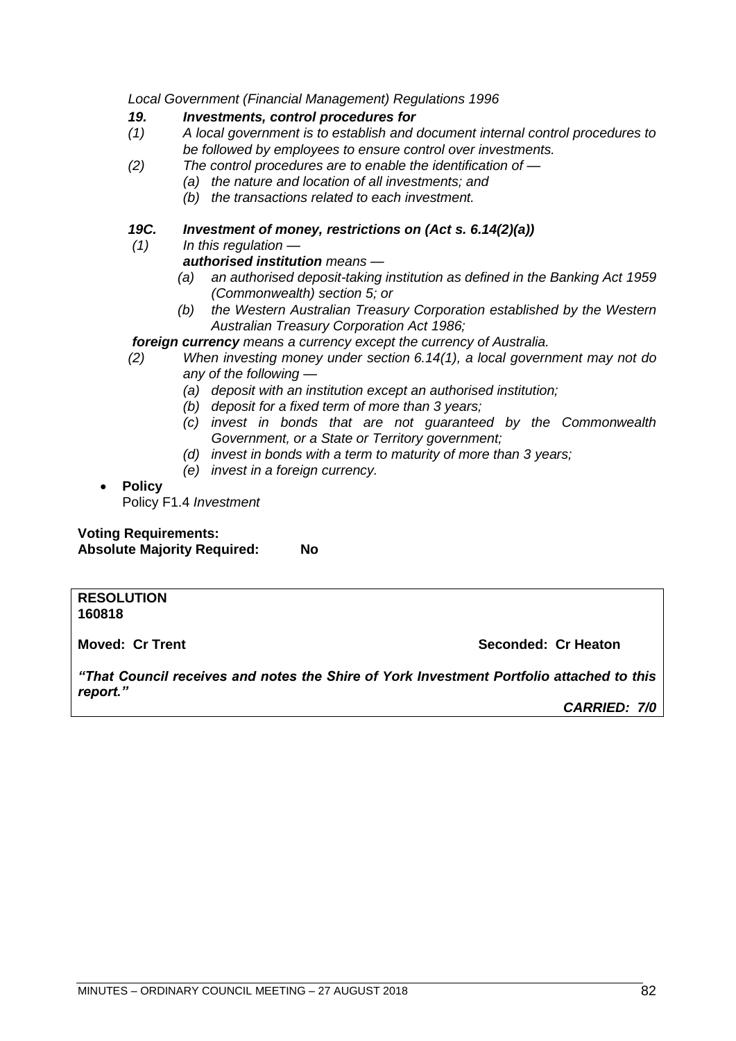*Local Government (Financial Management) Regulations 1996*

***19. Investments, control procedures for***

*(1) A local government is to establish and document internal control procedures to be followed by employees to ensure control over investments.*

*(2) The control procedures are to enable the identification of —*

*(a) the nature and location of all investments; and*

*(b) the transactions related to each investment.*

***19C. Investment of money, restrictions on (Act s. 6.14(2)(a))***

*(1) In this regulation —*

***authorised institution** means —*

*(a) an authorised deposit-taking institution as defined in the Banking Act 1959 (Commonwealth) section 5; or*

*(b) the Western Australian Treasury Corporation established by the Western Australian Treasury Corporation Act 1986;*

***foreign currency** means a currency except the currency of Australia.*

*(2) When investing money under section 6.14(1), a local government may not do any of the following —*

*(a) deposit with an institution except an authorised institution;*

*(b) deposit for a fixed term of more than 3 years;*

*(c) invest in bonds that are not guaranteed by the Commonwealth Government, or a State or Territory government;*

*(d) invest in bonds with a term to maturity of more than 3 years;*

*(e) invest in a foreign currency.*

- **Policy**
  Policy F1.4 *Investment*

**Voting Requirements:**
**Absolute Majority Required: No**

**RESOLUTION**
**160818**

**Moved: Cr Trent** **Seconded: Cr Heaton**

***"That Council receives and notes the Shire of York Investment Portfolio attached to this report."***

***CARRIED: 7/0***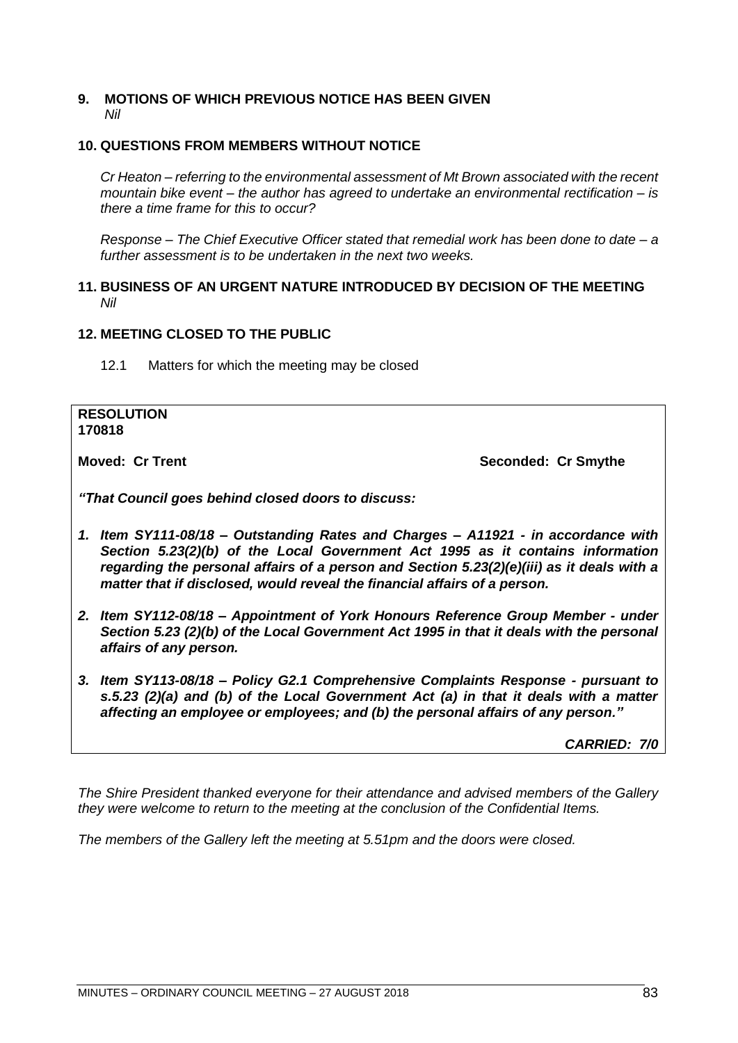## 9. MOTIONS OF WHICH PREVIOUS NOTICE HAS BEEN GIVEN

*Nil*

## 10. QUESTIONS FROM MEMBERS WITHOUT NOTICE

*Cr Heaton – referring to the environmental assessment of Mt Brown associated with the recent mountain bike event – the author has agreed to undertake an environmental rectification – is there a time frame for this to occur?*

*Response – The Chief Executive Officer stated that remedial work has been done to date – a further assessment is to be undertaken in the next two weeks.*

## 11. BUSINESS OF AN URGENT NATURE INTRODUCED BY DECISION OF THE MEETING

*Nil*

## 12. MEETING CLOSED TO THE PUBLIC

12.1 Matters for which the meeting may be closed

**RESOLUTION**
**170818**

**Moved: Cr Trent** **Seconded: Cr Smythe**

***"That Council goes behind closed doors to discuss:***

1. ***Item SY111-08/18 – Outstanding Rates and Charges – A11921 - in accordance with Section 5.23(2)(b) of the Local Government Act 1995 as it contains information regarding the personal affairs of a person and Section 5.23(2)(e)(iii) as it deals with a matter that if disclosed, would reveal the financial affairs of a person.***

2. ***Item SY112-08/18 – Appointment of York Honours Reference Group Member - under Section 5.23 (2)(b) of the Local Government Act 1995 in that it deals with the personal affairs of any person.***

3. ***Item SY113-08/18 – Policy G2.1 Comprehensive Complaints Response - pursuant to s.5.23 (2)(a) and (b) of the Local Government Act (a) in that it deals with a matter affecting an employee or employees; and (b) the personal affairs of any person."***

***CARRIED: 7/0***

*The Shire President thanked everyone for their attendance and advised members of the Gallery they were welcome to return to the meeting at the conclusion of the Confidential Items.*

*The members of the Gallery left the meeting at 5.51pm and the doors were closed.*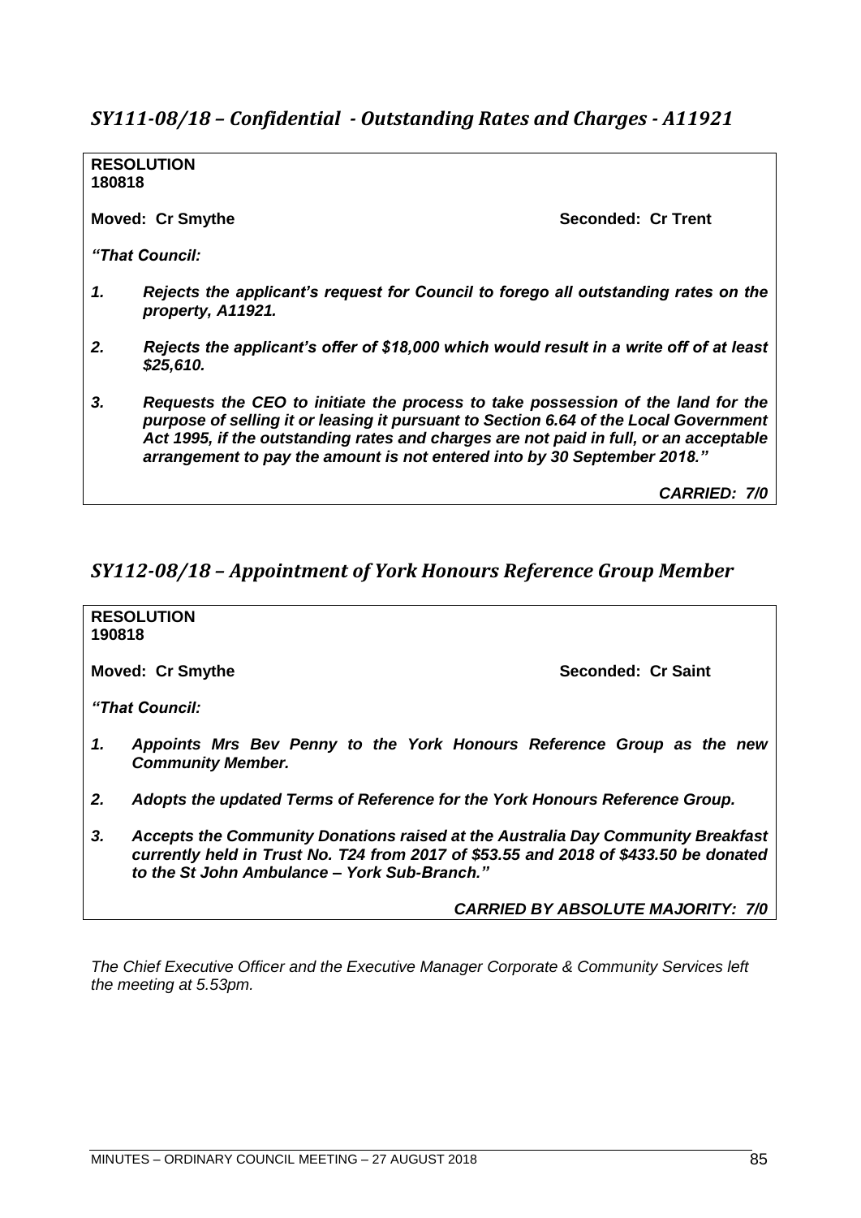## *SY111-08/18 – Confidential - Outstanding Rates and Charges - A11921*

**RESOLUTION**
**180818**

**Moved: Cr Smythe** **Seconded: Cr Trent**

***"That Council:***

***1. Rejects the applicant's request for Council to forego all outstanding rates on the property, A11921.***

***2. Rejects the applicant's offer of $18,000 which would result in a write off of at least $25,610.***

***3. Requests the CEO to initiate the process to take possession of the land for the purpose of selling it or leasing it pursuant to Section 6.64 of the Local Government Act 1995, if the outstanding rates and charges are not paid in full, or an acceptable arrangement to pay the amount is not entered into by 30 September 2018."***

***CARRIED: 7/0***

## *SY112-08/18 – Appointment of York Honours Reference Group Member*

**RESOLUTION**
**190818**

**Moved: Cr Smythe** **Seconded: Cr Saint**

***"That Council:***

***1. Appoints Mrs Bev Penny to the York Honours Reference Group as the new Community Member.***

***2. Adopts the updated Terms of Reference for the York Honours Reference Group.***

***3. Accepts the Community Donations raised at the Australia Day Community Breakfast currently held in Trust No. T24 from 2017 of $53.55 and 2018 of $433.50 be donated to the St John Ambulance – York Sub-Branch."***

***CARRIED BY ABSOLUTE MAJORITY: 7/0***

*The Chief Executive Officer and the Executive Manager Corporate & Community Services left the meeting at 5.53pm.*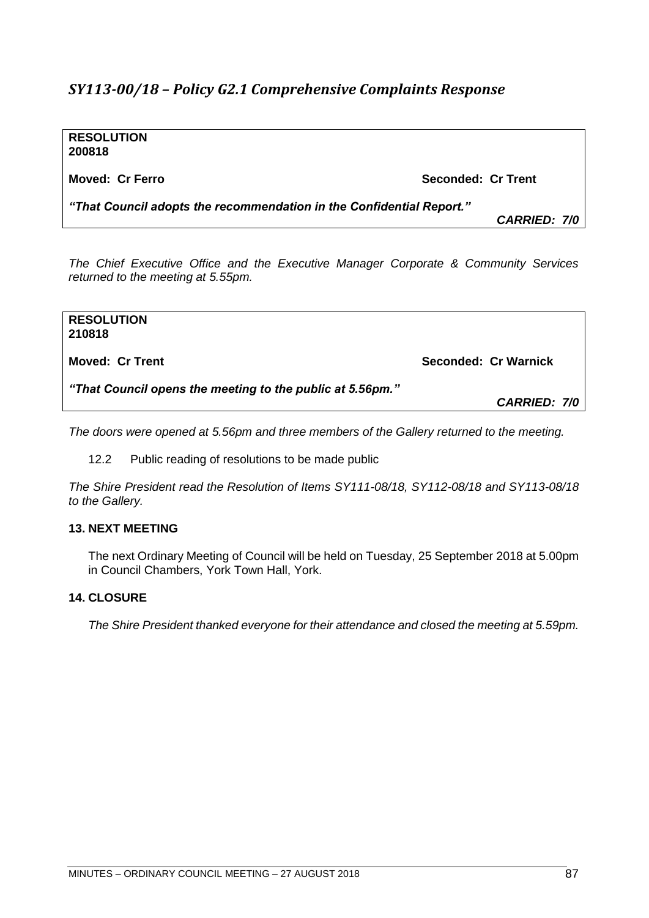## *SY113-00/18 – Policy G2.1 Comprehensive Complaints Response*

**RESOLUTION**
**200818**

**Moved: Cr Ferro** **Seconded: Cr Trent**

***"That Council adopts the recommendation in the Confidential Report."***

***CARRIED: 7/0***

*The Chief Executive Office and the Executive Manager Corporate & Community Services returned to the meeting at 5.55pm.*

**RESOLUTION**
**210818**

**Moved: Cr Trent** **Seconded: Cr Warnick**

***"That Council opens the meeting to the public at 5.56pm."***

***CARRIED: 7/0***

*The doors were opened at 5.56pm and three members of the Gallery returned to the meeting.*

12.2 Public reading of resolutions to be made public

*The Shire President read the Resolution of Items SY111-08/18, SY112-08/18 and SY113-08/18 to the Gallery.*

### 13. NEXT MEETING

The next Ordinary Meeting of Council will be held on Tuesday, 25 September 2018 at 5.00pm in Council Chambers, York Town Hall, York.

### 14. CLOSURE

*The Shire President thanked everyone for their attendance and closed the meeting at 5.59pm.*